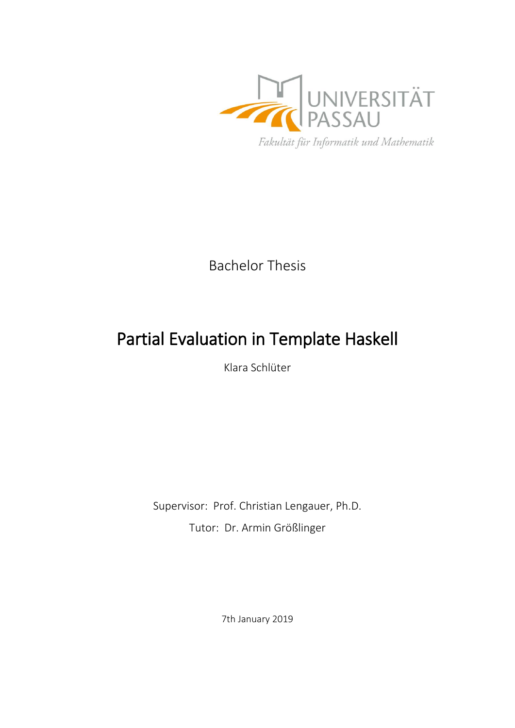UNIVERSITÄT PASSAU

*Fakultät für Informatik und Mathematik*

Bachelor Thesis

# Partial Evaluation in Template Haskell

Klara Schlüter

Supervisor: Prof. Christian Lengauer, Ph.D.

Tutor: Dr. Armin Größlinger

7th January 2019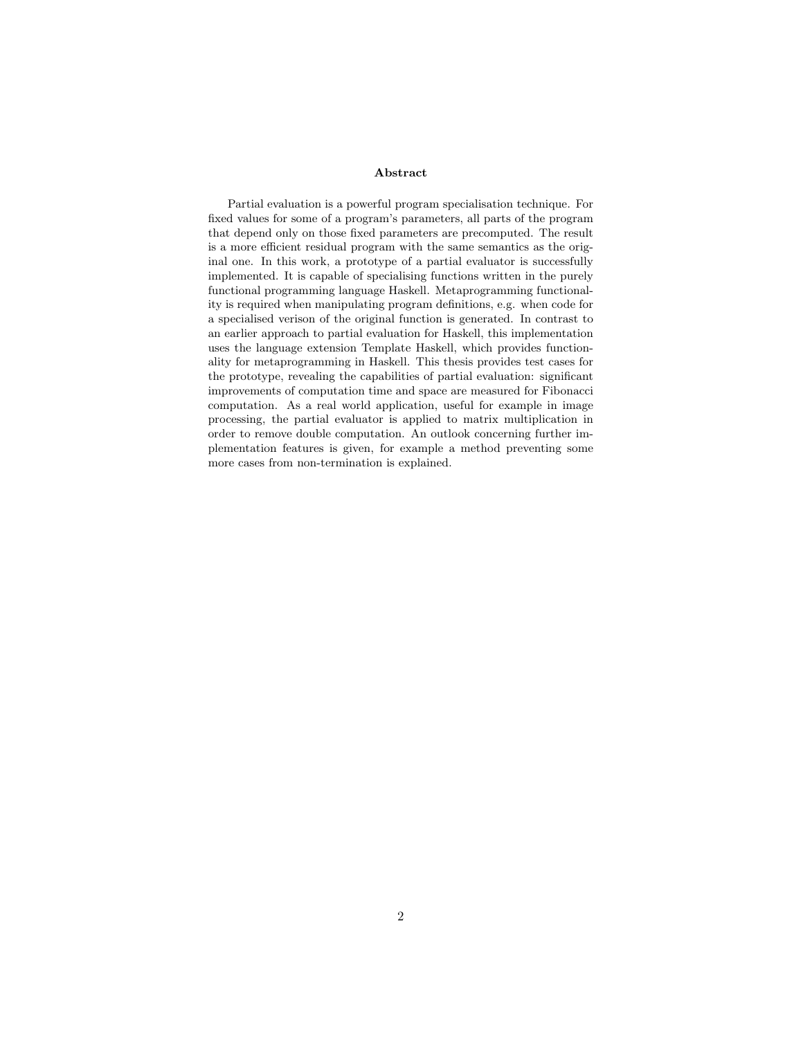## Abstract

Partial evaluation is a powerful program specialisation technique. For fixed values for some of a program's parameters, all parts of the program that depend only on those fixed parameters are precomputed. The result is a more efficient residual program with the same semantics as the original one. In this work, a prototype of a partial evaluator is successfully implemented. It is capable of specialising functions written in the purely functional programming language Haskell. Metaprogramming functionality is required when manipulating program definitions, e.g. when code for a specialised verison of the original function is generated. In contrast to an earlier approach to partial evaluation for Haskell, this implementation uses the language extension Template Haskell, which provides functionality for metaprogramming in Haskell. This thesis provides test cases for the prototype, revealing the capabilities of partial evaluation: significant improvements of computation time and space are measured for Fibonacci computation. As a real world application, useful for example in image processing, the partial evaluator is applied to matrix multiplication in order to remove double computation. An outlook concerning further implementation features is given, for example a method preventing some more cases from non-termination is explained.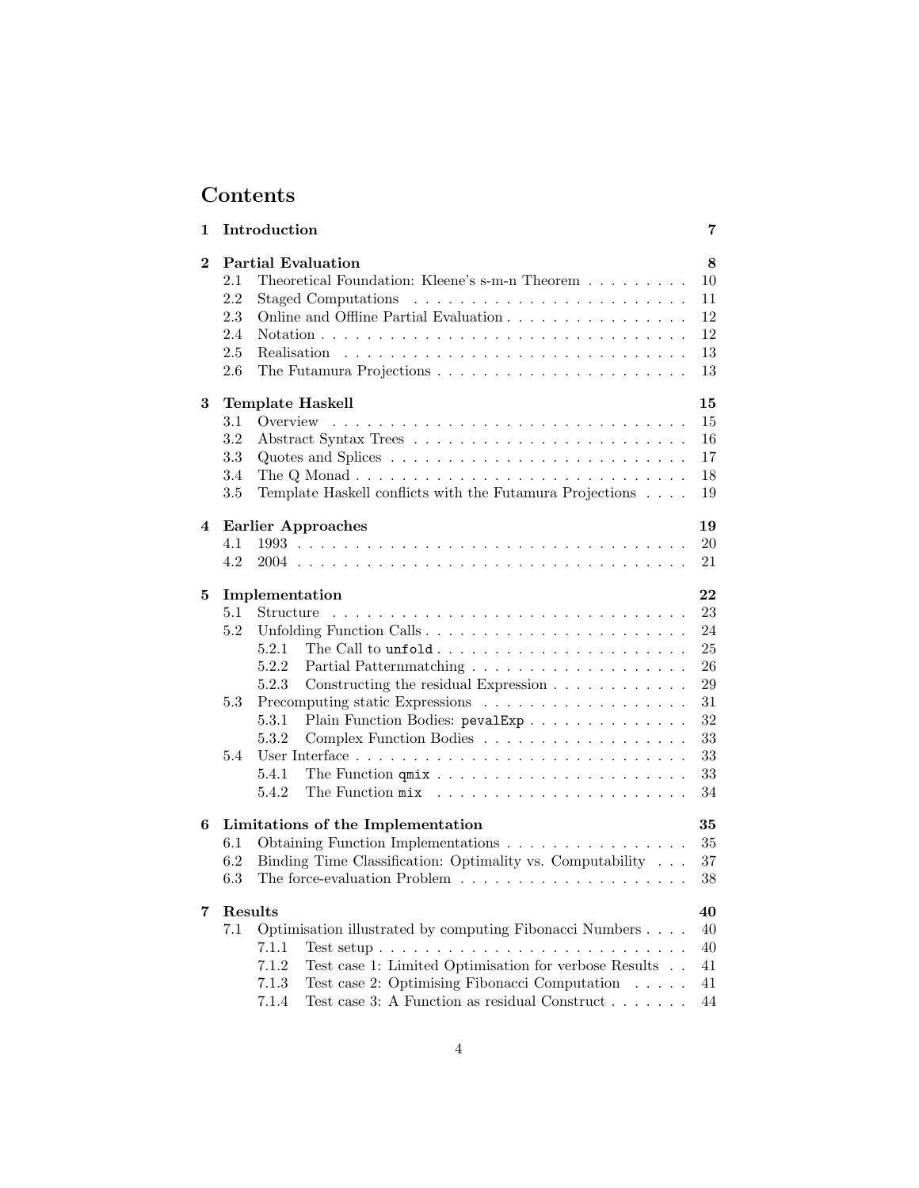# Contents

**1 Introduction** **7**

**2 Partial Evaluation** **8**
- 2.1 Theoretical Foundation: Kleene's s-m-n Theorem . . . . . . . . . 10
- 2.2 Staged Computations . . . . . . . . . . . . . . . . . . . . . . . 11
- 2.3 Online and Offline Partial Evaluation . . . . . . . . . . . . . . . . 12
- 2.4 Notation . . . . . . . . . . . . . . . . . . . . . . . . . . . . . . 12
- 2.5 Realisation . . . . . . . . . . . . . . . . . . . . . . . . . . . . . 13
- 2.6 The Futamura Projections . . . . . . . . . . . . . . . . . . . . . 13

**3 Template Haskell** **15**
- 3.1 Overview . . . . . . . . . . . . . . . . . . . . . . . . . . . . . . 15
- 3.2 Abstract Syntax Trees . . . . . . . . . . . . . . . . . . . . . . . 16
- 3.3 Quotes and Splices . . . . . . . . . . . . . . . . . . . . . . . . . 17
- 3.4 The Q Monad . . . . . . . . . . . . . . . . . . . . . . . . . . . . 18
- 3.5 Template Haskell conflicts with the Futamura Projections . . . . 19

**4 Earlier Approaches** **19**
- 4.1 1993 . . . . . . . . . . . . . . . . . . . . . . . . . . . . . . . . 20
- 4.2 2004 . . . . . . . . . . . . . . . . . . . . . . . . . . . . . . . . 21

**5 Implementation** **22**
- 5.1 Structure . . . . . . . . . . . . . . . . . . . . . . . . . . . . . . 23
- 5.2 Unfolding Function Calls . . . . . . . . . . . . . . . . . . . . . . 24
  - 5.2.1 The Call to `unfold` . . . . . . . . . . . . . . . . . . . . . . 25
  - 5.2.2 Partial Patternmatching . . . . . . . . . . . . . . . . . . . . 26
  - 5.2.3 Constructing the residual Expression . . . . . . . . . . . . 29
- 5.3 Precomputing static Expressions . . . . . . . . . . . . . . . . . . 31
  - 5.3.1 Plain Function Bodies: `pevalExp` . . . . . . . . . . . . . . 32
  - 5.3.2 Complex Function Bodies . . . . . . . . . . . . . . . . . . 33
- 5.4 User Interface . . . . . . . . . . . . . . . . . . . . . . . . . . . . 33
  - 5.4.1 The Function `qmix` . . . . . . . . . . . . . . . . . . . . . . 33
  - 5.4.2 The Function `mix` . . . . . . . . . . . . . . . . . . . . . . 34

**6 Limitations of the Implementation** **35**
- 6.1 Obtaining Function Implementations . . . . . . . . . . . . . . . . 35
- 6.2 Binding Time Classification: Optimality vs. Computability . . . 37
- 6.3 The force-evaluation Problem . . . . . . . . . . . . . . . . . . . 38

**7 Results** **40**
- 7.1 Optimisation illustrated by computing Fibonacci Numbers . . . . 40
  - 7.1.1 Test setup . . . . . . . . . . . . . . . . . . . . . . . . . . . 40
  - 7.1.2 Test case 1: Limited Optimisation for verbose Results . . 41
  - 7.1.3 Test case 2: Optimising Fibonacci Computation . . . . . 41
  - 7.1.4 Test case 3: A Function as residual Construct . . . . . . . 44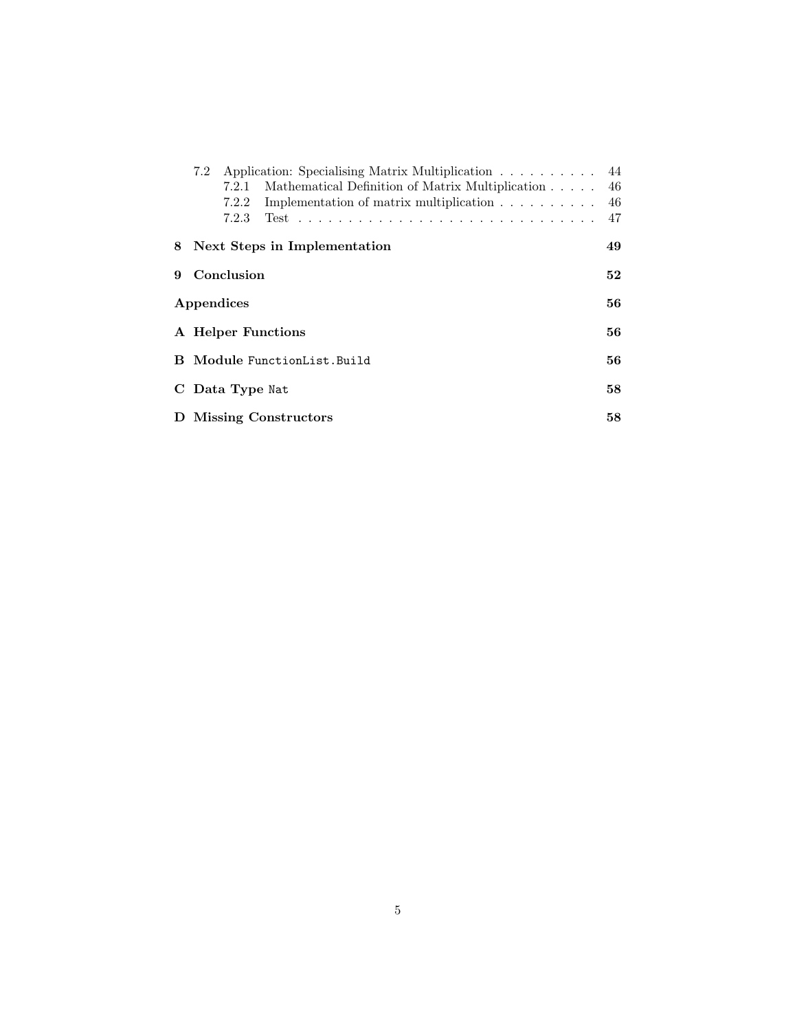- 7.2 Application: Specialising Matrix Multiplication . . . . . . . . . . 44
  - 7.2.1 Mathematical Definition of Matrix Multiplication . . . . . 46
  - 7.2.2 Implementation of matrix multiplication . . . . . . . . . . 46
  - 7.2.3 Test . . . . . . . . . . . . . . . . . . . . . . . . . . . . . . 47

**8 Next Steps in Implementation** **49**

**9 Conclusion** **52**

**Appendices** **56**

**A Helper Functions** **56**

**B Module `FunctionList.Build`** **56**

**C Data Type `Nat`** **58**

**D Missing Constructors** **58**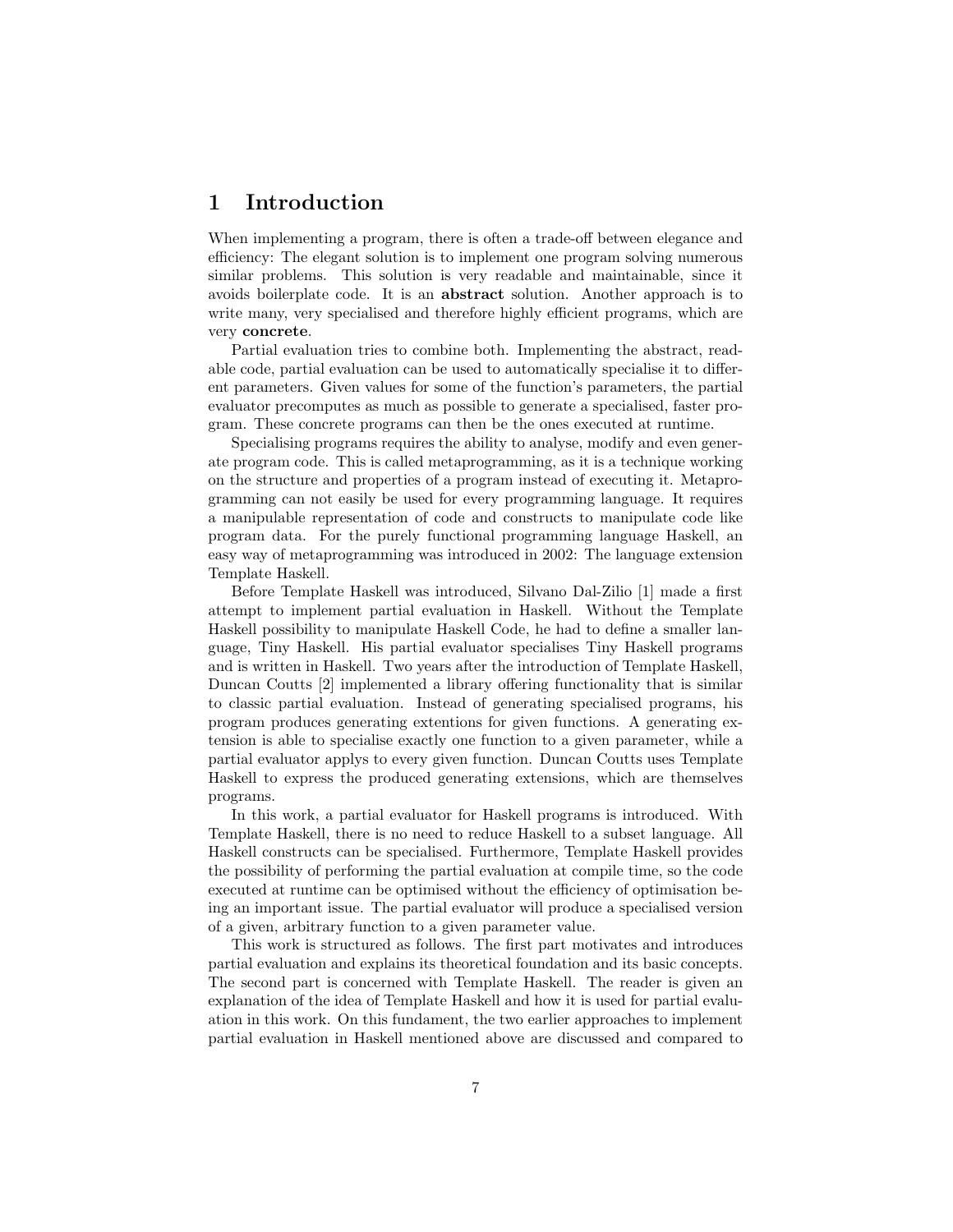# 1 Introduction

When implementing a program, there is often a trade-off between elegance and efficiency: The elegant solution is to implement one program solving numerous similar problems. This solution is very readable and maintainable, since it avoids boilerplate code. It is an **abstract** solution. Another approach is to write many, very specialised and therefore highly efficient programs, which are very **concrete**.

Partial evaluation tries to combine both. Implementing the abstract, readable code, partial evaluation can be used to automatically specialise it to different parameters. Given values for some of the function's parameters, the partial evaluator precomputes as much as possible to generate a specialised, faster program. These concrete programs can then be the ones executed at runtime.

Specialising programs requires the ability to analyse, modify and even generate program code. This is called metaprogramming, as it is a technique working on the structure and properties of a program instead of executing it. Metaprogramming can not easily be used for every programming language. It requires a manipulable representation of code and constructs to manipulate code like program data. For the purely functional programming language Haskell, an easy way of metaprogramming was introduced in 2002: The language extension Template Haskell.

Before Template Haskell was introduced, Silvano Dal-Zilio [1] made a first attempt to implement partial evaluation in Haskell. Without the Template Haskell possibility to manipulate Haskell Code, he had to define a smaller language, Tiny Haskell. His partial evaluator specialises Tiny Haskell programs and is written in Haskell. Two years after the introduction of Template Haskell, Duncan Coutts [2] implemented a library offering functionality that is similar to classic partial evaluation. Instead of generating specialised programs, his program produces generating extentions for given functions. A generating extension is able to specialise exactly one function to a given parameter, while a partial evaluator applys to every given function. Duncan Coutts uses Template Haskell to express the produced generating extensions, which are themselves programs.

In this work, a partial evaluator for Haskell programs is introduced. With Template Haskell, there is no need to reduce Haskell to a subset language. All Haskell constructs can be specialised. Furthermore, Template Haskell provides the possibility of performing the partial evaluation at compile time, so the code executed at runtime can be optimised without the efficiency of optimisation being an important issue. The partial evaluator will produce a specialised version of a given, arbitrary function to a given parameter value.

This work is structured as follows. The first part motivates and introduces partial evaluation and explains its theoretical foundation and its basic concepts. The second part is concerned with Template Haskell. The reader is given an explanation of the idea of Template Haskell and how it is used for partial evaluation in this work. On this fundament, the two earlier approaches to implement partial evaluation in Haskell mentioned above are discussed and compared to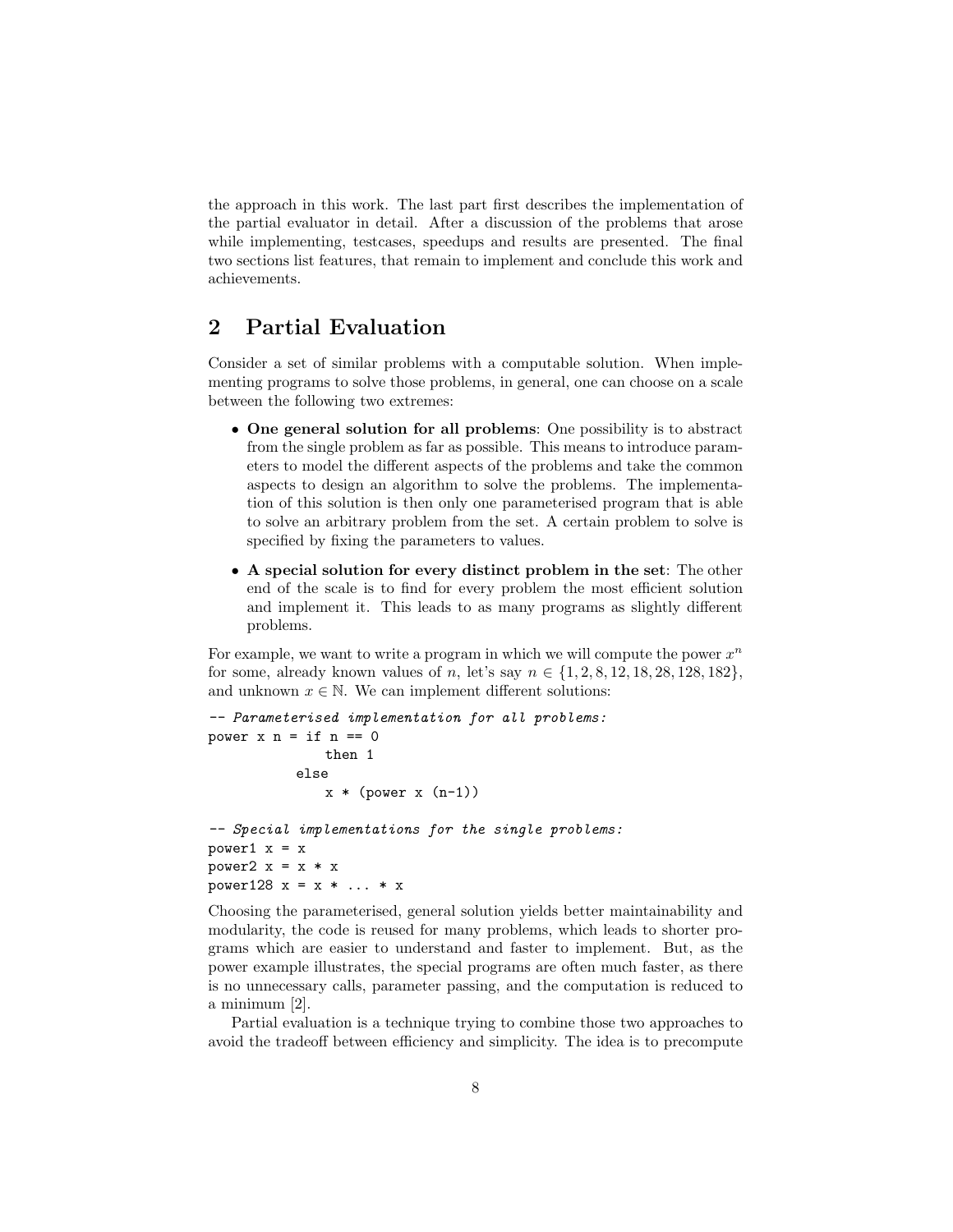the approach in this work. The last part first describes the implementation of the partial evaluator in detail. After a discussion of the problems that arose while implementing, testcases, speedups and results are presented. The final two sections list features, that remain to implement and conclude this work and achievements.

## 2 Partial Evaluation

Consider a set of similar problems with a computable solution. When implementing programs to solve those problems, in general, one can choose on a scale between the following two extremes:

- **One general solution for all problems**: One possibility is to abstract from the single problem as far as possible. This means to introduce parameters to model the different aspects of the problems and take the common aspects to design an algorithm to solve the problems. The implementation of this solution is then only one parameterised program that is able to solve an arbitrary problem from the set. A certain problem to solve is specified by fixing the parameters to values.
- **A special solution for every distinct problem in the set**: The other end of the scale is to find for every problem the most efficient solution and implement it. This leads to as many programs as slightly different problems.

For example, we want to write a program in which we will compute the power $x^n$ for some, already known values of $n$, let's say $n \in \{1, 2, 8, 12, 18, 28, 128, 182\}$, and unknown $x \in \mathbb{N}$. We can implement different solutions:

```
-- Parameterised implementation for all problems:
power x n = if n == 0
               then 1
            else
               x * (power x (n-1))

-- Special implementations for the single problems:
power1 x = x
power2 x = x * x
power128 x = x * ... * x
```

Choosing the parameterised, general solution yields better maintainability and modularity, the code is reused for many problems, which leads to shorter programs which are easier to understand and faster to implement. But, as the power example illustrates, the special programs are often much faster, as there is no unnecessary calls, parameter passing, and the computation is reduced to a minimum [2].

Partial evaluation is a technique trying to combine those two approaches to avoid the tradeoff between efficiency and simplicity. The idea is to precompute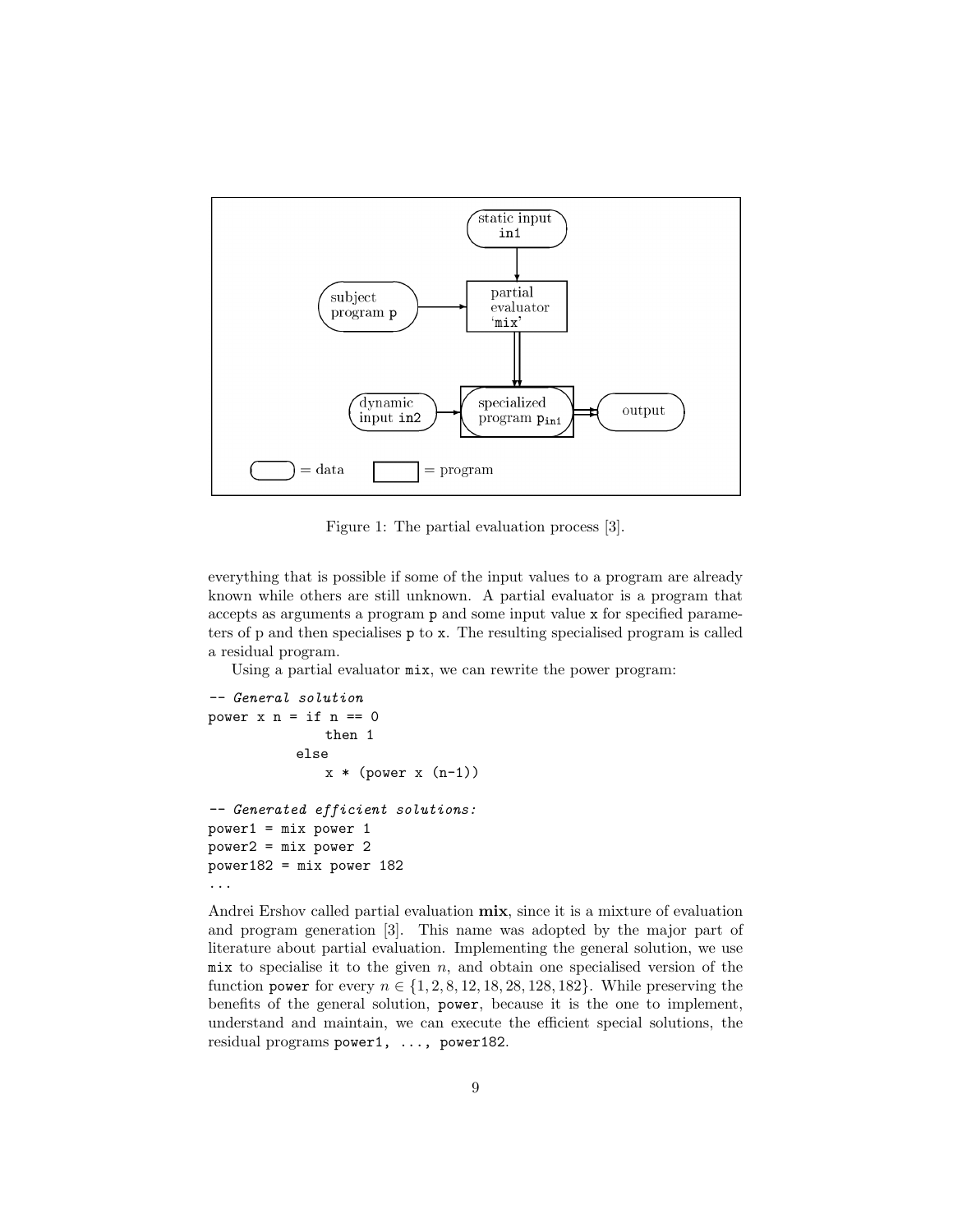Figure 1: The partial evaluation process [3].

everything that is possible if some of the input values to a program are already known while others are still unknown. A partial evaluator is a program that accepts as arguments a program p and some input value x for specified parameters of p and then specialises p to x. The resulting specialised program is called a residual program.

Using a partial evaluator mix, we can rewrite the power program:

```
-- General solution
power x n = if n == 0
                then 1
            else
                x * (power x (n-1))

-- Generated efficient solutions:
power1 = mix power 1
power2 = mix power 2
power182 = mix power 182
...
```

Andrei Ershov called partial evaluation **mix**, since it is a mixture of evaluation and program generation [3]. This name was adopted by the major part of literature about partial evaluation. Implementing the general solution, we use mix to specialise it to the given $n$, and obtain one specialised version of the function power for every $n \in \{1, 2, 8, 12, 18, 28, 128, 182\}$. While preserving the benefits of the general solution, power, because it is the one to implement, understand and maintain, we can execute the efficient special solutions, the residual programs power1, ..., power182.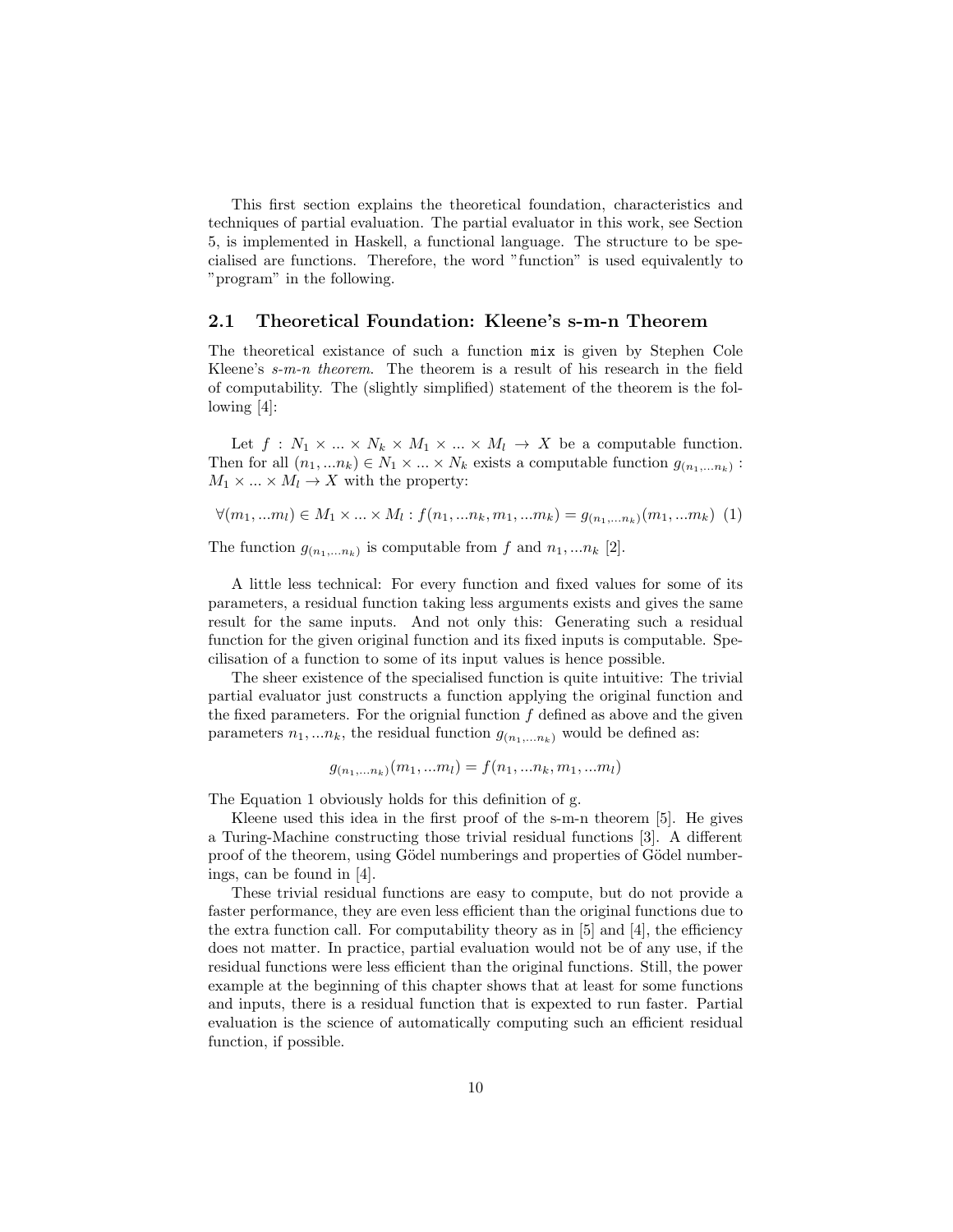This first section explains the theoretical foundation, characteristics and techniques of partial evaluation. The partial evaluator in this work, see Section 5, is implemented in Haskell, a functional language. The structure to be specialised are functions. Therefore, the word "function" is used equivalently to "program" in the following.

## 2.1 Theoretical Foundation: Kleene's s-m-n Theorem

The theoretical existance of such a function `mix` is given by Stephen Cole Kleene's *s-m-n theorem*. The theorem is a result of his research in the field of computability. The (slightly simplified) statement of the theorem is the following [4]:

Let $f : N_1 \times ... \times N_k \times M_1 \times ... \times M_l \rightarrow X$ be a computable function. Then for all $(n_1, ...n_k) \in N_1 \times ... \times N_k$ exists a computable function $g_{(n_1,...n_k)} : M_1 \times ... \times M_l \rightarrow X$ with the property:

$$\forall (m_1, ...m_l) \in M_1 \times ... \times M_l : f(n_1, ...n_k, m_1, ...m_k) = g_{(n_1,...n_k)}(m_1, ...m_k) \quad (1)$$

The function $g_{(n_1,...n_k)}$ is computable from $f$ and $n_1, ...n_k$ [2].

A little less technical: For every function and fixed values for some of its parameters, a residual function taking less arguments exists and gives the same result for the same inputs. And not only this: Generating such a residual function for the given original function and its fixed inputs is computable. Specilisation of a function to some of its input values is hence possible.

The sheer existence of the specialised function is quite intuitive: The trivial partial evaluator just constructs a function applying the original function and the fixed parameters. For the orignial function $f$ defined as above and the given parameters $n_1, ...n_k$, the residual function $g_{(n_1,...n_k)}$ would be defined as:

$$g_{(n_1,...n_k)}(m_1, ...m_l) = f(n_1, ...n_k, m_1, ...m_l)$$

The Equation 1 obviously holds for this definition of g.

Kleene used this idea in the first proof of the s-m-n theorem [5]. He gives a Turing-Machine constructing those trivial residual functions [3]. A different proof of the theorem, using Gödel numberings and properties of Gödel numberings, can be found in [4].

These trivial residual functions are easy to compute, but do not provide a faster performance, they are even less efficient than the original functions due to the extra function call. For computability theory as in [5] and [4], the efficiency does not matter. In practice, partial evaluation would not be of any use, if the residual functions were less efficient than the original functions. Still, the power example at the beginning of this chapter shows that at least for some functions and inputs, there is a residual function that is expexted to run faster. Partial evaluation is the science of automatically computing such an efficient residual function, if possible.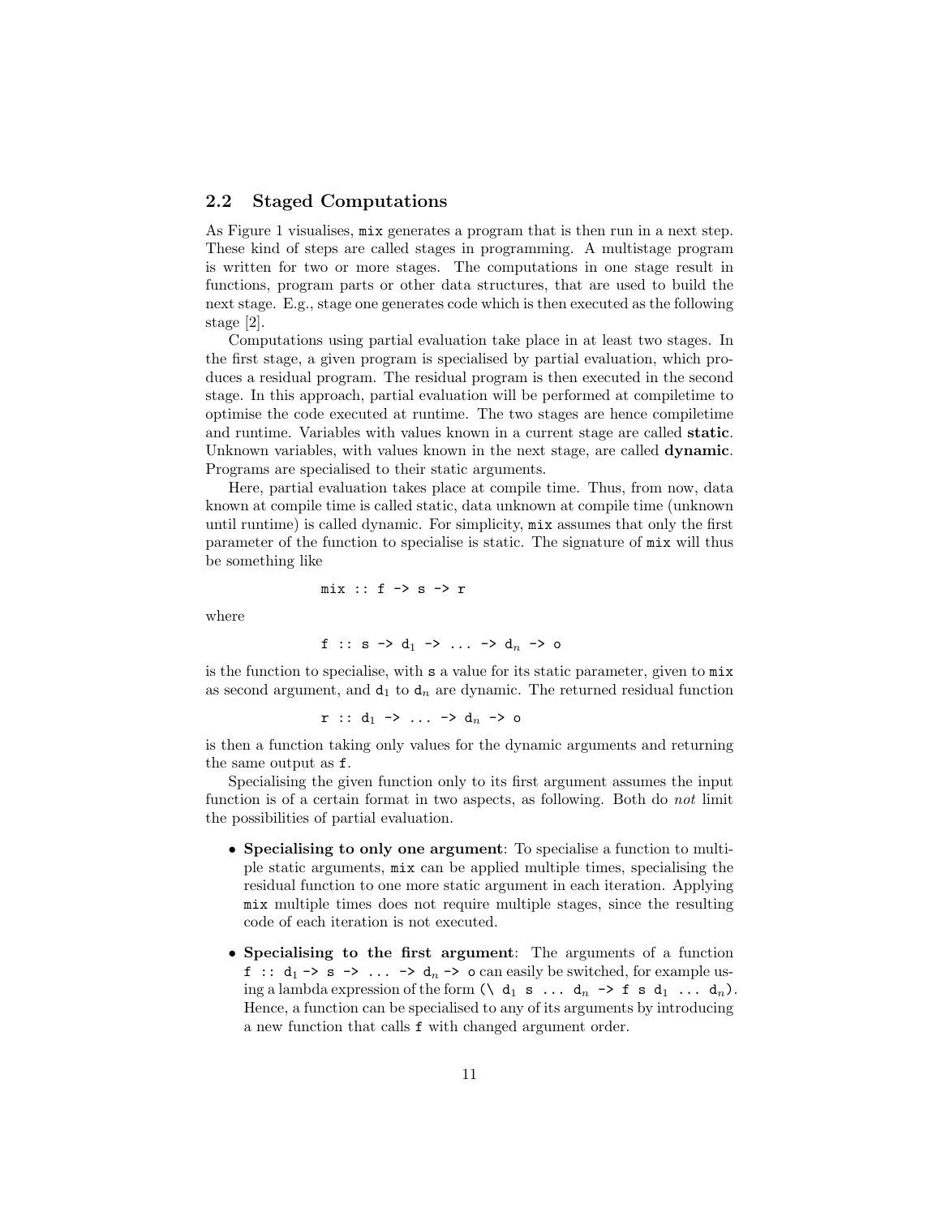## 2.2 Staged Computations

As Figure 1 visualises, `mix` generates a program that is then run in a next step. These kind of steps are called stages in programming. A multistage program is written for two or more stages. The computations in one stage result in functions, program parts or other data structures, that are used to build the next stage. E.g., stage one generates code which is then executed as the following stage [2].

Computations using partial evaluation take place in at least two stages. In the first stage, a given program is specialised by partial evaluation, which produces a residual program. The residual program is then executed in the second stage. In this approach, partial evaluation will be performed at compiletime to optimise the code executed at runtime. The two stages are hence compiletime and runtime. Variables with values known in a current stage are called **static**. Unknown variables, with values known in the next stage, are called **dynamic**. Programs are specialised to their static arguments.

Here, partial evaluation takes place at compile time. Thus, from now, data known at compile time is called static, data unknown at compile time (unknown until runtime) is called dynamic. For simplicity, `mix` assumes that only the first parameter of the function to specialise is static. The signature of `mix` will thus be something like

```
mix :: f -> s -> r
```

where

```
f :: s -> d_1 -> ... -> d_n -> o
```

is the function to specialise, with `s` a value for its static parameter, given to `mix` as second argument, and $d_1$ to $d_n$ are dynamic. The returned residual function

```
r :: d_1 -> ... -> d_n -> o
```

is then a function taking only values for the dynamic arguments and returning the same output as `f`.

Specialising the given function only to its first argument assumes the input function is of a certain format in two aspects, as following. Both do *not* limit the possibilities of partial evaluation.

- **Specialising to only one argument**: To specialise a function to multiple static arguments, `mix` can be applied multiple times, specialising the residual function to one more static argument in each iteration. Applying `mix` multiple times does not require multiple stages, since the resulting code of each iteration is not executed.
- **Specialising to the first argument**: The arguments of a function `f :: d_1 -> s -> ... -> d_n -> o` can easily be switched, for example using a lambda expression of the form `(\ d_1 s ... d_n -> f s d_1 ... d_n)`. Hence, a function can be specialised to any of its arguments by introducing a new function that calls `f` with changed argument order.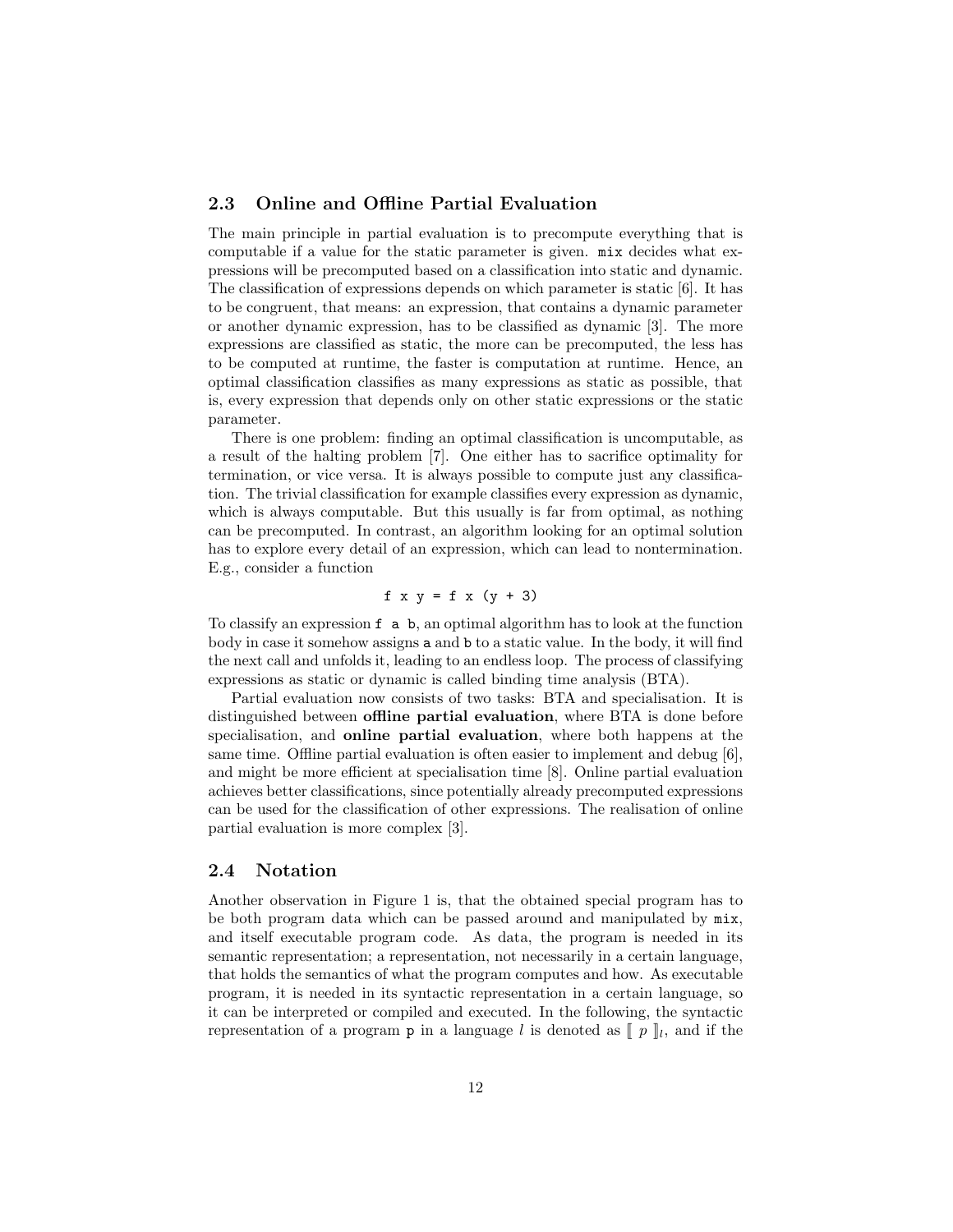## 2.3 Online and Offline Partial Evaluation

The main principle in partial evaluation is to precompute everything that is computable if a value for the static parameter is given. `mix` decides what expressions will be precomputed based on a classification into static and dynamic. The classification of expressions depends on which parameter is static [6]. It has to be congruent, that means: an expression, that contains a dynamic parameter or another dynamic expression, has to be classified as dynamic [3]. The more expressions are classified as static, the more can be precomputed, the less has to be computed at runtime, the faster is computation at runtime. Hence, an optimal classification classifies as many expressions as static as possible, that is, every expression that depends only on other static expressions or the static parameter.

There is one problem: finding an optimal classification is uncomputable, as a result of the halting problem [7]. One either has to sacrifice optimality for termination, or vice versa. It is always possible to compute just any classification. The trivial classification for example classifies every expression as dynamic, which is always computable. But this usually is far from optimal, as nothing can be precomputed. In contrast, an algorithm looking for an optimal solution has to explore every detail of an expression, which can lead to nontermination. E.g., consider a function

```
f x y = f x (y + 3)
```

To classify an expression `f a b`, an optimal algorithm has to look at the function body in case it somehow assigns `a` and `b` to a static value. In the body, it will find the next call and unfolds it, leading to an endless loop. The process of classifying expressions as static or dynamic is called binding time analysis (BTA).

Partial evaluation now consists of two tasks: BTA and specialisation. It is distinguished between **offline partial evaluation**, where BTA is done before specialisation, and **online partial evaluation**, where both happens at the same time. Offline partial evaluation is often easier to implement and debug [6], and might be more efficient at specialisation time [8]. Online partial evaluation achieves better classifications, since potentially already precomputed expressions can be used for the classification of other expressions. The realisation of online partial evaluation is more complex [3].

## 2.4 Notation

Another observation in Figure 1 is, that the obtained special program has to be both program data which can be passed around and manipulated by `mix`, and itself executable program code. As data, the program is needed in its semantic representation; a representation, not necessarily in a certain language, that holds the semantics of what the program computes and how. As executable program, it is needed in its syntactic representation in a certain language, so it can be interpreted or compiled and executed. In the following, the syntactic representation of a program `p` in a language $l$ is denoted as $[\![ \ p \ ]\!]_l$, and if the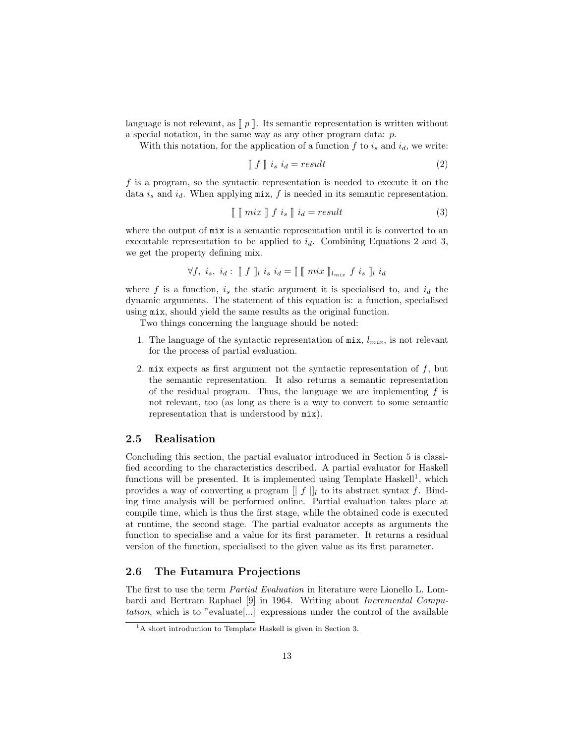language is not relevant, as $[\![ p ]\!]$. Its semantic representation is written without a special notation, in the same way as any other program data: $p$.

With this notation, for the application of a function $f$ to $i_s$ and $i_d$, we write:

$$[\![ f ]\!] \; i_s \; i_d = result \tag{2}$$

$f$ is a program, so the syntactic representation is needed to execute it on the data $i_s$ and $i_d$. When applying `mix`, $f$ is needed in its semantic representation.

$$[\![ \, [\![ mix ]\!] \; f \; i_s \, ]\!] \; i_d = result \tag{3}$$

where the output of `mix` is a semantic representation until it is converted to an executable representation to be applied to $i_d$. Combining Equations 2 and 3, we get the property defining mix.

$$\forall f, \; i_s, \; i_d : \; [\![ f ]\!]_l \; i_s \; i_d = [\![ \, [\![ mix ]\!]_{l_{mix}} \; f \; i_s \, ]\!]_l \; i_d$$

where $f$ is a function, $i_s$ the static argument it is specialised to, and $i_d$ the dynamic arguments. The statement of this equation is: a function, specialised using `mix`, should yield the same results as the original function.

Two things concerning the language should be noted:

1. The language of the syntactic representation of `mix`, $l_{mix}$, is not relevant for the process of partial evaluation.

2. `mix` expects as first argument not the syntactic representation of $f$, but the semantic representation. It also returns a semantic representation of the residual program. Thus, the language we are implementing $f$ is not relevant, too (as long as there is a way to convert to some semantic representation that is understood by `mix`).

## 2.5 Realisation

Concluding this section, the partial evaluator introduced in Section 5 is classified according to the characteristics described. A partial evaluator for Haskell functions will be presented. It is implemented using Template Haskell[1], which provides a way of converting a program $[| \; f \; |]_l$ to its abstract syntax $f$. Binding time analysis will be performed online. Partial evaluation takes place at compile time, which is thus the first stage, while the obtained code is executed at runtime, the second stage. The partial evaluator accepts as arguments the function to specialise and a value for its first parameter. It returns a residual version of the function, specialised to the given value as its first parameter.

## 2.6 The Futamura Projections

The first to use the term *Partial Evaluation* in literature were Lionello L. Lombardi and Bertram Raphael [9] in 1964. Writing about *Incremental Computation*, which is to "evaluate[...] expressions under the control of the available

[1] A short introduction to Template Haskell is given in Section 3.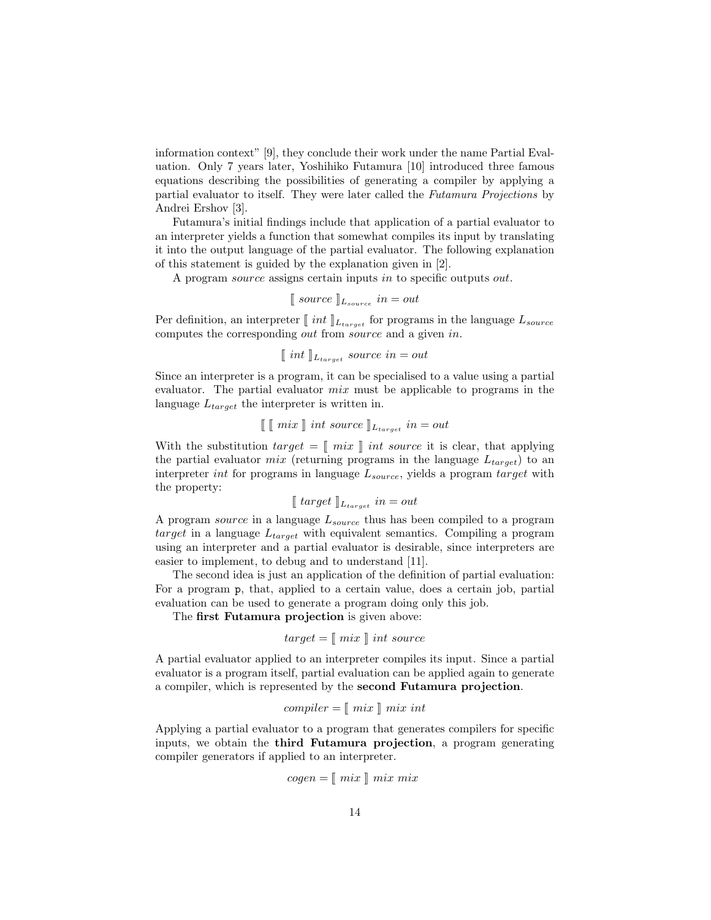information context" [9], they conclude their work under the name Partial Evaluation. Only 7 years later, Yoshihiko Futamura [10] introduced three famous equations describing the possibilities of generating a compiler by applying a partial evaluator to itself. They were later called the *Futamura Projections* by Andrei Ershov [3].

Futamura's initial findings include that application of a partial evaluator to an interpreter yields a function that somewhat compiles its input by translating it into the output language of the partial evaluator. The following explanation of this statement is guided by the explanation given in [2].

A program *source* assigns certain inputs *in* to specific outputs *out*.

$$[\![\ source\ ]\!]_{L_{source}}\ in = out$$

Per definition, an interpreter $[\![\ int\ ]\!]_{L_{target}}$ for programs in the language $L_{source}$ computes the corresponding *out* from *source* and a given *in*.

$$[\![\ int\ ]\!]_{L_{target}}\ source\ in = out$$

Since an interpreter is a program, it can be specialised to a value using a partial evaluator. The partial evaluator *mix* must be applicable to programs in the language $L_{target}$ the interpreter is written in.

$$[\![\ [\![\ mix\ ]\!]\ int\ source\ ]\!]_{L_{target}}\ in = out$$

With the substitution $target = [\![\ mix\ ]\!]\ int\ source$ it is clear, that applying the partial evaluator *mix* (returning programs in the language $L_{target}$) to an interpreter *int* for programs in language $L_{source}$, yields a program *target* with the property:

$$[\![\ target\ ]\!]_{L_{target}}\ in = out$$

A program *source* in a language $L_{source}$ thus has been compiled to a program *target* in a language $L_{target}$ with equivalent semantics. Compiling a program using an interpreter and a partial evaluator is desirable, since interpreters are easier to implement, to debug and to understand [11].

The second idea is just an application of the definition of partial evaluation: For a program `p`, that, applied to a certain value, does a certain job, partial evaluation can be used to generate a program doing only this job.

The **first Futamura projection** is given above:

$$target = [\![\ mix\ ]\!]\ int\ source$$

A partial evaluator applied to an interpreter compiles its input. Since a partial evaluator is a program itself, partial evaluation can be applied again to generate a compiler, which is represented by the **second Futamura projection**.

$$compiler = [\![\ mix\ ]\!]\ mix\ int$$

Applying a partial evaluator to a program that generates compilers for specific inputs, we obtain the **third Futamura projection**, a program generating compiler generators if applied to an interpreter.

$$cogen = [\![\ mix\ ]\!]\ mix\ mix$$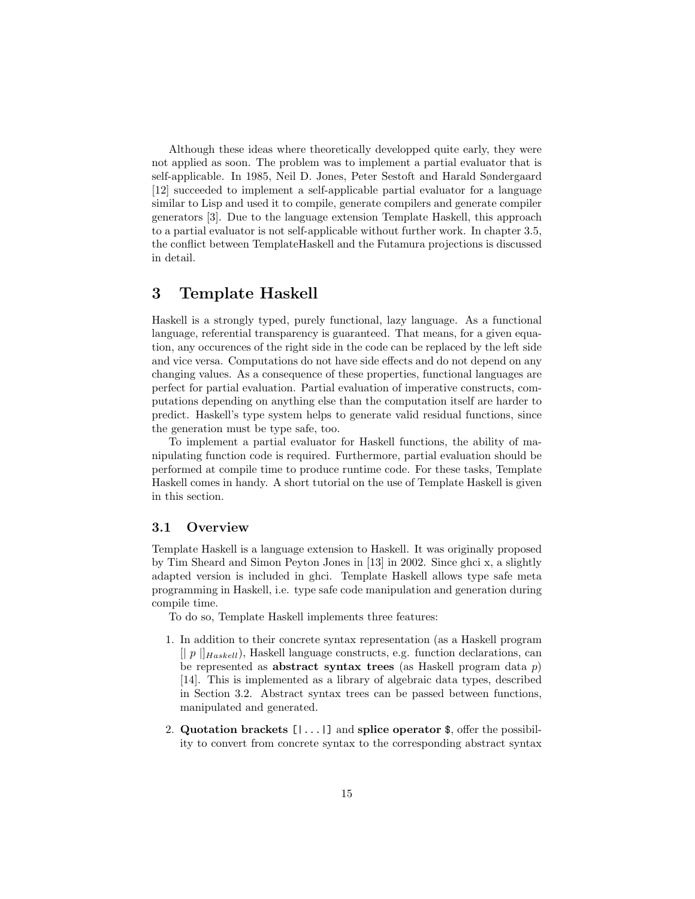Although these ideas where theoretically developped quite early, they were not applied as soon. The problem was to implement a partial evaluator that is self-applicable. In 1985, Neil D. Jones, Peter Sestoft and Harald Søndergaard [12] succeeded to implement a self-applicable partial evaluator for a language similar to Lisp and used it to compile, generate compilers and generate compiler generators [3]. Due to the language extension Template Haskell, this approach to a partial evaluator is not self-applicable without further work. In chapter 3.5, the conflict between TemplateHaskell and the Futamura projections is discussed in detail.

# 3 Template Haskell

Haskell is a strongly typed, purely functional, lazy language. As a functional language, referential transparency is guaranteed. That means, for a given equation, any occurences of the right side in the code can be replaced by the left side and vice versa. Computations do not have side effects and do not depend on any changing values. As a consequence of these properties, functional languages are perfect for partial evaluation. Partial evaluation of imperative constructs, computations depending on anything else than the computation itself are harder to predict. Haskell's type system helps to generate valid residual functions, since the generation must be type safe, too.

To implement a partial evaluator for Haskell functions, the ability of manipulating function code is required. Furthermore, partial evaluation should be performed at compile time to produce runtime code. For these tasks, Template Haskell comes in handy. A short tutorial on the use of Template Haskell is given in this section.

## 3.1 Overview

Template Haskell is a language extension to Haskell. It was originally proposed by Tim Sheard and Simon Peyton Jones in [13] in 2002. Since ghci x, a slightly adapted version is included in ghci. Template Haskell allows type safe meta programming in Haskell, i.e. type safe code manipulation and generation during compile time.

To do so, Template Haskell implements three features:

1. In addition to their concrete syntax representation (as a Haskell program $[| \; p \; |]_{Haskell}$), Haskell language constructs, e.g. function declarations, can be represented as **abstract syntax trees** (as Haskell program data *p*) [14]. This is implemented as a library of algebraic data types, described in Section 3.2. Abstract syntax trees can be passed between functions, manipulated and generated.
2. **Quotation brackets** `[|...|]` and **splice operator** `$`, offer the possibility to convert from concrete syntax to the corresponding abstract syntax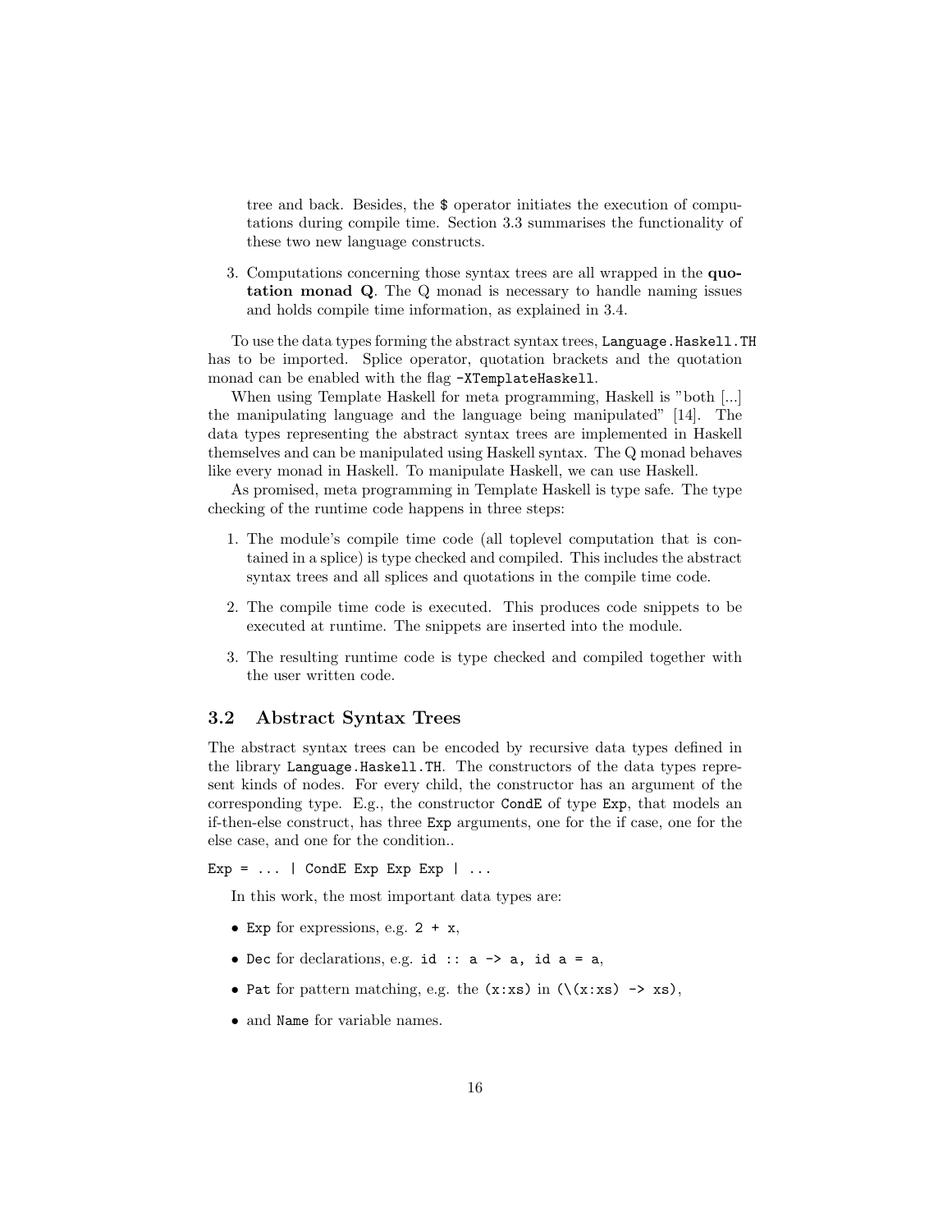tree and back. Besides, the $ operator initiates the execution of computations during compile time. Section 3.3 summarises the functionality of these two new language constructs.

3. Computations concerning those syntax trees are all wrapped in the **quotation monad Q**. The Q monad is necessary to handle naming issues and holds compile time information, as explained in 3.4.

To use the data types forming the abstract syntax trees, `Language.Haskell.TH` has to be imported. Splice operator, quotation brackets and the quotation monad can be enabled with the flag `-XTemplateHaskell`.

When using Template Haskell for meta programming, Haskell is "both [...] the manipulating language and the language being manipulated" [14]. The data types representing the abstract syntax trees are implemented in Haskell themselves and can be manipulated using Haskell syntax. The Q monad behaves like every monad in Haskell. To manipulate Haskell, we can use Haskell.

As promised, meta programming in Template Haskell is type safe. The type checking of the runtime code happens in three steps:

1. The module's compile time code (all toplevel computation that is contained in a splice) is type checked and compiled. This includes the abstract syntax trees and all splices and quotations in the compile time code.
2. The compile time code is executed. This produces code snippets to be executed at runtime. The snippets are inserted into the module.
3. The resulting runtime code is type checked and compiled together with the user written code.

## 3.2 Abstract Syntax Trees

The abstract syntax trees can be encoded by recursive data types defined in the library `Language.Haskell.TH`. The constructors of the data types represent kinds of nodes. For every child, the constructor has an argument of the corresponding type. E.g., the constructor `CondE` of type `Exp`, that models an if-then-else construct, has three `Exp` arguments, one for the if case, one for the else case, and one for the condition..

```
Exp = ... | CondE Exp Exp Exp | ...
```

In this work, the most important data types are:

- `Exp` for expressions, e.g. `2 + x`,
- `Dec` for declarations, e.g. `id :: a -> a, id a = a`,
- `Pat` for pattern matching, e.g. the `(x:xs)` in `(\(x:xs) -> xs)`,
- and `Name` for variable names.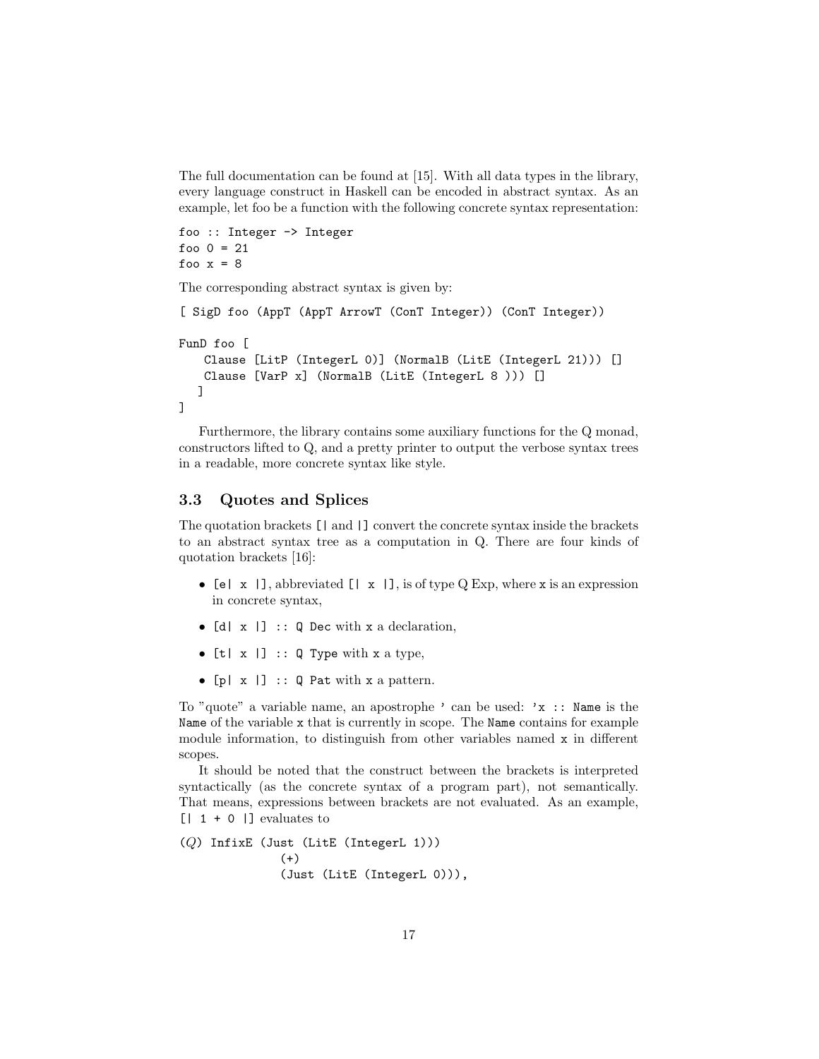The full documentation can be found at [15]. With all data types in the library, every language construct in Haskell can be encoded in abstract syntax. As an example, let foo be a function with the following concrete syntax representation:

```
foo :: Integer -> Integer
foo 0 = 21
foo x = 8
```

The corresponding abstract syntax is given by:

```
[ SigD foo (AppT (AppT ArrowT (ConT Integer)) (ConT Integer))

FunD foo [
    Clause [LitP (IntegerL 0)] (NormalB (LitE (IntegerL 21))) []
    Clause [VarP x] (NormalB (LitE (IntegerL 8 ))) []
   ]
]
```

Furthermore, the library contains some auxiliary functions for the Q monad, constructors lifted to Q, and a pretty printer to output the verbose syntax trees in a readable, more concrete syntax like style.

### 3.3 Quotes and Splices

The quotation brackets `[|` and `|]` convert the concrete syntax inside the brackets to an abstract syntax tree as a computation in Q. There are four kinds of quotation brackets [16]:

- `[e| x |]`, abbreviated `[| x |]`, is of type Q Exp, where `x` is an expression in concrete syntax,
- `[d| x |] :: Q Dec` with `x` a declaration,
- `[t| x |] :: Q Type` with `x` a type,
- `[p| x |] :: Q Pat` with `x` a pattern.

To "quote" a variable name, an apostrophe `'` can be used: `'x :: Name` is the `Name` of the variable `x` that is currently in scope. The `Name` contains for example module information, to distinguish from other variables named `x` in different scopes.

It should be noted that the construct between the brackets is interpreted syntactically (as the concrete syntax of a program part), not semantically. That means, expressions between brackets are not evaluated. As an example, `[| 1 + 0 |]` evaluates to

```
(Q) InfixE (Just (LitE (IntegerL 1)))
           (+)
           (Just (LitE (IntegerL 0))),
```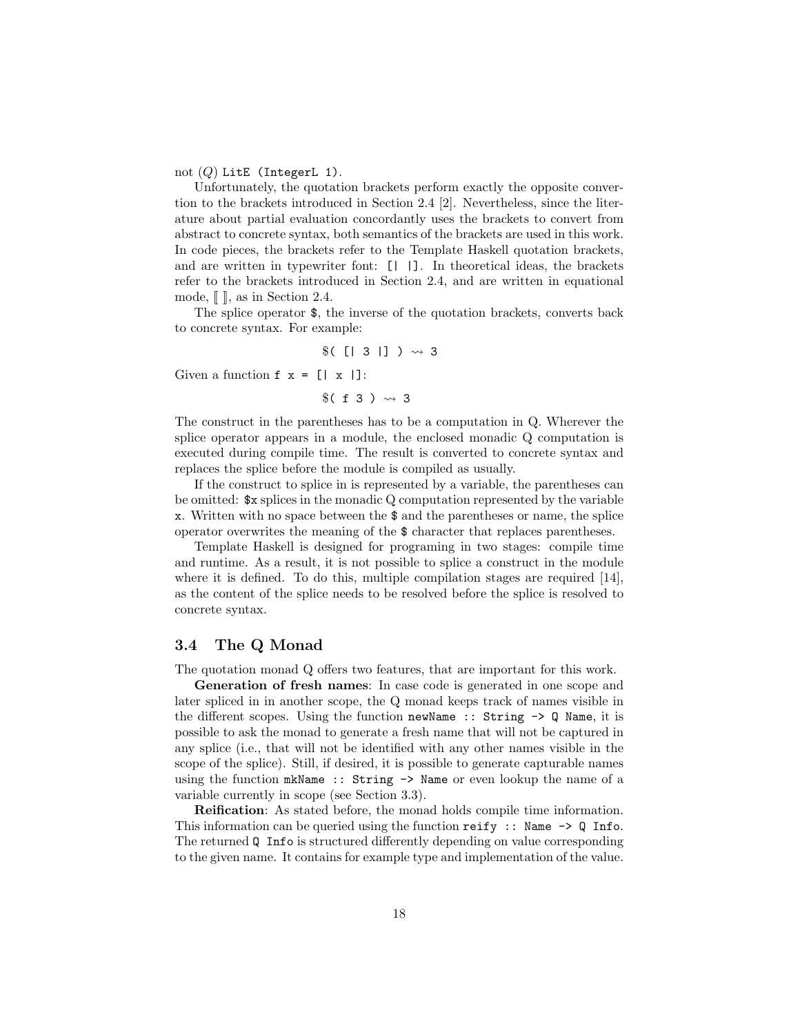not $(Q)$ `LitE (IntegerL 1)`.

Unfortunately, the quotation brackets perform exactly the opposite conversion to the brackets introduced in Section 2.4 [2]. Nevertheless, since the literature about partial evaluation concordantly uses the brackets to convert from abstract to concrete syntax, both semantics of the brackets are used in this work. In code pieces, the brackets refer to the Template Haskell quotation brackets, and are written in typewriter font: `[| |]`. In theoretical ideas, the brackets refer to the brackets introduced in Section 2.4, and are written in equational mode, $[\![\ ]\!]$, as in Section 2.4.

The splice operator `$`, the inverse of the quotation brackets, converts back to concrete syntax. For example:

$$\texttt{\$( [| 3 |] )} \rightsquigarrow \texttt{3}$$

Given a function `f x = [| x |]`:

$$\texttt{\$( f 3 )} \rightsquigarrow \texttt{3}$$

The construct in the parentheses has to be a computation in Q. Wherever the splice operator appears in a module, the enclosed monadic Q computation is executed during compile time. The result is converted to concrete syntax and replaces the splice before the module is compiled as usually.

If the construct to splice in is represented by a variable, the parentheses can be omitted: `$x` splices in the monadic Q computation represented by the variable `x`. Written with no space between the `$` and the parentheses or name, the splice operator overwrites the meaning of the `$` character that replaces parentheses.

Template Haskell is designed for programing in two stages: compile time and runtime. As a result, it is not possible to splice a construct in the module where it is defined. To do this, multiple compilation stages are required [14], as the content of the splice needs to be resolved before the splice is resolved to concrete syntax.

### 3.4 The Q Monad

The quotation monad Q offers two features, that are important for this work.

**Generation of fresh names**: In case code is generated in one scope and later spliced in in another scope, the Q monad keeps track of names visible in the different scopes. Using the function `newName :: String -> Q Name`, it is possible to ask the monad to generate a fresh name that will not be captured in any splice (i.e., that will not be identified with any other names visible in the scope of the splice). Still, if desired, it is possible to generate capturable names using the function `mkName :: String -> Name` or even lookup the name of a variable currently in scope (see Section 3.3).

**Reification**: As stated before, the monad holds compile time information. This information can be queried using the function `reify :: Name -> Q Info`. The returned `Q Info` is structured differently depending on value corresponding to the given name. It contains for example type and implementation of the value.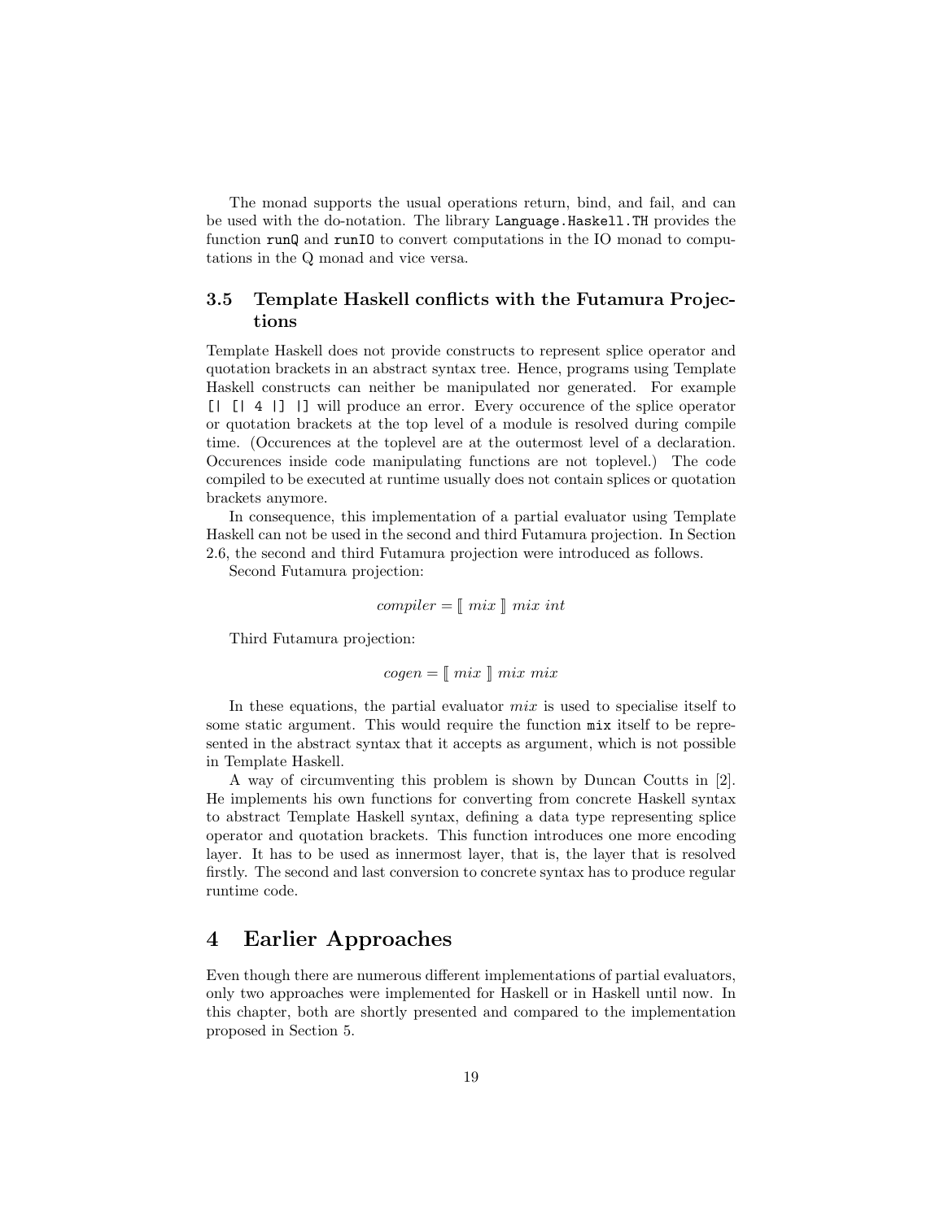The monad supports the usual operations return, bind, and fail, and can be used with the do-notation. The library `Language.Haskell.TH` provides the function `runQ` and `runIO` to convert computations in the IO monad to computations in the Q monad and vice versa.

### 3.5 Template Haskell conflicts with the Futamura Projections

Template Haskell does not provide constructs to represent splice operator and quotation brackets in an abstract syntax tree. Hence, programs using Template Haskell constructs can neither be manipulated nor generated. For example `[| [| 4 |] |]` will produce an error. Every occurence of the splice operator or quotation brackets at the top level of a module is resolved during compile time. (Occurences at the toplevel are at the outermost level of a declaration. Occurences inside code manipulating functions are not toplevel.) The code compiled to be executed at runtime usually does not contain splices or quotation brackets anymore.

In consequence, this implementation of a partial evaluator using Template Haskell can not be used in the second and third Futamura projection. In Section 2.6, the second and third Futamura projection were introduced as follows.

Second Futamura projection:

$$compiler = [\![\ mix\ ]\!]\ mix\ int$$

Third Futamura projection:

$$cogen = [\![\ mix\ ]\!]\ mix\ mix$$

In these equations, the partial evaluator $mix$ is used to specialise itself to some static argument. This would require the function `mix` itself to be represented in the abstract syntax that it accepts as argument, which is not possible in Template Haskell.

A way of circumventing this problem is shown by Duncan Coutts in [2]. He implements his own functions for converting from concrete Haskell syntax to abstract Template Haskell syntax, defining a data type representing splice operator and quotation brackets. This function introduces one more encoding layer. It has to be used as innermost layer, that is, the layer that is resolved firstly. The second and last conversion to concrete syntax has to produce regular runtime code.

## 4 Earlier Approaches

Even though there are numerous different implementations of partial evaluators, only two approaches were implemented for Haskell or in Haskell until now. In this chapter, both are shortly presented and compared to the implementation proposed in Section 5.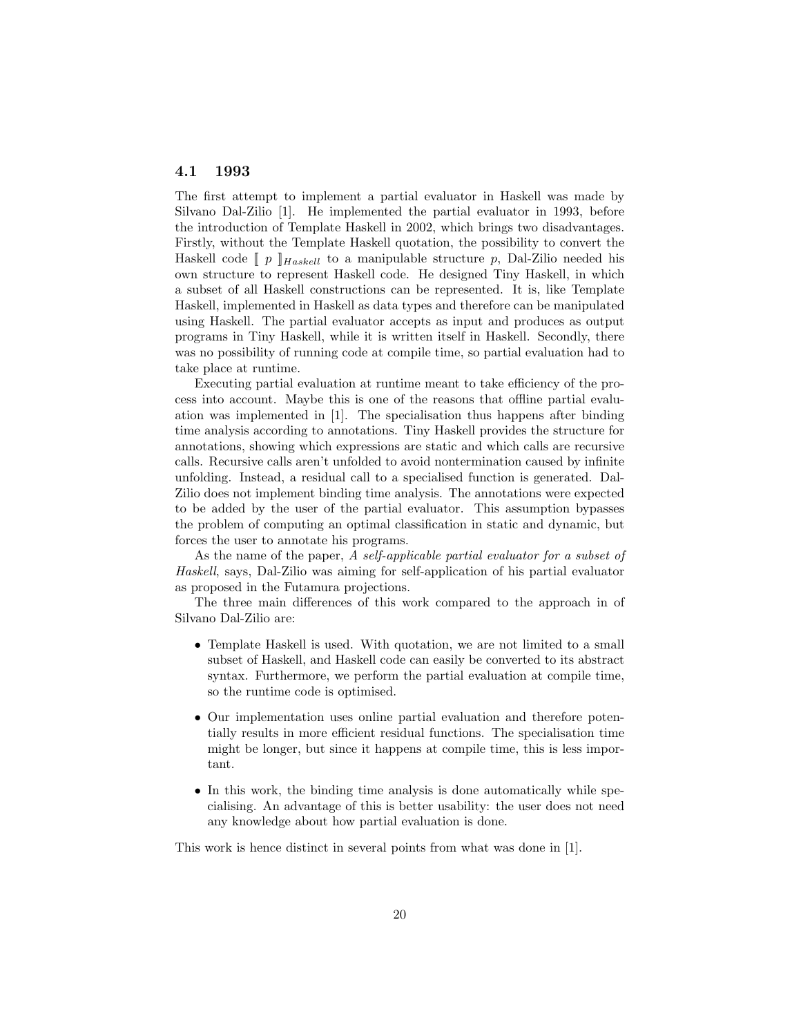### 4.1 1993

The first attempt to implement a partial evaluator in Haskell was made by Silvano Dal-Zilio [1]. He implemented the partial evaluator in 1993, before the introduction of Template Haskell in 2002, which brings two disadvantages. Firstly, without the Template Haskell quotation, the possibility to convert the Haskell code $[\![\ p\ ]\!]_{Haskell}$ to a manipulable structure $p$, Dal-Zilio needed his own structure to represent Haskell code. He designed Tiny Haskell, in which a subset of all Haskell constructions can be represented. It is, like Template Haskell, implemented in Haskell as data types and therefore can be manipulated using Haskell. The partial evaluator accepts as input and produces as output programs in Tiny Haskell, while it is written itself in Haskell. Secondly, there was no possibility of running code at compile time, so partial evaluation had to take place at runtime.

Executing partial evaluation at runtime meant to take efficiency of the process into account. Maybe this is one of the reasons that offline partial evaluation was implemented in [1]. The specialisation thus happens after binding time analysis according to annotations. Tiny Haskell provides the structure for annotations, showing which expressions are static and which calls are recursive calls. Recursive calls aren't unfolded to avoid nontermination caused by infinite unfolding. Instead, a residual call to a specialised function is generated. Dal-Zilio does not implement binding time analysis. The annotations were expected to be added by the user of the partial evaluator. This assumption bypasses the problem of computing an optimal classification in static and dynamic, but forces the user to annotate his programs.

As the name of the paper, *A self-applicable partial evaluator for a subset of Haskell*, says, Dal-Zilio was aiming for self-application of his partial evaluator as proposed in the Futamura projections.

The three main differences of this work compared to the approach in of Silvano Dal-Zilio are:

- Template Haskell is used. With quotation, we are not limited to a small subset of Haskell, and Haskell code can easily be converted to its abstract syntax. Furthermore, we perform the partial evaluation at compile time, so the runtime code is optimised.
- Our implementation uses online partial evaluation and therefore potentially results in more efficient residual functions. The specialisation time might be longer, but since it happens at compile time, this is less important.
- In this work, the binding time analysis is done automatically while specialising. An advantage of this is better usability: the user does not need any knowledge about how partial evaluation is done.

This work is hence distinct in several points from what was done in [1].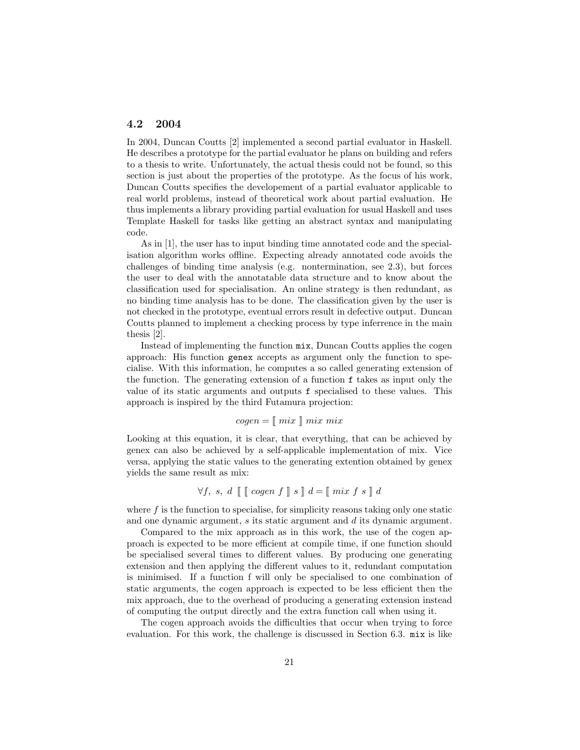### 4.2 2004

In 2004, Duncan Coutts [2] implemented a second partial evaluator in Haskell. He describes a prototype for the partial evaluator he plans on building and refers to a thesis to write. Unfortunately, the actual thesis could not be found, so this section is just about the properties of the prototype. As the focus of his work, Duncan Coutts specifies the developement of a partial evaluator applicable to real world problems, instead of theoretical work about partial evaluation. He thus implements a library providing partial evaluation for usual Haskell and uses Template Haskell for tasks like getting an abstract syntax and manipulating code.

As in [1], the user has to input binding time annotated code and the specialisation algorithm works offline. Expecting already annotated code avoids the challenges of binding time analysis (e.g. nontermination, see 2.3), but forces the user to deal with the annotatable data structure and to know about the classification used for specialisation. An online strategy is then redundant, as no binding time analysis has to be done. The classification given by the user is not checked in the prototype, eventual errors result in defective output. Duncan Coutts planned to implement a checking process by type inferrence in the main thesis [2].

Instead of implementing the function `mix`, Duncan Coutts applies the cogen approach: His function `genex` accepts as argument only the function to specialise. With this information, he computes a so called generating extension of the function. The generating extension of a function `f` takes as input only the value of its static arguments and outputs `f` specialised to these values. This approach is inspired by the third Futamura projection:

$$cogen = [\![\ mix\ ]\!]\ mix\ mix$$

Looking at this equation, it is clear, that everything, that can be achieved by genex can also be achieved by a self-applicable implementation of mix. Vice versa, applying the static values to the generating extention obtained by genex yields the same result as mix:

$$\forall f,\ s,\ d\ \ [\![\ [\![\ cogen\ f\ ]\!]\ s\ ]\!]\ d = [\![\ mix\ f\ s\ ]\!]\ d$$

where $f$ is the function to specialise, for simplicity reasons taking only one static and one dynamic argument, $s$ its static argument and $d$ its dynamic argument.

Compared to the mix approach as in this work, the use of the cogen approach is expected to be more efficient at compile time, if one function should be specialised several times to different values. By producing one generating extension and then applying the different values to it, redundant computation is minimised. If a function f will only be specialised to one combination of static arguments, the cogen approach is expected to be less efficient then the mix approach, due to the overhead of producing a generating extension instead of computing the output directly and the extra function call when using it.

The cogen approach avoids the difficulties that occur when trying to force evaluation. For this work, the challenge is discussed in Section 6.3. `mix` is like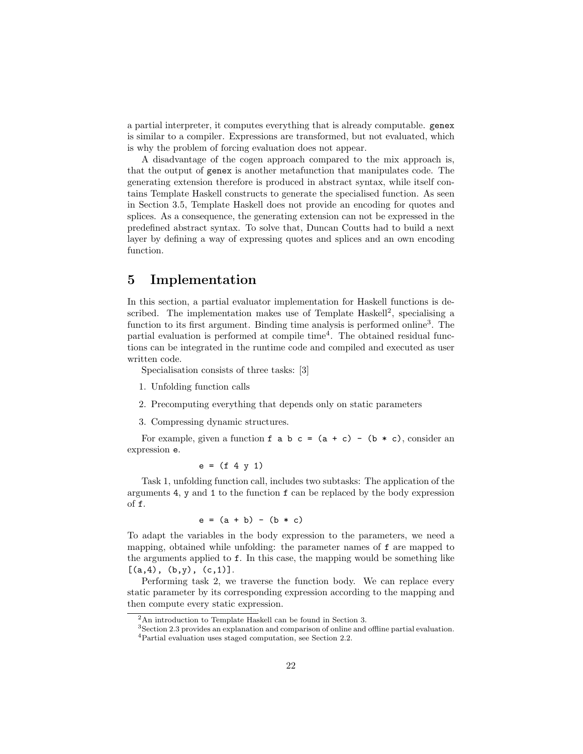a partial interpreter, it computes everything that is already computable. genex is similar to a compiler. Expressions are transformed, but not evaluated, which is why the problem of forcing evaluation does not appear.

A disadvantage of the cogen approach compared to the mix approach is, that the output of genex is another metafunction that manipulates code. The generating extension therefore is produced in abstract syntax, while itself contains Template Haskell constructs to generate the specialised function. As seen in Section 3.5, Template Haskell does not provide an encoding for quotes and splices. As a consequence, the generating extension can not be expressed in the predefined abstract syntax. To solve that, Duncan Coutts had to build a next layer by defining a way of expressing quotes and splices and an own encoding function.

# 5 Implementation

In this section, a partial evaluator implementation for Haskell functions is described. The implementation makes use of Template Haskell[2], specialising a function to its first argument. Binding time analysis is performed online[3]. The partial evaluation is performed at compile time[4]. The obtained residual functions can be integrated in the runtime code and compiled and executed as user written code.

Specialisation consists of three tasks: [3]

1. Unfolding function calls
2. Precomputing everything that depends only on static parameters
3. Compressing dynamic structures.

For example, given a function `f a b c = (a + c) - (b * c)`, consider an expression `e`.

```
e = (f 4 y 1)
```

Task 1, unfolding function call, includes two subtasks: The application of the arguments `4`, `y` and `1` to the function `f` can be replaced by the body expression of `f`.

```
e = (a + b) - (b * c)
```

To adapt the variables in the body expression to the parameters, we need a mapping, obtained while unfolding: the parameter names of `f` are mapped to the arguments applied to `f`. In this case, the mapping would be something like `[(a,4), (b,y), (c,1)]`.

Performing task 2, we traverse the function body. We can replace every static parameter by its corresponding expression according to the mapping and then compute every static expression.

---

[2] An introduction to Template Haskell can be found in Section 3.

[3] Section 2.3 provides an explanation and comparison of online and offline partial evaluation.

[4] Partial evaluation uses staged computation, see Section 2.2.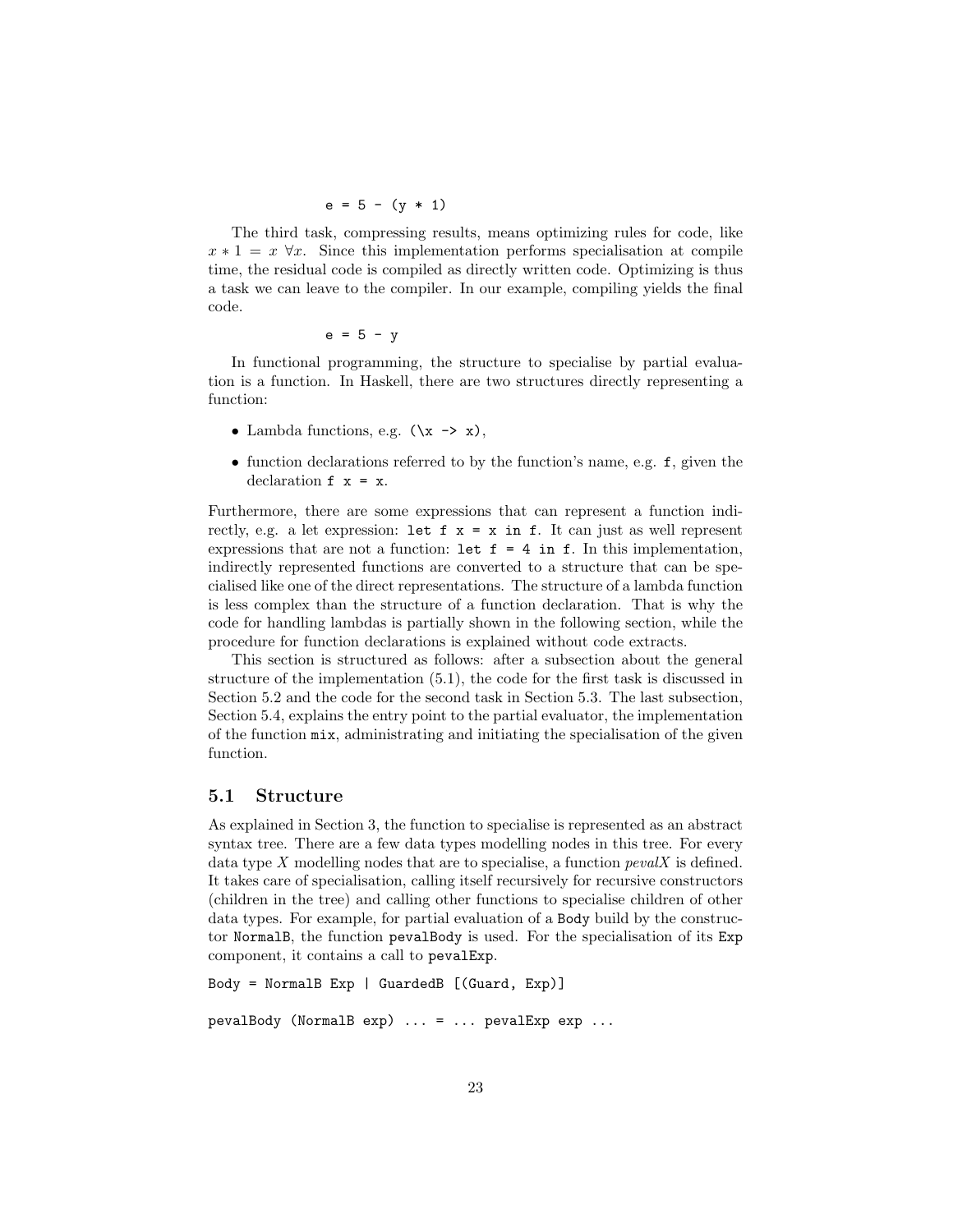```
e = 5 - (y * 1)
```

The third task, compressing results, means optimizing rules for code, like $x * 1 = x \; \forall x$. Since this implementation performs specialisation at compile time, the residual code is compiled as directly written code. Optimizing is thus a task we can leave to the compiler. In our example, compiling yields the final code.

```
e = 5 - y
```

In functional programming, the structure to specialise by partial evaluation is a function. In Haskell, there are two structures directly representing a function:

- Lambda functions, e.g. `(\x -> x)`,
- function declarations referred to by the function's name, e.g. `f`, given the declaration `f x = x`.

Furthermore, there are some expressions that can represent a function indirectly, e.g. a let expression: `let f x = x in f`. It can just as well represent expressions that are not a function: `let f = 4 in f`. In this implementation, indirectly represented functions are converted to a structure that can be specialised like one of the direct representations. The structure of a lambda function is less complex than the structure of a function declaration. That is why the code for handling lambdas is partially shown in the following section, while the procedure for function declarations is explained without code extracts.

This section is structured as follows: after a subsection about the general structure of the implementation (5.1), the code for the first task is discussed in Section 5.2 and the code for the second task in Section 5.3. The last subsection, Section 5.4, explains the entry point to the partial evaluator, the implementation of the function `mix`, administrating and initiating the specialisation of the given function.

## 5.1 Structure

As explained in Section 3, the function to specialise is represented as an abstract syntax tree. There are a few data types modelling nodes in this tree. For every data type $X$ modelling nodes that are to specialise, a function *pevalX* is defined. It takes care of specialisation, calling itself recursively for recursive constructors (children in the tree) and calling other functions to specialise children of other data types. For example, for partial evaluation of a `Body` build by the constructor `NormalB`, the function `pevalBody` is used. For the specialisation of its `Exp` component, it contains a call to `pevalExp`.

```
Body = NormalB Exp | GuardedB [(Guard, Exp)]

pevalBody (NormalB exp) ... = ... pevalExp exp ...
```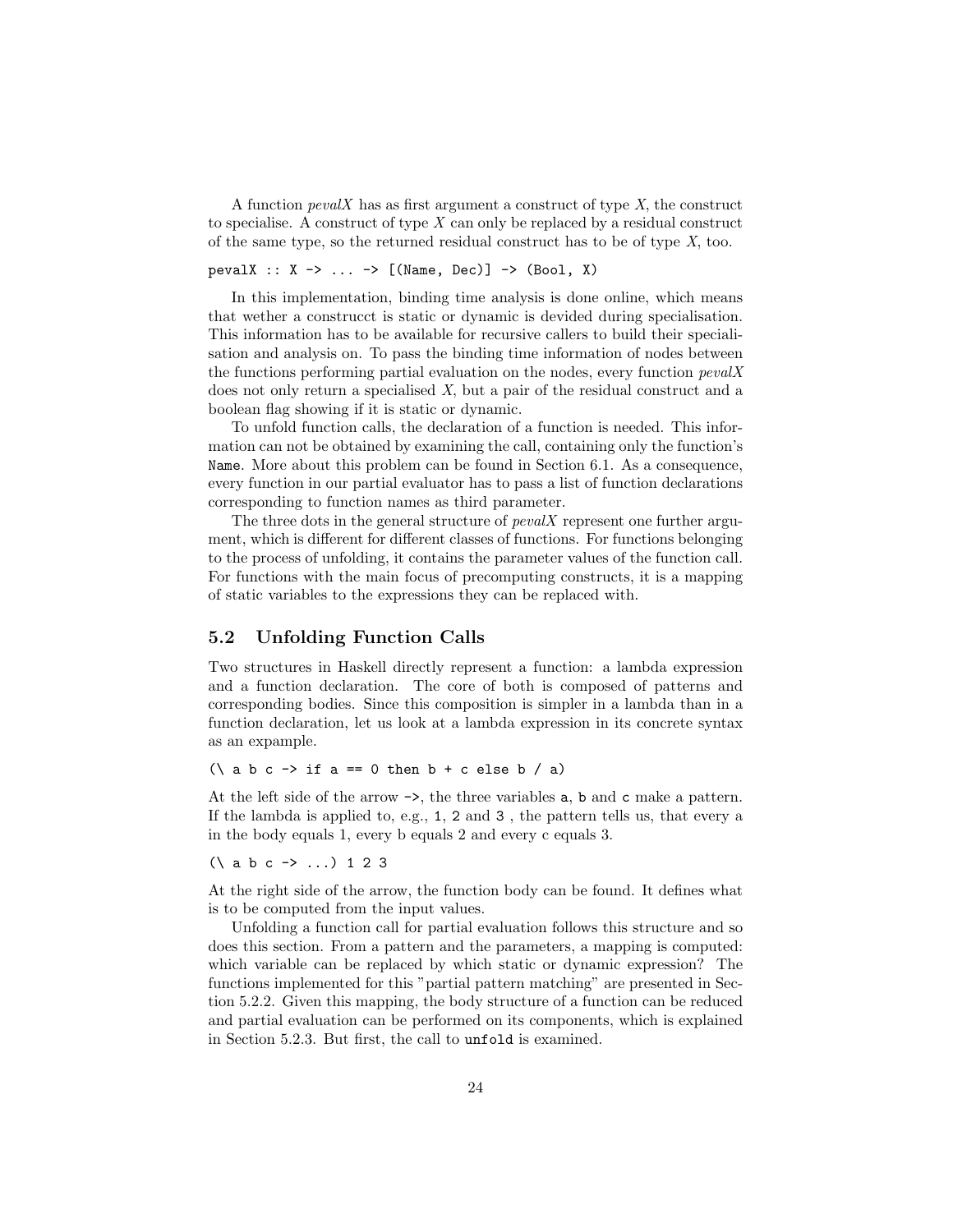A function *pevalX* has as first argument a construct of type *X*, the construct to specialise. A construct of type *X* can only be replaced by a residual construct of the same type, so the returned residual construct has to be of type *X*, too.

```
pevalX :: X -> ... -> [(Name, Dec)] -> (Bool, X)
```

In this implementation, binding time analysis is done online, which means that wether a construcct is static or dynamic is devided during specialisation. This information has to be available for recursive callers to build their specialisation and analysis on. To pass the binding time information of nodes between the functions performing partial evaluation on the nodes, every function *pevalX* does not only return a specialised *X*, but a pair of the residual construct and a boolean flag showing if it is static or dynamic.

To unfold function calls, the declaration of a function is needed. This information can not be obtained by examining the call, containing only the function's `Name`. More about this problem can be found in Section 6.1. As a consequence, every function in our partial evaluator has to pass a list of function declarations corresponding to function names as third parameter.

The three dots in the general structure of *pevalX* represent one further argument, which is different for different classes of functions. For functions belonging to the process of unfolding, it contains the parameter values of the function call. For functions with the main focus of precomputing constructs, it is a mapping of static variables to the expressions they can be replaced with.

## 5.2 Unfolding Function Calls

Two structures in Haskell directly represent a function: a lambda expression and a function declaration. The core of both is composed of patterns and corresponding bodies. Since this composition is simpler in a lambda than in a function declaration, let us look at a lambda expression in its concrete syntax as an expample.

```
(\ a b c -> if a == 0 then b + c else b / a)
```

At the left side of the arrow `->`, the three variables `a`, `b` and `c` make a pattern. If the lambda is applied to, e.g., `1`, `2` and `3` , the pattern tells us, that every a in the body equals 1, every b equals 2 and every c equals 3.

```
(\ a b c -> ...) 1 2 3
```

At the right side of the arrow, the function body can be found. It defines what is to be computed from the input values.

Unfolding a function call for partial evaluation follows this structure and so does this section. From a pattern and the parameters, a mapping is computed: which variable can be replaced by which static or dynamic expression? The functions implemented for this "partial pattern matching" are presented in Section 5.2.2. Given this mapping, the body structure of a function can be reduced and partial evaluation can be performed on its components, which is explained in Section 5.2.3. But first, the call to `unfold` is examined.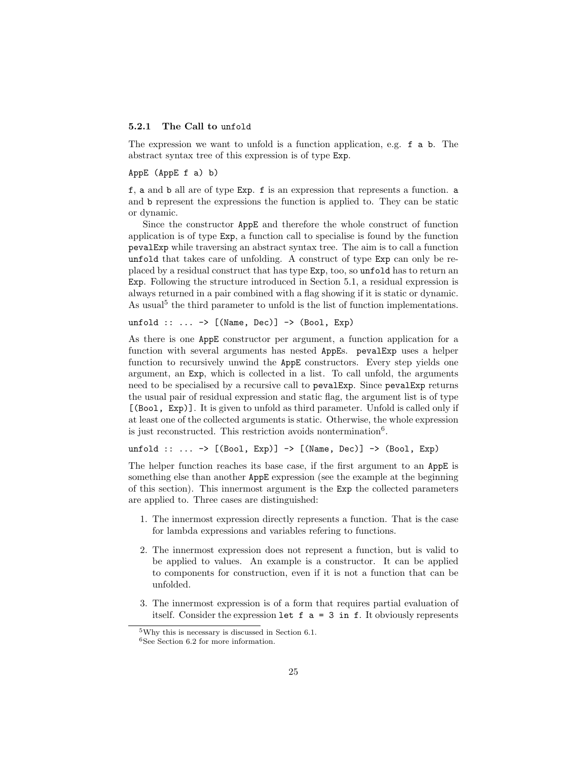### 5.2.1 The Call to `unfold`

The expression we want to unfold is a function application, e.g. `f a b`. The abstract syntax tree of this expression is of type `Exp`.

```
AppE (AppE f a) b)
```

`f`, `a` and `b` all are of type `Exp`. `f` is an expression that represents a function. `a` and `b` represent the expressions the function is applied to. They can be static or dynamic.

Since the constructor `AppE` and therefore the whole construct of function application is of type `Exp`, a function call to specialise is found by the function `pevalExp` while traversing an abstract syntax tree. The aim is to call a function `unfold` that takes care of unfolding. A construct of type `Exp` can only be replaced by a residual construct that has type `Exp`, too, so `unfold` has to return an `Exp`. Following the structure introduced in Section 5.1, a residual expression is always returned in a pair combined with a flag showing if it is static or dynamic. As usual[5] the third parameter to unfold is the list of function implementations.

```
unfold :: ... -> [(Name, Dec)] -> (Bool, Exp)
```

As there is one `AppE` constructor per argument, a function application for a function with several arguments has nested `AppE`s. `pevalExp` uses a helper function to recursively unwind the `AppE` constructors. Every step yields one argument, an `Exp`, which is collected in a list. To call unfold, the arguments need to be specialised by a recursive call to `pevalExp`. Since `pevalExp` returns the usual pair of residual expression and static flag, the argument list is of type `[(Bool, Exp)]`. It is given to unfold as third parameter. Unfold is called only if at least one of the collected arguments is static. Otherwise, the whole expression is just reconstructed. This restriction avoids nontermination[6].

```
unfold :: ... -> [(Bool, Exp)] -> [(Name, Dec)] -> (Bool, Exp)
```

The helper function reaches its base case, if the first argument to an `AppE` is something else than another `AppE` expression (see the example at the beginning of this section). This innermost argument is the `Exp` the collected parameters are applied to. Three cases are distinguished:

1. The innermost expression directly represents a function. That is the case for lambda expressions and variables refering to functions.
2. The innermost expression does not represent a function, but is valid to be applied to values. An example is a constructor. It can be applied to components for construction, even if it is not a function that can be unfolded.
3. The innermost expression is of a form that requires partial evaluation of itself. Consider the expression `let f a = 3 in f`. It obviously represents

---

[5] Why this is necessary is discussed in Section 6.1.

[6] See Section 6.2 for more information.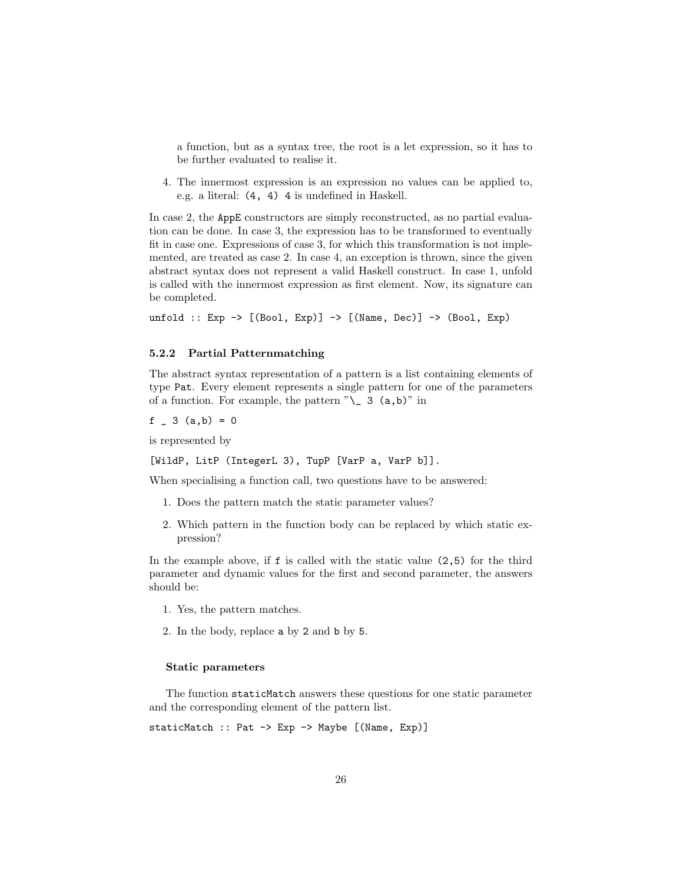a function, but as a syntax tree, the root is a let expression, so it has to be further evaluated to realise it.

4. The innermost expression is an expression no values can be applied to, e.g. a literal: `(4, 4) 4` is undefined in Haskell.

In case 2, the `AppE` constructors are simply reconstructed, as no partial evaluation can be done. In case 3, the expression has to be transformed to eventually fit in case one. Expressions of case 3, for which this transformation is not implemented, are treated as case 2. In case 4, an exception is thrown, since the given abstract syntax does not represent a valid Haskell construct. In case 1, unfold is called with the innermost expression as first element. Now, its signature can be completed.

```
unfold :: Exp -> [(Bool, Exp)] -> [(Name, Dec)] -> (Bool, Exp)
```

### 5.2.2 Partial Patternmatching

The abstract syntax representation of a pattern is a list containing elements of type `Pat`. Every element represents a single pattern for one of the parameters of a function. For example, the pattern "\_ 3 (a,b)" in

```
f _ 3 (a,b) = 0
```

is represented by

```
[WildP, LitP (IntegerL 3), TupP [VarP a, VarP b]].
```

When specialising a function call, two questions have to be answered:

1. Does the pattern match the static parameter values?
2. Which pattern in the function body can be replaced by which static expression?

In the example above, if `f` is called with the static value `(2,5)` for the third parameter and dynamic values for the first and second parameter, the answers should be:

1. Yes, the pattern matches.
2. In the body, replace `a` by `2` and `b` by `5`.

#### Static parameters

The function `staticMatch` answers these questions for one static parameter and the corresponding element of the pattern list.

```
staticMatch :: Pat -> Exp -> Maybe [(Name, Exp)]
```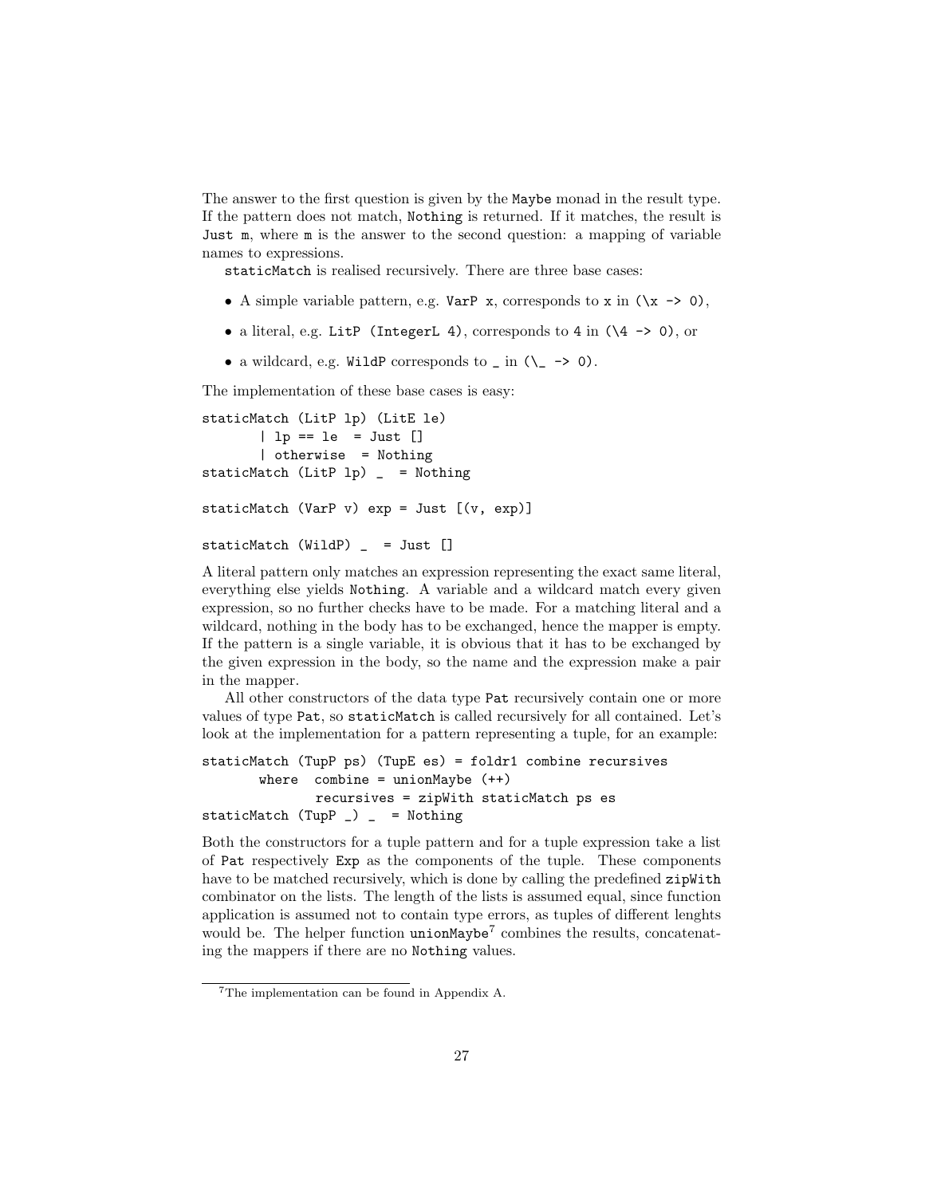The answer to the first question is given by the `Maybe` monad in the result type. If the pattern does not match, `Nothing` is returned. If it matches, the result is `Just m`, where `m` is the answer to the second question: a mapping of variable names to expressions.

`staticMatch` is realised recursively. There are three base cases:

- A simple variable pattern, e.g. `VarP x`, corresponds to `x` in `(\x -> 0)`,
- a literal, e.g. `LitP (IntegerL 4)`, corresponds to `4` in `(\4 -> 0)`, or
- a wildcard, e.g. `WildP` corresponds to `_` in `(\_ -> 0)`.

The implementation of these base cases is easy:

```
staticMatch (LitP lp) (LitE le)
       | lp == le  = Just []
       | otherwise  = Nothing
staticMatch (LitP lp) _  = Nothing

staticMatch (VarP v) exp = Just [(v, exp)]

staticMatch (WildP) _  = Just []
```

A literal pattern only matches an expression representing the exact same literal, everything else yields `Nothing`. A variable and a wildcard match every given expression, so no further checks have to be made. For a matching literal and a wildcard, nothing in the body has to be exchanged, hence the mapper is empty. If the pattern is a single variable, it is obvious that it has to be exchanged by the given expression in the body, so the name and the expression make a pair in the mapper.

All other constructors of the data type `Pat` recursively contain one or more values of type `Pat`, so `staticMatch` is called recursively for all contained. Let's look at the implementation for a pattern representing a tuple, for an example:

```
staticMatch (TupP ps) (TupE es) = foldr1 combine recursives
       where  combine = unionMaybe (++)
              recursives = zipWith staticMatch ps es
staticMatch (TupP _) _  = Nothing
```

Both the constructors for a tuple pattern and for a tuple expression take a list of `Pat` respectively `Exp` as the components of the tuple. These components have to be matched recursively, which is done by calling the predefined `zipWith` combinator on the lists. The length of the lists is assumed equal, since function application is assumed not to contain type errors, as tuples of different lenghts would be. The helper function `unionMaybe`[7] combines the results, concatenating the mappers if there are no `Nothing` values.

[7] The implementation can be found in Appendix A.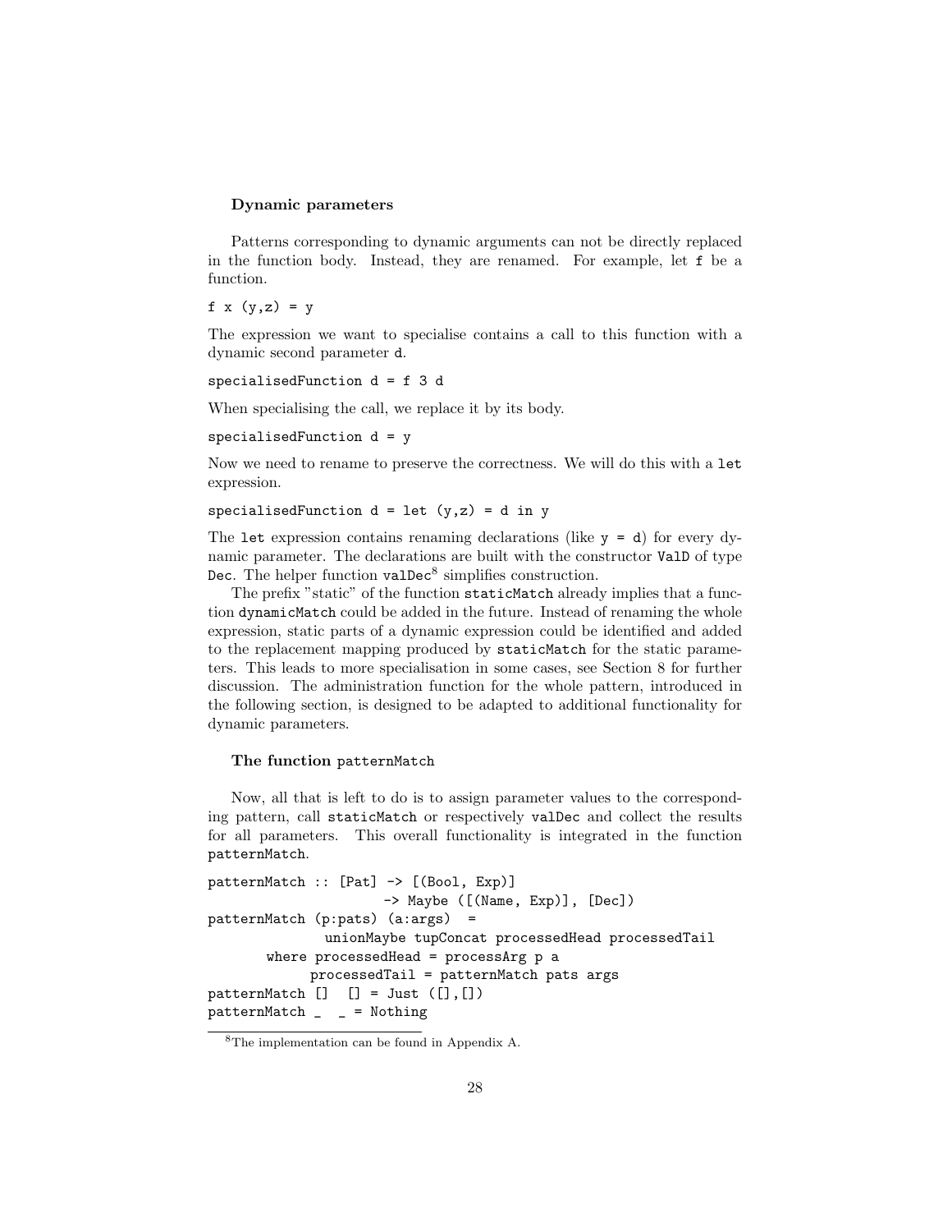### Dynamic parameters

Patterns corresponding to dynamic arguments can not be directly replaced in the function body. Instead, they are renamed. For example, let `f` be a function.

```
f x (y,z) = y
```

The expression we want to specialise contains a call to this function with a dynamic second parameter `d`.

```
specialisedFunction d = f 3 d
```

When specialising the call, we replace it by its body.

```
specialisedFunction d = y
```

Now we need to rename to preserve the correctness. We will do this with a `let` expression.

```
specialisedFunction d = let (y,z) = d in y
```

The `let` expression contains renaming declarations (like `y = d`) for every dynamic parameter. The declarations are built with the constructor `ValD` of type `Dec`. The helper function `valDec`[8] simplifies construction.

The prefix "static" of the function `staticMatch` already implies that a function `dynamicMatch` could be added in the future. Instead of renaming the whole expression, static parts of a dynamic expression could be identified and added to the replacement mapping produced by `staticMatch` for the static parameters. This leads to more specialisation in some cases, see Section 8 for further discussion. The administration function for the whole pattern, introduced in the following section, is designed to be adapted to additional functionality for dynamic parameters.

### The function patternMatch

Now, all that is left to do is to assign parameter values to the corresponding pattern, call `staticMatch` or respectively `valDec` and collect the results for all parameters. This overall functionality is integrated in the function `patternMatch`.

```
patternMatch :: [Pat] -> [(Bool, Exp)]
                    -> Maybe ([(Name, Exp)], [Dec])
patternMatch (p:pats) (a:args)  =
              unionMaybe tupConcat processedHead processedTail
       where processedHead = processArg p a
             processedTail = patternMatch pats args
patternMatch []  [] = Just ([],[])
patternMatch _  _ = Nothing
```

[8] The implementation can be found in Appendix A.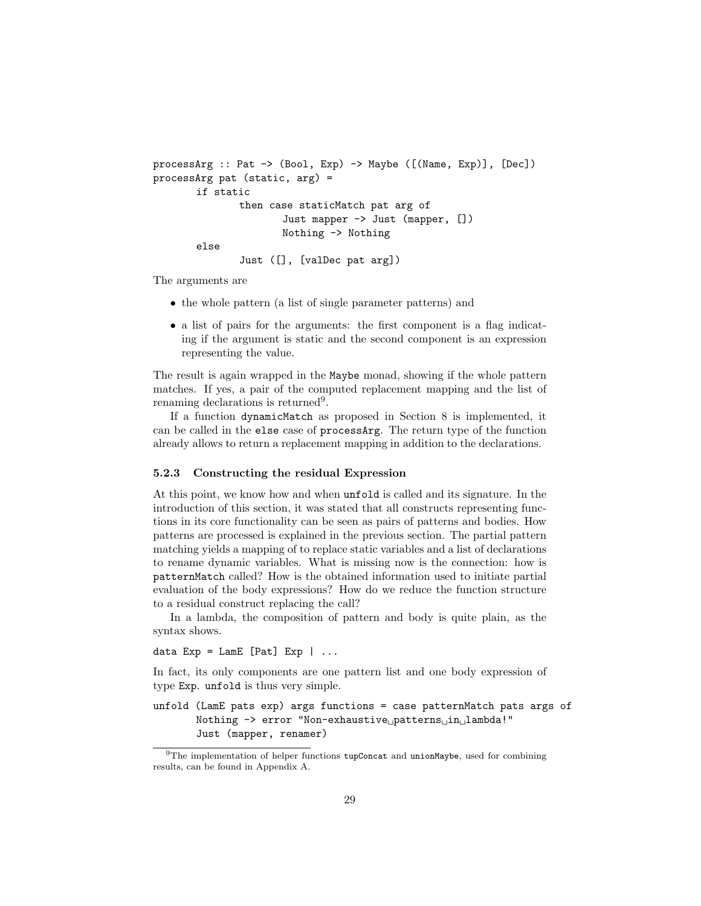```
processArg :: Pat -> (Bool, Exp) -> Maybe ([(Name, Exp)], [Dec])
processArg pat (static, arg) =
        if static
                then case staticMatch pat arg of
                        Just mapper -> Just (mapper, [])
                        Nothing -> Nothing
        else
                Just ([], [valDec pat arg])
```

The arguments are

- the whole pattern (a list of single parameter patterns) and
- a list of pairs for the arguments: the first component is a flag indicating if the argument is static and the second component is an expression representing the value.

The result is again wrapped in the `Maybe` monad, showing if the whole pattern matches. If yes, a pair of the computed replacement mapping and the list of renaming declarations is returned[9].

If a function `dynamicMatch` as proposed in Section 8 is implemented, it can be called in the `else` case of `processArg`. The return type of the function already allows to return a replacement mapping in addition to the declarations.

### 5.2.3 Constructing the residual Expression

At this point, we know how and when `unfold` is called and its signature. In the introduction of this section, it was stated that all constructs representing functions in its core functionality can be seen as pairs of patterns and bodies. How patterns are processed is explained in the previous section. The partial pattern matching yields a mapping of to replace static variables and a list of declarations to rename dynamic variables. What is missing now is the connection: how is `patternMatch` called? How is the obtained information used to initiate partial evaluation of the body expressions? How do we reduce the function structure to a residual construct replacing the call?

In a lambda, the composition of pattern and body is quite plain, as the syntax shows.

```
data Exp = LamE [Pat] Exp | ...
```

In fact, its only components are one pattern list and one body expression of type `Exp`. `unfold` is thus very simple.

```
unfold (LamE pats exp) args functions = case patternMatch pats args of
        Nothing -> error "Non-exhaustive patterns in lambda!"
        Just (mapper, renamer)
```

[9] The implementation of helper functions `tupConcat` and `unionMaybe`, used for combining results, can be found in Appendix A.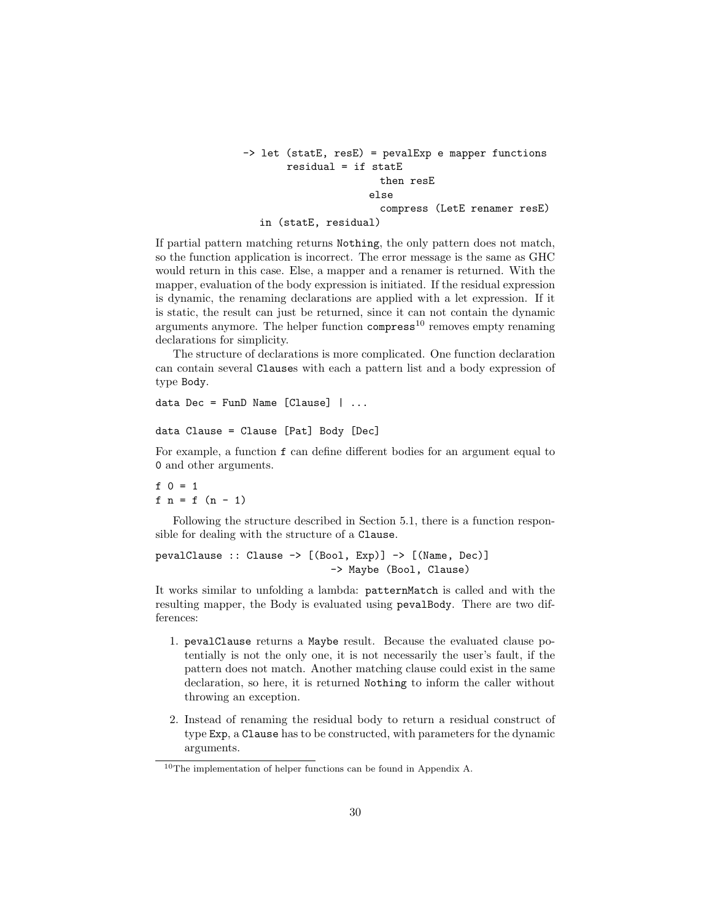```
                -> let (statE, resE) = pevalExp e mapper functions
                       residual = if statE
                                     then resE
                                   else
                                     compress (LetE renamer resE)
                   in (statE, residual)
```

If partial pattern matching returns Nothing, the only pattern does not match, so the function application is incorrect. The error message is the same as GHC would return in this case. Else, a mapper and a renamer is returned. With the mapper, evaluation of the body expression is initiated. If the residual expression is dynamic, the renaming declarations are applied with a let expression. If it is static, the result can just be returned, since it can not contain the dynamic arguments anymore. The helper function `compress`[10] removes empty renaming declarations for simplicity.

The structure of declarations is more complicated. One function declaration can contain several `Clause`s with each a pattern list and a body expression of type `Body`.

```
data Dec = FunD Name [Clause] | ...

data Clause = Clause [Pat] Body [Dec]
```

For example, a function `f` can define different bodies for an argument equal to `0` and other arguments.

```
f 0 = 1
f n = f (n - 1)
```

Following the structure described in Section 5.1, there is a function responsible for dealing with the structure of a `Clause`.

```
pevalClause :: Clause -> [(Bool, Exp)] -> [(Name, Dec)]
                                -> Maybe (Bool, Clause)
```

It works similar to unfolding a lambda: `patternMatch` is called and with the resulting mapper, the Body is evaluated using `pevalBody`. There are two differences:

1. `pevalClause` returns a `Maybe` result. Because the evaluated clause potentially is not the only one, it is not necessarily the user's fault, if the pattern does not match. Another matching clause could exist in the same declaration, so here, it is returned `Nothing` to inform the caller without throwing an exception.

2. Instead of renaming the residual body to return a residual construct of type `Exp`, a `Clause` has to be constructed, with parameters for the dynamic arguments.

[10] The implementation of helper functions can be found in Appendix A.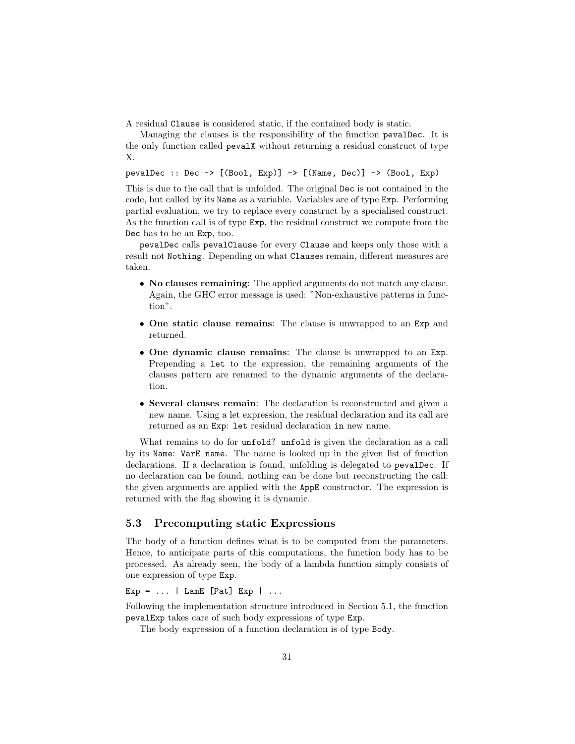A residual `Clause` is considered static, if the contained body is static.

Managing the clauses is the responsibility of the function `pevalDec`. It is the only function called `pevalX` without returning a residual construct of type X.

```
pevalDec :: Dec -> [(Bool, Exp)] -> [(Name, Dec)] -> (Bool, Exp)
```

This is due to the call that is unfolded. The original `Dec` is not contained in the code, but called by its `Name` as a variable. Variables are of type `Exp`. Performing partial evaluation, we try to replace every construct by a specialised construct. As the function call is of type `Exp`, the residual construct we compute from the `Dec` has to be an `Exp`, too.

`pevalDec` calls `pevalClause` for every `Clause` and keeps only those with a result not `Nothing`. Depending on what `Clause`s remain, different measures are taken.

- **No clauses remaining**: The applied arguments do not match any clause. Again, the GHC error message is used: "Non-exhaustive patterns in function".
- **One static clause remains**: The clause is unwrapped to an `Exp` and returned.
- **One dynamic clause remains**: The clause is unwrapped to an `Exp`. Prepending a `let` to the expression, the remaining arguments of the clauses pattern are renamed to the dynamic arguments of the declaration.
- **Several clauses remain**: The declaration is reconstructed and given a new name. Using a let expression, the residual declaration and its call are returned as an `Exp`: `let` residual declaration `in` new name.

What remains to do for `unfold`? `unfold` is given the declaration as a call by its `Name`: `VarE name`. The name is looked up in the given list of function declarations. If a declaration is found, unfolding is delegated to `pevalDec`. If no declaration can be found, nothing can be done but reconstructing the call: the given arguments are applied with the `AppE` constructor. The expression is returned with the flag showing it is dynamic.

### 5.3 Precomputing static Expressions

The body of a function defines what is to be computed from the parameters. Hence, to anticipate parts of this computations, the function body has to be processed. As already seen, the body of a lambda function simply consists of one expression of type `Exp`.

```
Exp = ... | LamE [Pat] Exp | ...
```

Following the implementation structure introduced in Section 5.1, the function `pevalExp` takes care of such body expressions of type `Exp`.

The body expression of a function declaration is of type `Body`.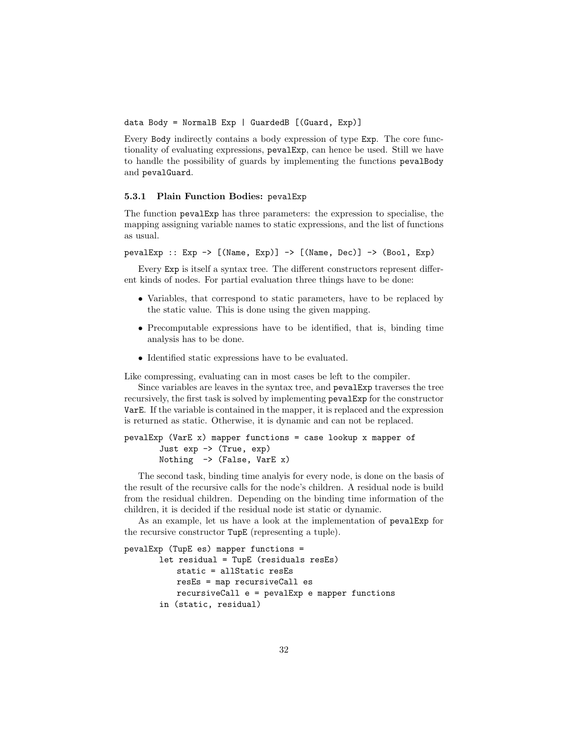```
data Body = NormalB Exp | GuardedB [(Guard, Exp)]
```

Every `Body` indirectly contains a body expression of type `Exp`. The core functionality of evaluating expressions, `pevalExp`, can hence be used. Still we have to handle the possibility of guards by implementing the functions `pevalBody` and `pevalGuard`.

### 5.3.1 Plain Function Bodies: `pevalExp`

The function `pevalExp` has three parameters: the expression to specialise, the mapping assigning variable names to static expressions, and the list of functions as usual.

```
pevalExp :: Exp -> [(Name, Exp)] -> [(Name, Dec)] -> (Bool, Exp)
```

Every `Exp` is itself a syntax tree. The different constructors represent different kinds of nodes. For partial evaluation three things have to be done:

- Variables, that correspond to static parameters, have to be replaced by the static value. This is done using the given mapping.
- Precomputable expressions have to be identified, that is, binding time analysis has to be done.
- Identified static expressions have to be evaluated.

Like compressing, evaluating can in most cases be left to the compiler.

Since variables are leaves in the syntax tree, and `pevalExp` traverses the tree recursively, the first task is solved by implementing `pevalExp` for the constructor `VarE`. If the variable is contained in the mapper, it is replaced and the expression is returned as static. Otherwise, it is dynamic and can not be replaced.

```
pevalExp (VarE x) mapper functions = case lookup x mapper of
        Just exp -> (True, exp)
        Nothing  -> (False, VarE x)
```

The second task, binding time analyis for every node, is done on the basis of the result of the recursive calls for the node's children. A residual node is build from the residual children. Depending on the binding time information of the children, it is decided if the residual node ist static or dynamic.

As an example, let us have a look at the implementation of `pevalExp` for the recursive constructor `TupE` (representing a tuple).

```
pevalExp (TupE es) mapper functions =
        let residual = TupE (residuals resEs)
            static = allStatic resEs
            resEs = map recursiveCall es
            recursiveCall e = pevalExp e mapper functions
        in (static, residual)
```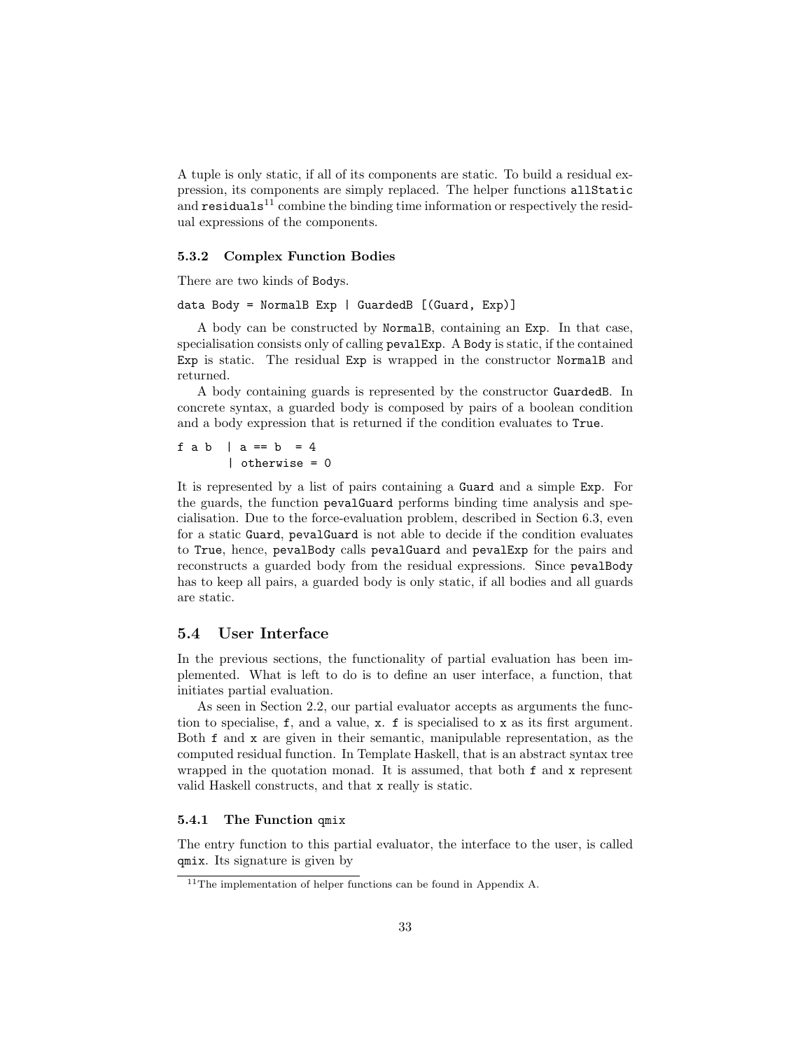A tuple is only static, if all of its components are static. To build a residual expression, its components are simply replaced. The helper functions `allStatic` and `residuals`[11] combine the binding time information or respectively the residual expressions of the components.

### 5.3.2 Complex Function Bodies

There are two kinds of `Body`s.

```
data Body = NormalB Exp | GuardedB [(Guard, Exp)]
```

A body can be constructed by `NormalB`, containing an `Exp`. In that case, specialisation consists only of calling `pevalExp`. A `Body` is static, if the contained `Exp` is static. The residual `Exp` is wrapped in the constructor `NormalB` and returned.

A body containing guards is represented by the constructor `GuardedB`. In concrete syntax, a guarded body is composed by pairs of a boolean condition and a body expression that is returned if the condition evaluates to `True`.

```
f a b  | a == b  = 4
       | otherwise = 0
```

It is represented by a list of pairs containing a `Guard` and a simple `Exp`. For the guards, the function `pevalGuard` performs binding time analysis and specialisation. Due to the force-evaluation problem, described in Section 6.3, even for a static `Guard`, `pevalGuard` is not able to decide if the condition evaluates to `True`, hence, `pevalBody` calls `pevalGuard` and `pevalExp` for the pairs and reconstructs a guarded body from the residual expressions. Since `pevalBody` has to keep all pairs, a guarded body is only static, if all bodies and all guards are static.

## 5.4 User Interface

In the previous sections, the functionality of partial evaluation has been implemented. What is left to do is to define an user interface, a function, that initiates partial evaluation.

As seen in Section 2.2, our partial evaluator accepts as arguments the function to specialise, `f`, and a value, `x`. `f` is specialised to `x` as its first argument. Both `f` and `x` are given in their semantic, manipulable representation, as the computed residual function. In Template Haskell, that is an abstract syntax tree wrapped in the quotation monad. It is assumed, that both `f` and `x` represent valid Haskell constructs, and that `x` really is static.

### 5.4.1 The Function `qmix`

The entry function to this partial evaluator, the interface to the user, is called `qmix`. Its signature is given by

[11] The implementation of helper functions can be found in Appendix A.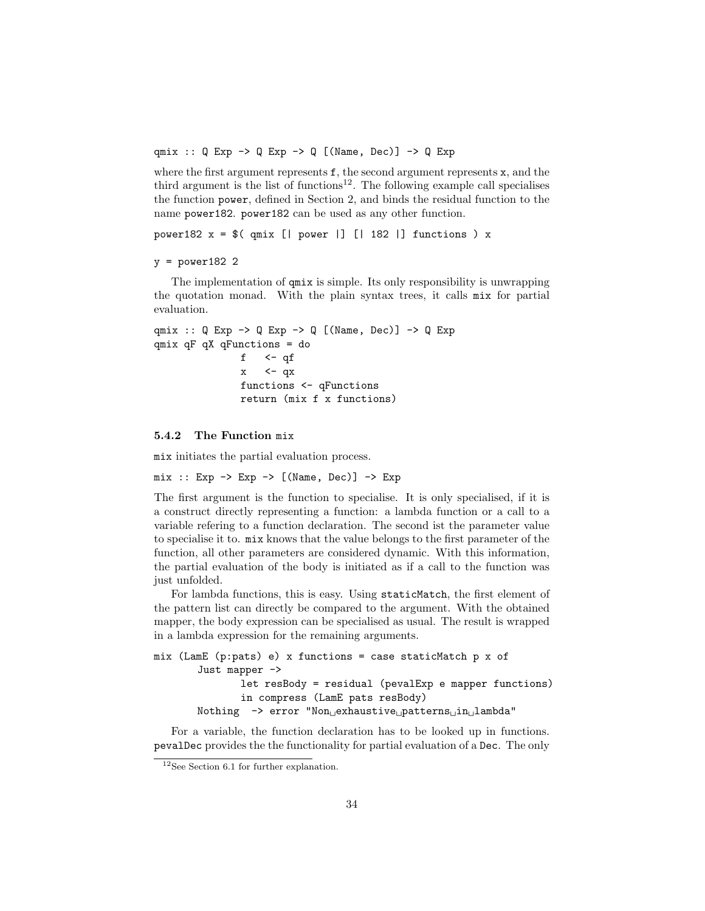```
qmix :: Q Exp -> Q Exp -> Q [(Name, Dec)] -> Q Exp
```

where the first argument represents `f`, the second argument represents `x`, and the third argument is the list of functions[12]. The following example call specialises the function `power`, defined in Section 2, and binds the residual function to the name `power182`. `power182` can be used as any other function.

```
power182 x = $( qmix [| power |] [| 182 |] functions ) x

y = power182 2
```

The implementation of `qmix` is simple. Its only responsibility is unwrapping the quotation monad. With the plain syntax trees, it calls `mix` for partial evaluation.

```
qmix :: Q Exp -> Q Exp -> Q [(Name, Dec)] -> Q Exp
qmix qF qX qFunctions = do
              f    <- qf
              x    <- qx
              functions <- qFunctions
              return (mix f x functions)
```

### 5.4.2 The Function mix

`mix` initiates the partial evaluation process.

```
mix :: Exp -> Exp -> [(Name, Dec)] -> Exp
```

The first argument is the function to specialise. It is only specialised, if it is a construct directly representing a function: a lambda function or a call to a variable refering to a function declaration. The second ist the parameter value to specialise it to. `mix` knows that the value belongs to the first parameter of the function, all other parameters are considered dynamic. With this information, the partial evaluation of the body is initiated as if a call to the function was just unfolded.

For lambda functions, this is easy. Using `staticMatch`, the first element of the pattern list can directly be compared to the argument. With the obtained mapper, the body expression can be specialised as usual. The result is wrapped in a lambda expression for the remaining arguments.

```
mix (LamE (p:pats) e) x functions = case staticMatch p x of
       Just mapper ->
              let resBody = residual (pevalExp e mapper functions)
              in compress (LamE pats resBody)
       Nothing  -> error "Non exhaustive patterns in lambda"
```

For a variable, the function declaration has to be looked up in functions. `pevalDec` provides the the functionality for partial evaluation of a `Dec`. The only

[12] See Section 6.1 for further explanation.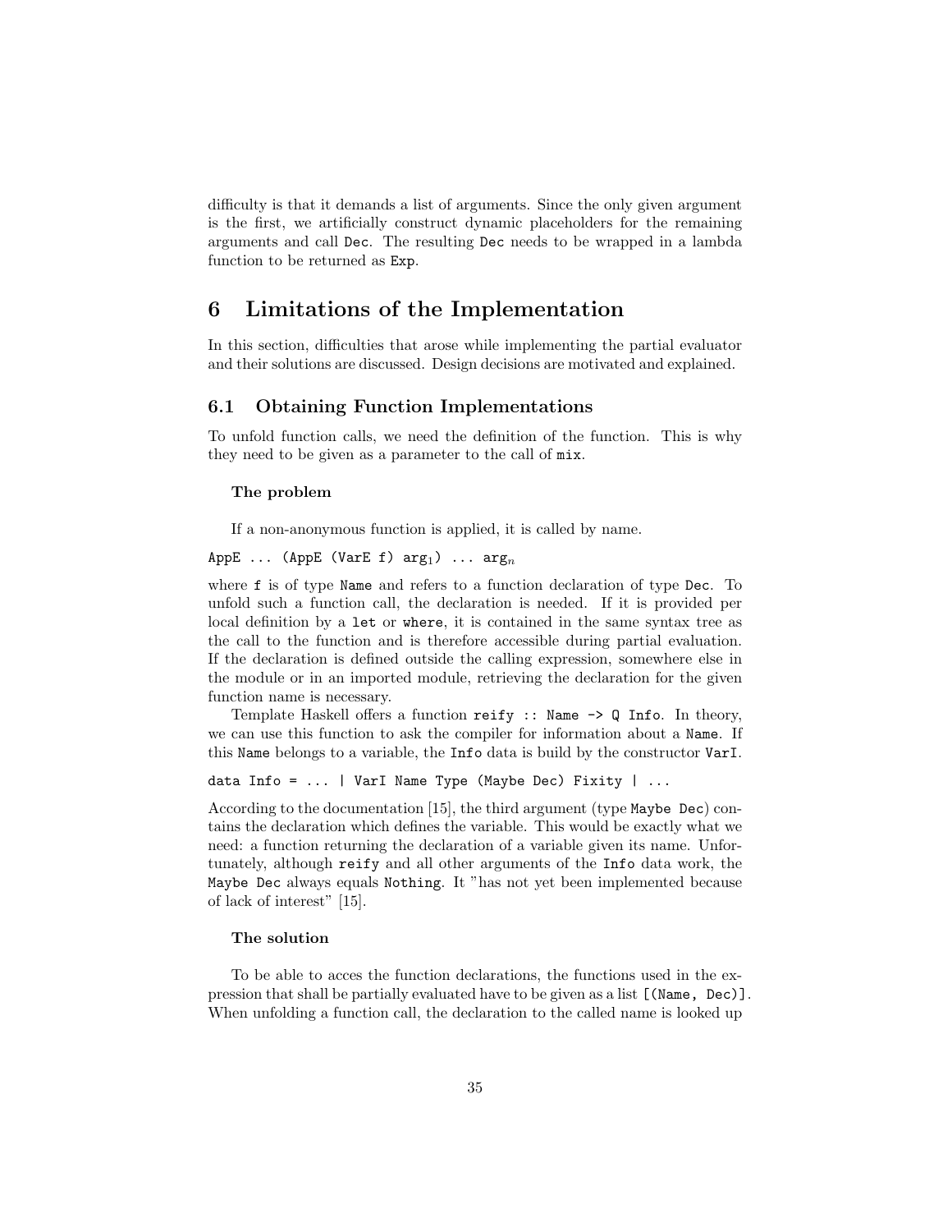difficulty is that it demands a list of arguments. Since the only given argument is the first, we artificially construct dynamic placeholders for the remaining arguments and call `Dec`. The resulting `Dec` needs to be wrapped in a lambda function to be returned as `Exp`.

# 6 Limitations of the Implementation

In this section, difficulties that arose while implementing the partial evaluator and their solutions are discussed. Design decisions are motivated and explained.

## 6.1 Obtaining Function Implementations

To unfold function calls, we need the definition of the function. This is why they need to be given as a parameter to the call of `mix`.

#### The problem

If a non-anonymous function is applied, it is called by name.

```
AppE ... (AppE (VarE f) arg₁) ... argₙ
```

where `f` is of type `Name` and refers to a function declaration of type `Dec`. To unfold such a function call, the declaration is needed. If it is provided per local definition by a `let` or `where`, it is contained in the same syntax tree as the call to the function and is therefore accessible during partial evaluation. If the declaration is defined outside the calling expression, somewhere else in the module or in an imported module, retrieving the declaration for the given function name is necessary.

Template Haskell offers a function `reify :: Name -> Q Info`. In theory, we can use this function to ask the compiler for information about a `Name`. If this `Name` belongs to a variable, the `Info` data is build by the constructor `VarI`.

```
data Info = ... | VarI Name Type (Maybe Dec) Fixity | ...
```

According to the documentation [15], the third argument (type `Maybe Dec`) contains the declaration which defines the variable. This would be exactly what we need: a function returning the declaration of a variable given its name. Unfortunately, although `reify` and all other arguments of the `Info` data work, the `Maybe Dec` always equals `Nothing`. It "has not yet been implemented because of lack of interest" [15].

#### The solution

To be able to acces the function declarations, the functions used in the expression that shall be partially evaluated have to be given as a list `[(Name, Dec)]`. When unfolding a function call, the declaration to the called name is looked up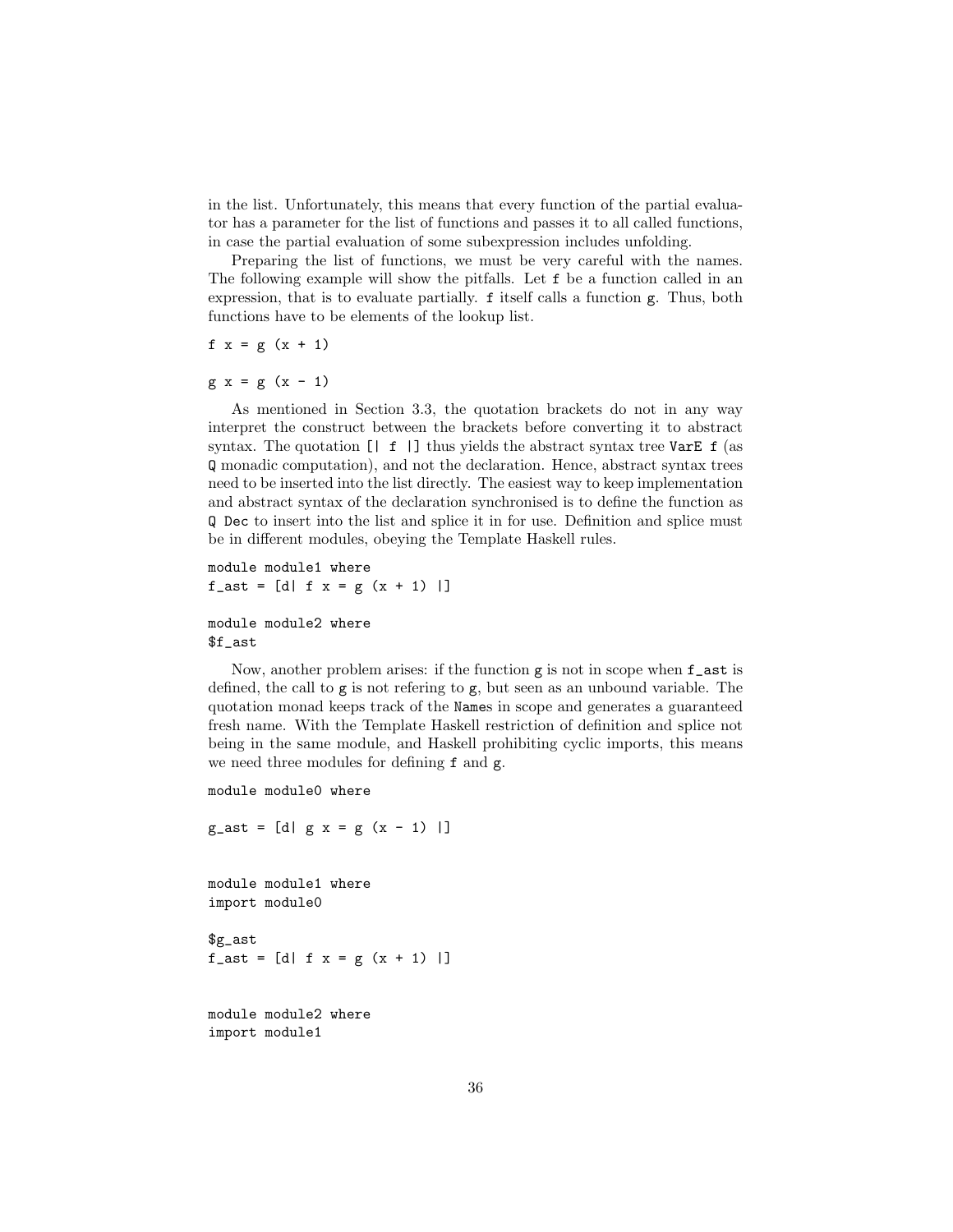in the list. Unfortunately, this means that every function of the partial evaluator has a parameter for the list of functions and passes it to all called functions, in case the partial evaluation of some subexpression includes unfolding.

Preparing the list of functions, we must be very careful with the names. The following example will show the pitfalls. Let `f` be a function called in an expression, that is to evaluate partially. `f` itself calls a function `g`. Thus, both functions have to be elements of the lookup list.

```
f x = g (x + 1)

g x = g (x - 1)
```

As mentioned in Section 3.3, the quotation brackets do not in any way interpret the construct between the brackets before converting it to abstract syntax. The quotation `[| f |]` thus yields the abstract syntax tree `VarE f` (as `Q` monadic computation), and not the declaration. Hence, abstract syntax trees need to be inserted into the list directly. The easiest way to keep implementation and abstract syntax of the declaration synchronised is to define the function as `Q Dec` to insert into the list and splice it in for use. Definition and splice must be in different modules, obeying the Template Haskell rules.

```
module module1 where
f_ast = [d| f x = g (x + 1) |]

module module2 where
$f_ast
```

Now, another problem arises: if the function `g` is not in scope when `f_ast` is defined, the call to `g` is not refering to `g`, but seen as an unbound variable. The quotation monad keeps track of the `Name`s in scope and generates a guaranteed fresh name. With the Template Haskell restriction of definition and splice not being in the same module, and Haskell prohibiting cyclic imports, this means we need three modules for defining `f` and `g`.

```
module module0 where

g_ast = [d| g x = g (x - 1) |]


module module1 where
import module0

$g_ast
f_ast = [d| f x = g (x + 1) |]


module module2 where
import module1
```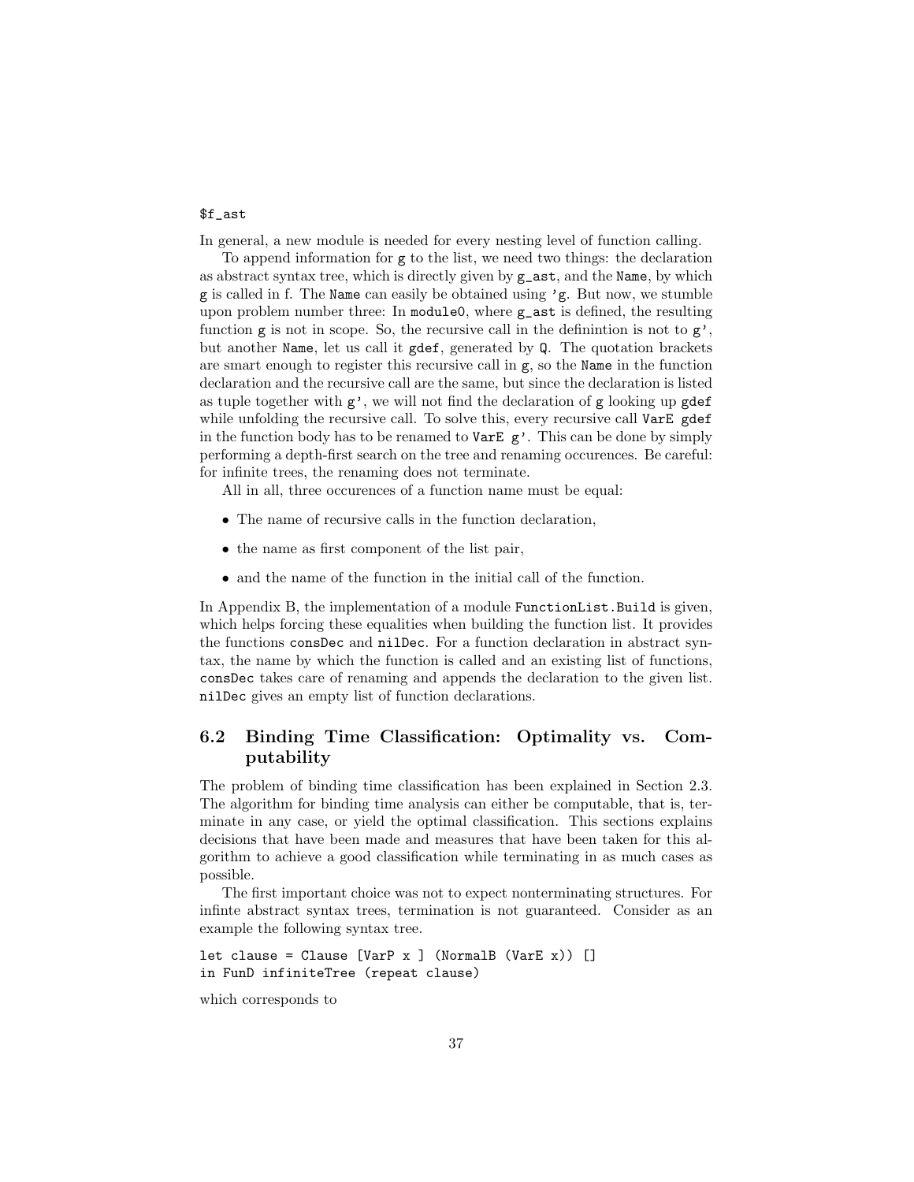```
$f_ast
```

In general, a new module is needed for every nesting level of function calling.

To append information for `g` to the list, we need two things: the declaration as abstract syntax tree, which is directly given by `g_ast`, and the `Name`, by which `g` is called in f. The `Name` can easily be obtained using `'g`. But now, we stumble upon problem number three: In `module0`, where `g_ast` is defined, the resulting function `g` is not in scope. So, the recursive call in the definintion is not to `g'`, but another `Name`, let us call it `gdef`, generated by `Q`. The quotation brackets are smart enough to register this recursive call in `g`, so the `Name` in the function declaration and the recursive call are the same, but since the declaration is listed as tuple together with `g'`, we will not find the declaration of `g` looking up `gdef` while unfolding the recursive call. To solve this, every recursive call `VarE gdef` in the function body has to be renamed to `VarE g'`. This can be done by simply performing a depth-first search on the tree and renaming occurences. Be careful: for infinite trees, the renaming does not terminate.

All in all, three occurences of a function name must be equal:

- The name of recursive calls in the function declaration,
- the name as first component of the list pair,
- and the name of the function in the initial call of the function.

In Appendix B, the implementation of a module `FunctionList.Build` is given, which helps forcing these equalities when building the function list. It provides the functions `consDec` and `nilDec`. For a function declaration in abstract syntax, the name by which the function is called and an existing list of functions, `consDec` takes care of renaming and appends the declaration to the given list. `nilDec` gives an empty list of function declarations.

## 6.2 Binding Time Classification: Optimality vs. Computability

The problem of binding time classification has been explained in Section 2.3. The algorithm for binding time analysis can either be computable, that is, terminate in any case, or yield the optimal classification. This sections explains decisions that have been made and measures that have been taken for this algorithm to achieve a good classification while terminating in as much cases as possible.

The first important choice was not to expect nonterminating structures. For infinte abstract syntax trees, termination is not guaranteed. Consider as an example the following syntax tree.

```
let clause = Clause [VarP x ] (NormalB (VarE x)) []
in FunD infiniteTree (repeat clause)
```

which corresponds to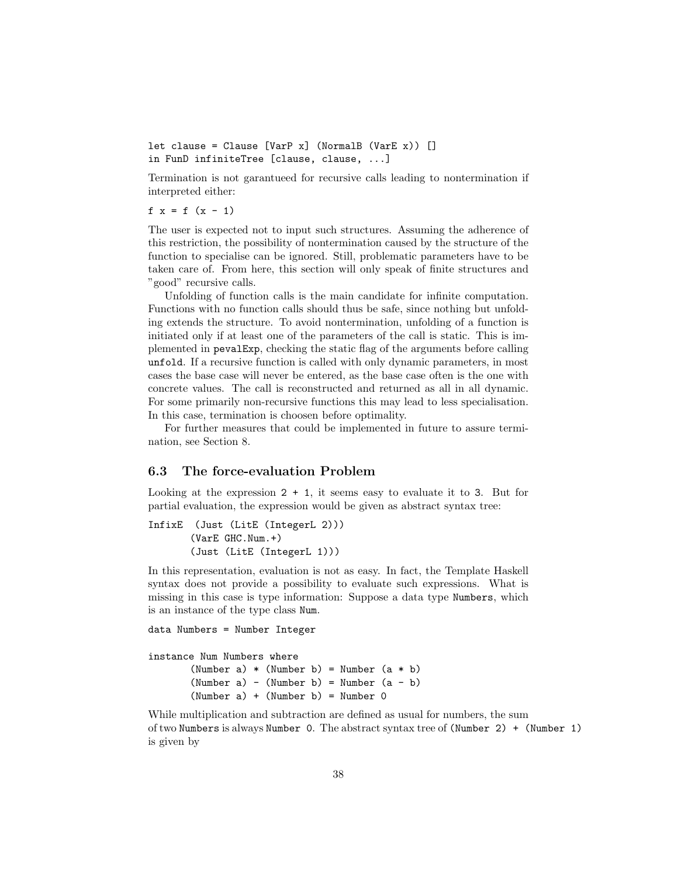```
let clause = Clause [VarP x] (NormalB (VarE x)) []
in FunD infiniteTree [clause, clause, ...]
```

Termination is not garantueed for recursive calls leading to nontermination if interpreted either:

```
f x = f (x - 1)
```

The user is expected not to input such structures. Assuming the adherence of this restriction, the possibility of nontermination caused by the structure of the function to specialise can be ignored. Still, problematic parameters have to be taken care of. From here, this section will only speak of finite structures and "good" recursive calls.

Unfolding of function calls is the main candidate for infinite computation. Functions with no function calls should thus be safe, since nothing but unfolding extends the structure. To avoid nontermination, unfolding of a function is initiated only if at least one of the parameters of the call is static. This is implemented in `pevalExp`, checking the static flag of the arguments before calling `unfold`. If a recursive function is called with only dynamic parameters, in most cases the base case will never be entered, as the base case often is the one with concrete values. The call is reconstructed and returned as all in all dynamic. For some primarily non-recursive functions this may lead to less specialisation. In this case, termination is choosen before optimality.

For further measures that could be implemented in future to assure termination, see Section 8.

### 6.3 The force-evaluation Problem

Looking at the expression `2 + 1`, it seems easy to evaluate it to `3`. But for partial evaluation, the expression would be given as abstract syntax tree:

```
InfixE  (Just (LitE (IntegerL 2)))
        (VarE GHC.Num.+)
        (Just (LitE (IntegerL 1)))
```

In this representation, evaluation is not as easy. In fact, the Template Haskell syntax does not provide a possibility to evaluate such expressions. What is missing in this case is type information: Suppose a data type `Numbers`, which is an instance of the type class `Num`.

```
data Numbers = Number Integer

instance Num Numbers where
        (Number a) * (Number b) = Number (a * b)
        (Number a) - (Number b) = Number (a - b)
        (Number a) + (Number b) = Number 0
```

While multiplication and subtraction are defined as usual for numbers, the sum of two `Numbers` is always `Number 0`. The abstract syntax tree of `(Number 2) + (Number 1)` is given by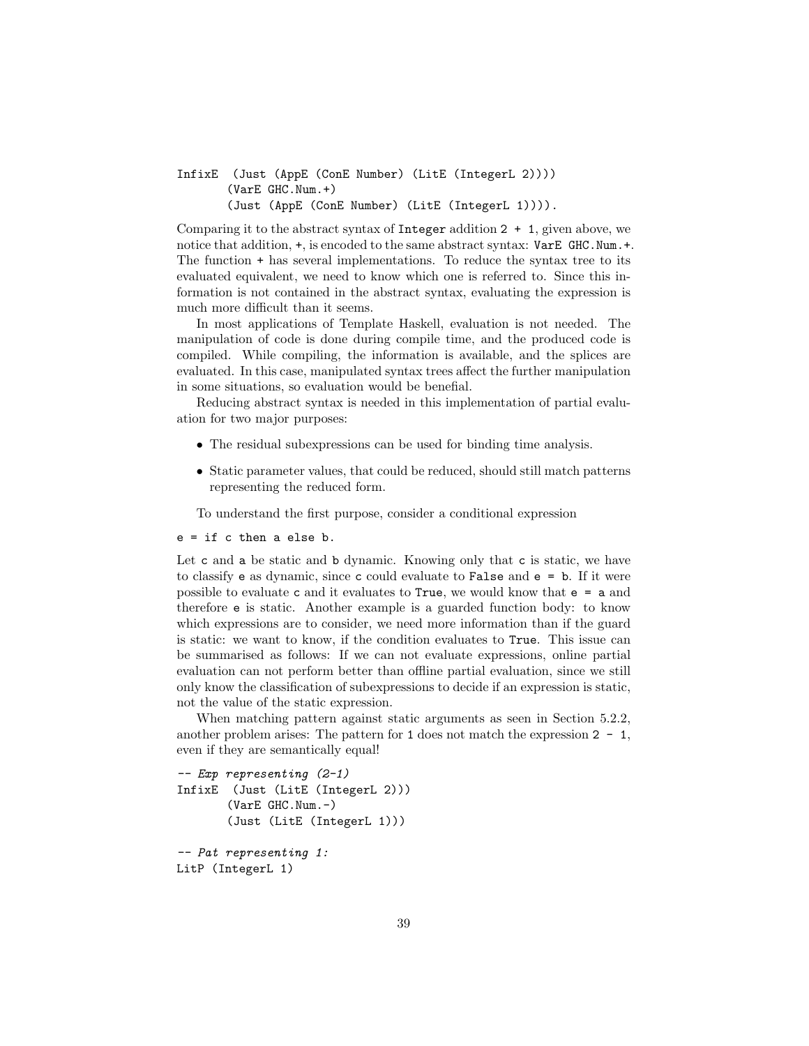```
InfixE  (Just (AppE (ConE Number) (LitE (IntegerL 2))))
        (VarE GHC.Num.+)
        (Just (AppE (ConE Number) (LitE (IntegerL 1)))).
```

Comparing it to the abstract syntax of `Integer` addition `2 + 1`, given above, we notice that addition, `+`, is encoded to the same abstract syntax: `VarE GHC.Num.+`. The function `+` has several implementations. To reduce the syntax tree to its evaluated equivalent, we need to know which one is referred to. Since this information is not contained in the abstract syntax, evaluating the expression is much more difficult than it seems.

In most applications of Template Haskell, evaluation is not needed. The manipulation of code is done during compile time, and the produced code is compiled. While compiling, the information is available, and the splices are evaluated. In this case, manipulated syntax trees affect the further manipulation in some situations, so evaluation would be benefial.

Reducing abstract syntax is needed in this implementation of partial evaluation for two major purposes:

- The residual subexpressions can be used for binding time analysis.
- Static parameter values, that could be reduced, should still match patterns representing the reduced form.

To understand the first purpose, consider a conditional expression

```
e = if c then a else b.
```

Let `c` and `a` be static and `b` dynamic. Knowing only that `c` is static, we have to classify `e` as dynamic, since `c` could evaluate to `False` and `e = b`. If it were possible to evaluate `c` and it evaluates to `True`, we would know that `e = a` and therefore `e` is static. Another example is a guarded function body: to know which expressions are to consider, we need more information than if the guard is static: we want to know, if the condition evaluates to `True`. This issue can be summarised as follows: If we can not evaluate expressions, online partial evaluation can not perform better than offline partial evaluation, since we still only know the classification of subexpressions to decide if an expression is static, not the value of the static expression.

When matching pattern against static arguments as seen in Section 5.2.2, another problem arises: The pattern for `1` does not match the expression `2 - 1`, even if they are semantically equal!

```
-- Exp representing (2-1)
InfixE  (Just (LitE (IntegerL 2)))
        (VarE GHC.Num.-)
        (Just (LitE (IntegerL 1)))

-- Pat representing 1:
LitP (IntegerL 1)
```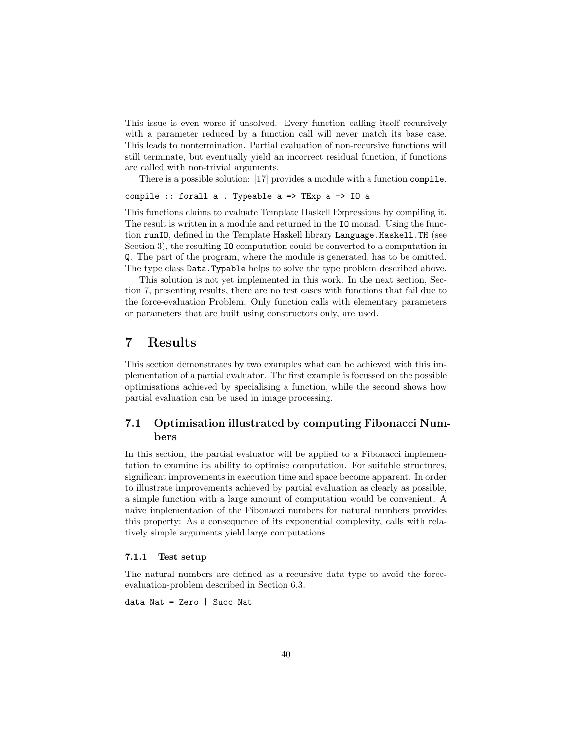This issue is even worse if unsolved. Every function calling itself recursively with a parameter reduced by a function call will never match its base case. This leads to nontermination. Partial evaluation of non-recursive functions will still terminate, but eventually yield an incorrect residual function, if functions are called with non-trivial arguments.

There is a possible solution: [17] provides a module with a function `compile`.

```
compile :: forall a . Typeable a => TExp a -> IO a
```

This functions claims to evaluate Template Haskell Expressions by compiling it. The result is written in a module and returned in the `IO` monad. Using the function `runIO`, defined in the Template Haskell library `Language.Haskell.TH` (see Section 3), the resulting `IO` computation could be converted to a computation in `Q`. The part of the program, where the module is generated, has to be omitted. The type class `Data.Typable` helps to solve the type problem described above.

This solution is not yet implemented in this work. In the next section, Section 7, presenting results, there are no test cases with functions that fail due to the force-evaluation Problem. Only function calls with elementary parameters or parameters that are built using constructors only, are used.

# 7 Results

This section demonstrates by two examples what can be achieved with this implementation of a partial evaluator. The first example is focussed on the possible optimisations achieved by specialising a function, while the second shows how partial evaluation can be used in image processing.

## 7.1 Optimisation illustrated by computing Fibonacci Numbers

In this section, the partial evaluator will be applied to a Fibonacci implementation to examine its ability to optimise computation. For suitable structures, significant improvements in execution time and space become apparent. In order to illustrate improvements achieved by partial evaluation as clearly as possible, a simple function with a large amount of computation would be convenient. A naive implementation of the Fibonacci numbers for natural numbers provides this property: As a consequence of its exponential complexity, calls with relatively simple arguments yield large computations.

### 7.1.1 Test setup

The natural numbers are defined as a recursive data type to avoid the force-evaluation-problem described in Section 6.3.

```
data Nat = Zero | Succ Nat
```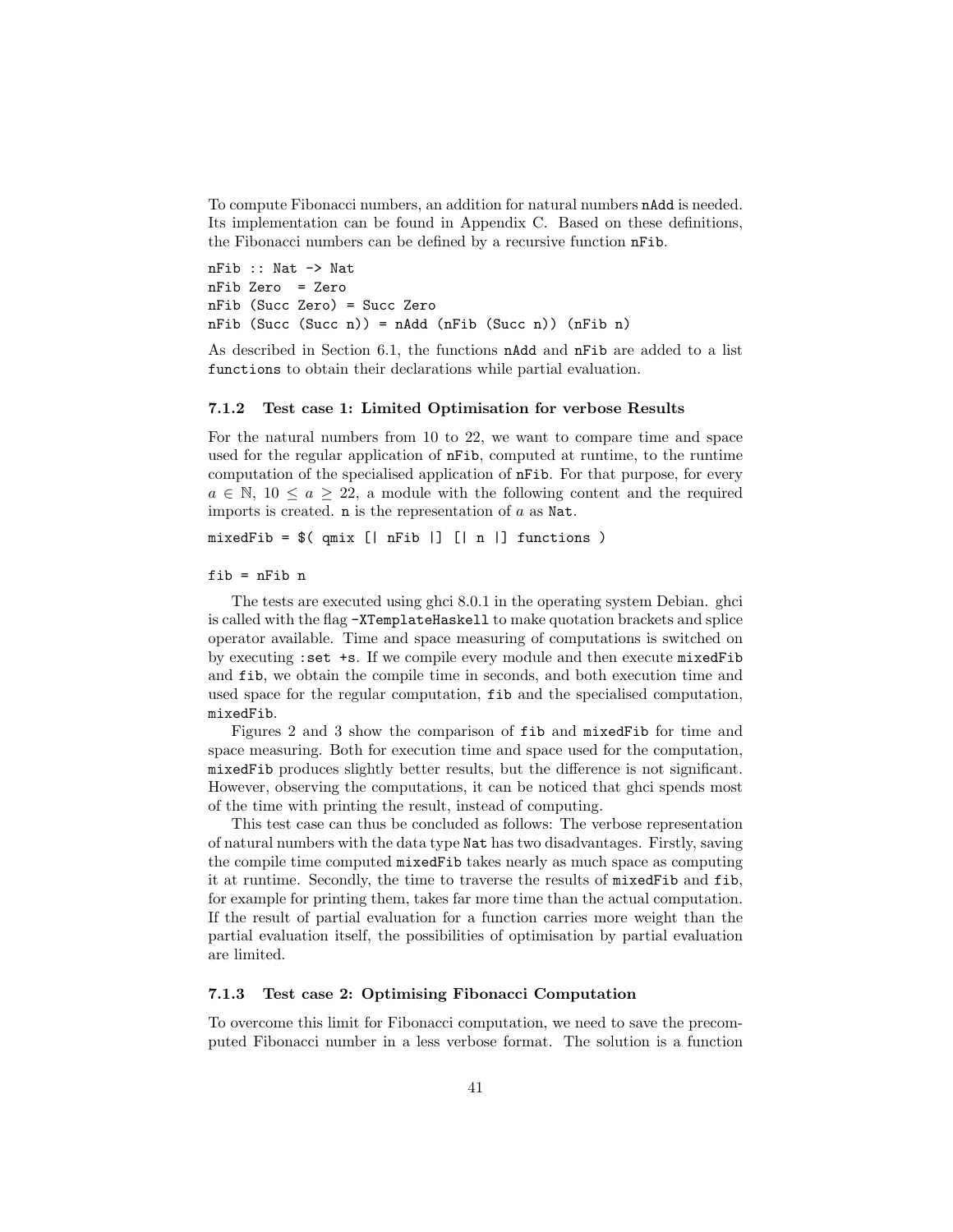To compute Fibonacci numbers, an addition for natural numbers `nAdd` is needed. Its implementation can be found in Appendix C. Based on these definitions, the Fibonacci numbers can be defined by a recursive function `nFib`.

```
nFib :: Nat -> Nat
nFib Zero  = Zero
nFib (Succ Zero) = Succ Zero
nFib (Succ (Succ n)) = nAdd (nFib (Succ n)) (nFib n)
```

As described in Section 6.1, the functions `nAdd` and `nFib` are added to a list `functions` to obtain their declarations while partial evaluation.

### 7.1.2 Test case 1: Limited Optimisation for verbose Results

For the natural numbers from 10 to 22, we want to compare time and space used for the regular application of `nFib`, computed at runtime, to the runtime computation of the specialised application of `nFib`. For that purpose, for every $a \in \mathbb{N}$, $10 \leq a \geq 22$, a module with the following content and the required imports is created. `n` is the representation of $a$ as `Nat`.

```
mixedFib = $( qmix [| nFib |] [| n |] functions )

fib = nFib n
```

The tests are executed using ghci 8.0.1 in the operating system Debian. ghci is called with the flag `-XTemplateHaskell` to make quotation brackets and splice operator available. Time and space measuring of computations is switched on by executing `:set +s`. If we compile every module and then execute `mixedFib` and `fib`, we obtain the compile time in seconds, and both execution time and used space for the regular computation, `fib` and the specialised computation, `mixedFib`.

Figures 2 and 3 show the comparison of `fib` and `mixedFib` for time and space measuring. Both for execution time and space used for the computation, `mixedFib` produces slightly better results, but the difference is not significant. However, observing the computations, it can be noticed that ghci spends most of the time with printing the result, instead of computing.

This test case can thus be concluded as follows: The verbose representation of natural numbers with the data type `Nat` has two disadvantages. Firstly, saving the compile time computed `mixedFib` takes nearly as much space as computing it at runtime. Secondly, the time to traverse the results of `mixedFib` and `fib`, for example for printing them, takes far more time than the actual computation. If the result of partial evaluation for a function carries more weight than the partial evaluation itself, the possibilities of optimisation by partial evaluation are limited.

### 7.1.3 Test case 2: Optimising Fibonacci Computation

To overcome this limit for Fibonacci computation, we need to save the precomputed Fibonacci number in a less verbose format. The solution is a function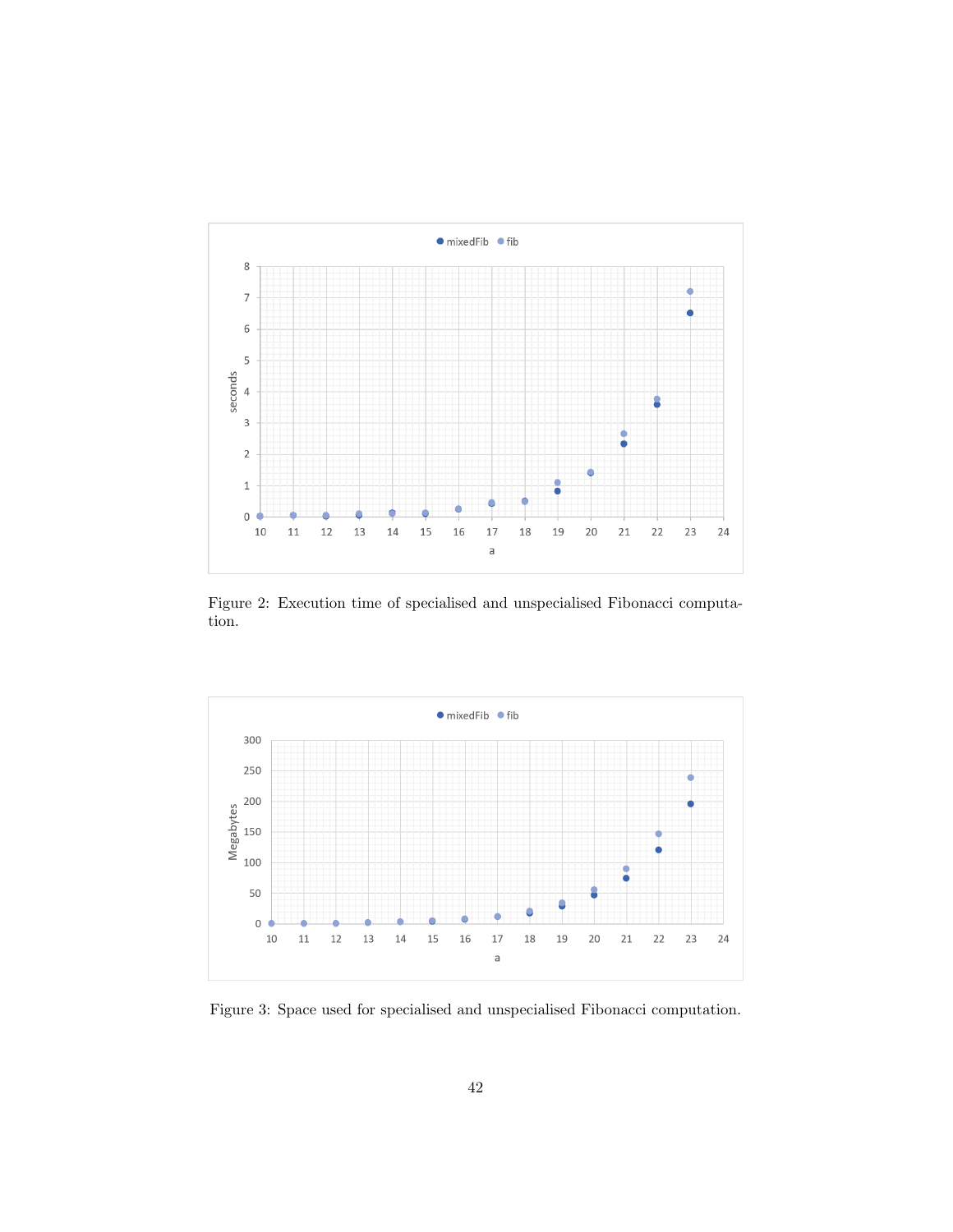Figure 2: Execution time of specialised and unspecialised Fibonacci computation.

Figure 3: Space used for specialised and unspecialised Fibonacci computation.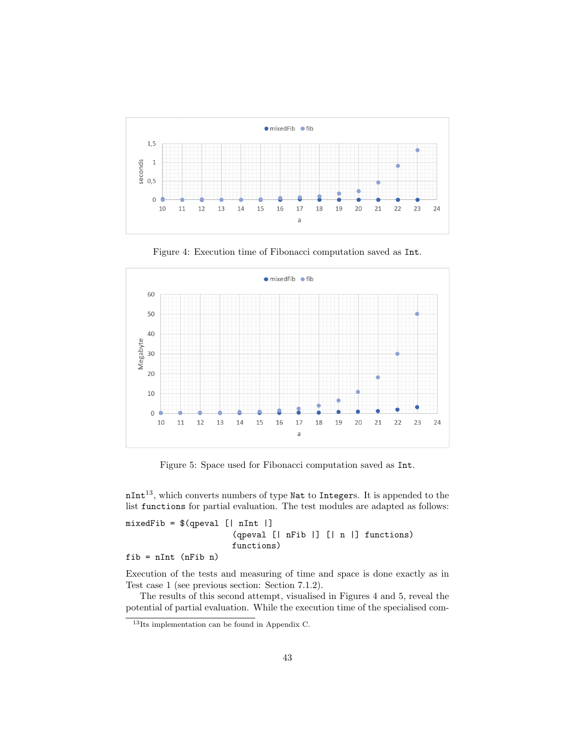Figure 4: Execution time of Fibonacci computation saved as `Int`.

Figure 5: Space used for Fibonacci computation saved as `Int`.

`nInt`[13], which converts numbers of type `Nat` to `Integer`s. It is appended to the list `functions` for partial evaluation. The test modules are adapted as follows:

```
mixedFib = $(qpeval [| nInt |]
                    (qpeval [| nFib |] [| n |] functions)
                    functions)
fib = nInt (nFib n)
```

Execution of the tests and measuring of time and space is done exactly as in Test case 1 (see previous section: Section 7.1.2).

The results of this second attempt, visualised in Figures 4 and 5, reveal the potential of partial evaluation. While the execution time of the specialised com-

[13] Its implementation can be found in Appendix C.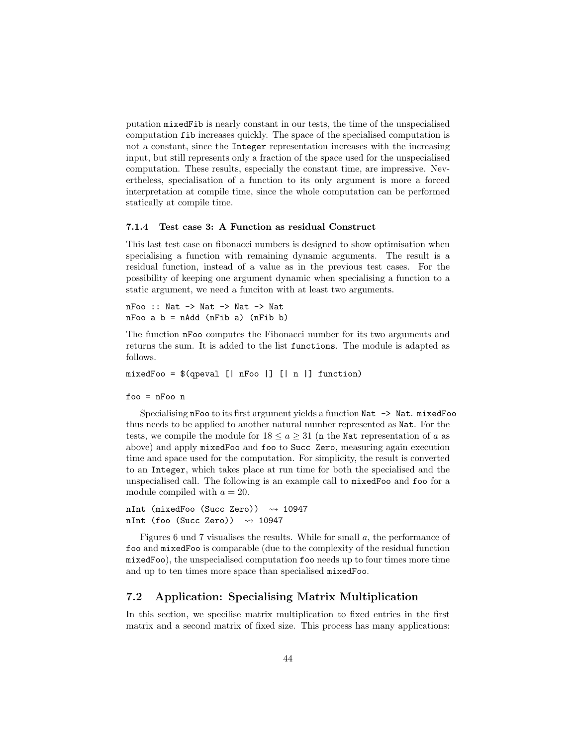putation `mixedFib` is nearly constant in our tests, the time of the unspecialised computation `fib` increases quickly. The space of the specialised computation is not a constant, since the `Integer` representation increases with the increasing input, but still represents only a fraction of the space used for the unspecialised computation. These results, especially the constant time, are impressive. Nevertheless, specialisation of a function to its only argument is more a forced interpretation at compile time, since the whole computation can be performed statically at compile time.

#### 7.1.4 Test case 3: A Function as residual Construct

This last test case on fibonacci numbers is designed to show optimisation when specialising a function with remaining dynamic arguments. The result is a residual function, instead of a value as in the previous test cases. For the possibility of keeping one argument dynamic when specialising a function to a static argument, we need a funciton with at least two arguments.

```
nFoo :: Nat -> Nat -> Nat -> Nat
nFoo a b = nAdd (nFib a) (nFib b)
```

The function `nFoo` computes the Fibonacci number for its two arguments and returns the sum. It is added to the list `functions`. The module is adapted as follows.

```
mixedFoo = $(qpeval [| nFoo |] [| n |] function)

foo = nFoo n
```

Specialising `nFoo` to its first argument yields a function `Nat -> Nat`. `mixedFoo` thus needs to be applied to another natural number represented as `Nat`. For the tests, we compile the module for $18 \leq a \geq 31$ (`n` the `Nat` representation of $a$ as above) and apply `mixedFoo` and `foo` to `Succ Zero`, measuring again execution time and space used for the computation. For simplicity, the result is converted to an `Integer`, which takes place at run time for both the specialised and the unspecialised call. The following is an example call to `mixedFoo` and `foo` for a module compiled with $a = 20$.

```
nInt (mixedFoo (Succ Zero))  ⇝ 10947
nInt (foo (Succ Zero))  ⇝ 10947
```

Figures 6 und 7 visualises the results. While for small $a$, the performance of `foo` and `mixedFoo` is comparable (due to the complexity of the residual function `mixedFoo`), the unspecialised computation `foo` needs up to four times more time and up to ten times more space than specialised `mixedFoo`.

## 7.2 Application: Specialising Matrix Multiplication

In this section, we specilise matrix multiplication to fixed entries in the first matrix and a second matrix of fixed size. This process has many applications: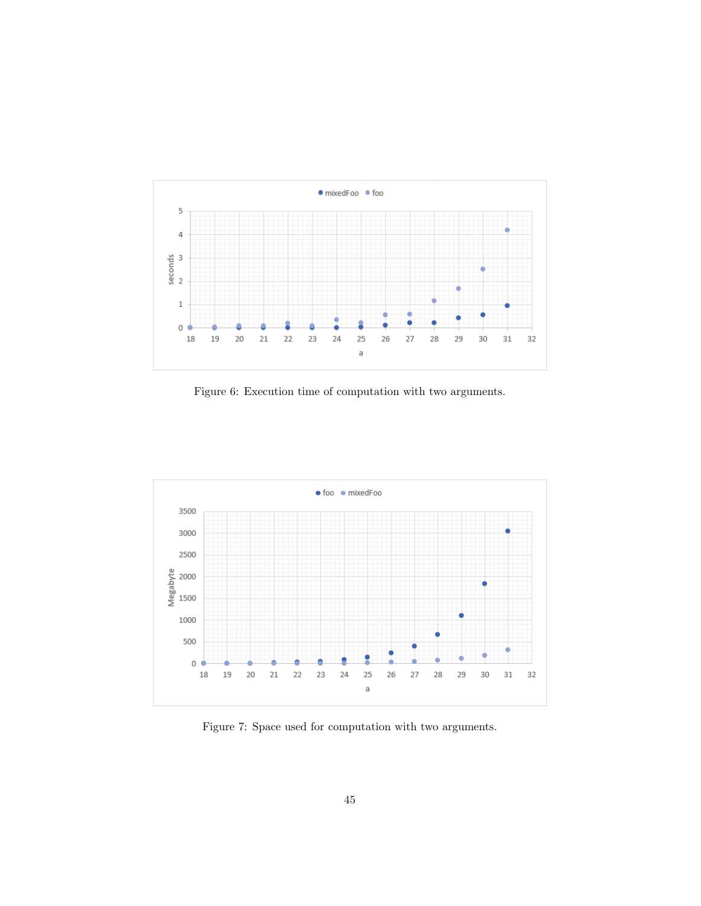Figure 6: Execution time of computation with two arguments.

Figure 7: Space used for computation with two arguments.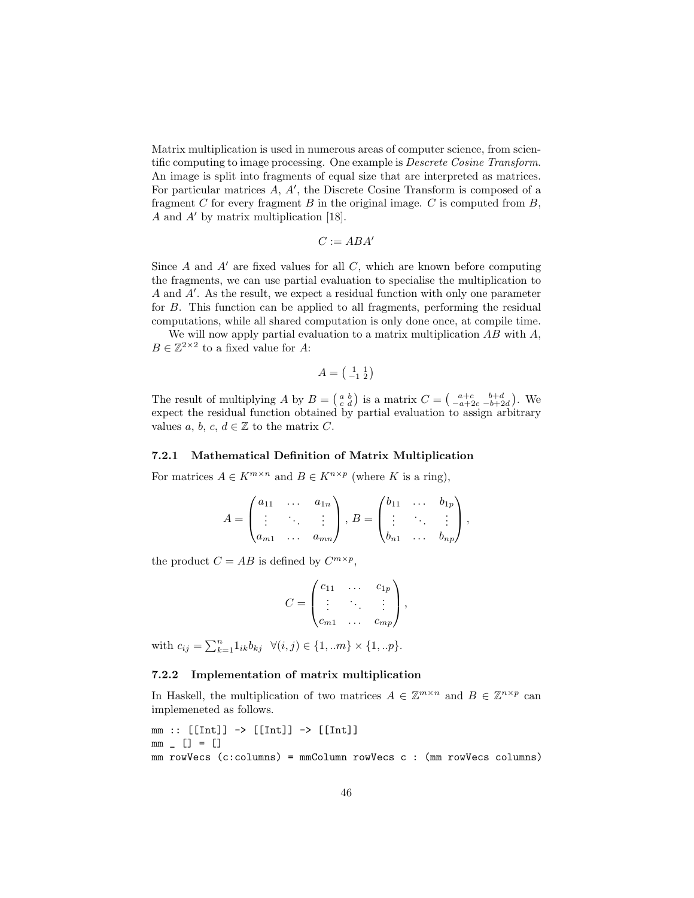Matrix multiplication is used in numerous areas of computer science, from scientific computing to image processing. One example is *Descrete Cosine Transform*. An image is split into fragments of equal size that are interpreted as matrices. For particular matrices $A$, $A'$, the Discrete Cosine Transform is composed of a fragment $C$ for every fragment $B$ in the original image. $C$ is computed from $B$, $A$ and $A'$ by matrix multiplication [18].

$$C := ABA'$$

Since $A$ and $A'$ are fixed values for all $C$, which are known before computing the fragments, we can use partial evaluation to specialise the multiplication to $A$ and $A'$. As the result, we expect a residual function with only one parameter for $B$. This function can be applied to all fragments, performing the residual computations, while all shared computation is only done once, at compile time.

We will now apply partial evaluation to a matrix multiplication $AB$ with $A$, $B \in \mathbb{Z}^{2\times 2}$ to a fixed value for $A$:

$$A = \begin{pmatrix} 1 & 1 \\ -1 & 2 \end{pmatrix}$$

The result of multiplying $A$ by $B = \begin{pmatrix} a & b \\ c & d \end{pmatrix}$ is a matrix $C = \begin{pmatrix} a+c & b+d \\ -a+2c & -b+2d \end{pmatrix}$. We expect the residual function obtained by partial evaluation to assign arbitrary values $a$, $b$, $c$, $d \in \mathbb{Z}$ to the matrix $C$.

### 7.2.1 Mathematical Definition of Matrix Multiplication

For matrices $A \in K^{m\times n}$ and $B \in K^{n\times p}$ (where $K$ is a ring),

$$A = \begin{pmatrix} a_{11} & \dots & a_{1n} \\ \vdots & \ddots & \vdots \\ a_{m1} & \dots & a_{mn} \end{pmatrix}, B = \begin{pmatrix} b_{11} & \dots & b_{1p} \\ \vdots & \ddots & \vdots \\ b_{n1} & \dots & b_{np} \end{pmatrix},$$

the product $C = AB$ is defined by $C^{m\times p}$,

$$C = \begin{pmatrix} c_{11} & \dots & c_{1p} \\ \vdots & \ddots & \vdots \\ c_{m1} & \dots & c_{mp} \end{pmatrix},$$

with $c_{ij} = \sum_{k=1}^{n} 1_{ik} b_{kj} \quad \forall (i,j) \in \{1,..m\} \times \{1,..p\}$.

### 7.2.2 Implementation of matrix multiplication

In Haskell, the multiplication of two matrices $A \in \mathbb{Z}^{m\times n}$ and $B \in \mathbb{Z}^{n\times p}$ can implemeneted as follows.

```
mm :: [[Int]] -> [[Int]] -> [[Int]]
mm _ [] = []
mm rowVecs (c:columns) = mmColumn rowVecs c : (mm rowVecs columns)
```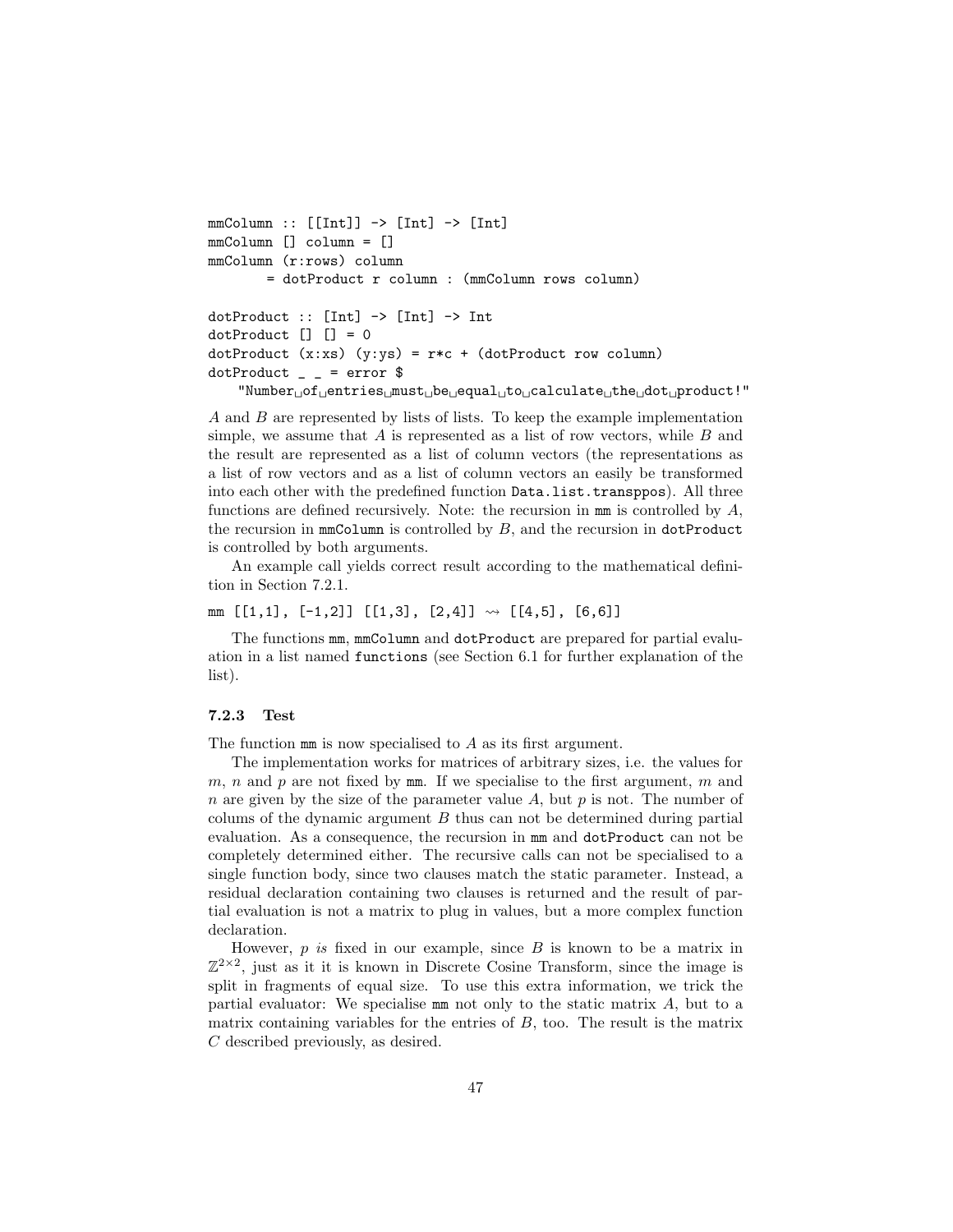```
mmColumn :: [[Int]] -> [Int] -> [Int]
mmColumn [] column = []
mmColumn (r:rows) column
       = dotProduct r column : (mmColumn rows column)

dotProduct :: [Int] -> [Int] -> Int
dotProduct [] [] = 0
dotProduct (x:xs) (y:ys) = r*c + (dotProduct row column)
dotProduct _ _ = error $
    "Number of entries must be equal to calculate the dot product!"
```

$A$ and $B$ are represented by lists of lists. To keep the example implementation simple, we assume that $A$ is represented as a list of row vectors, while $B$ and the result are represented as a list of column vectors (the representations as a list of row vectors and as a list of column vectors an easily be transformed into each other with the predefined function `Data.list.transppos`). All three functions are defined recursively. Note: the recursion in `mm` is controlled by $A$, the recursion in `mmColumn` is controlled by $B$, and the recursion in `dotProduct` is controlled by both arguments.

An example call yields correct result according to the mathematical definition in Section 7.2.1.

```
mm [[1,1], [-1,2]] [[1,3], [2,4]] ⇝ [[4,5], [6,6]]
```

The functions `mm`, `mmColumn` and `dotProduct` are prepared for partial evaluation in a list named `functions` (see Section 6.1 for further explanation of the list).

### 7.2.3 Test

The function `mm` is now specialised to $A$ as its first argument.

The implementation works for matrices of arbitrary sizes, i.e. the values for $m$, $n$ and $p$ are not fixed by `mm`. If we specialise to the first argument, $m$ and $n$ are given by the size of the parameter value $A$, but $p$ is not. The number of colums of the dynamic argument $B$ thus can not be determined during partial evaluation. As a consequence, the recursion in `mm` and `dotProduct` can not be completely determined either. The recursive calls can not be specialised to a single function body, since two clauses match the static parameter. Instead, a residual declaration containing two clauses is returned and the result of partial evaluation is not a matrix to plug in values, but a more complex function declaration.

However, $p$ *is* fixed in our example, since $B$ is known to be a matrix in $\mathbb{Z}^{2\times2}$, just as it it is known in Discrete Cosine Transform, since the image is split in fragments of equal size. To use this extra information, we trick the partial evaluator: We specialise `mm` not only to the static matrix $A$, but to a matrix containing variables for the entries of $B$, too. The result is the matrix $C$ described previously, as desired.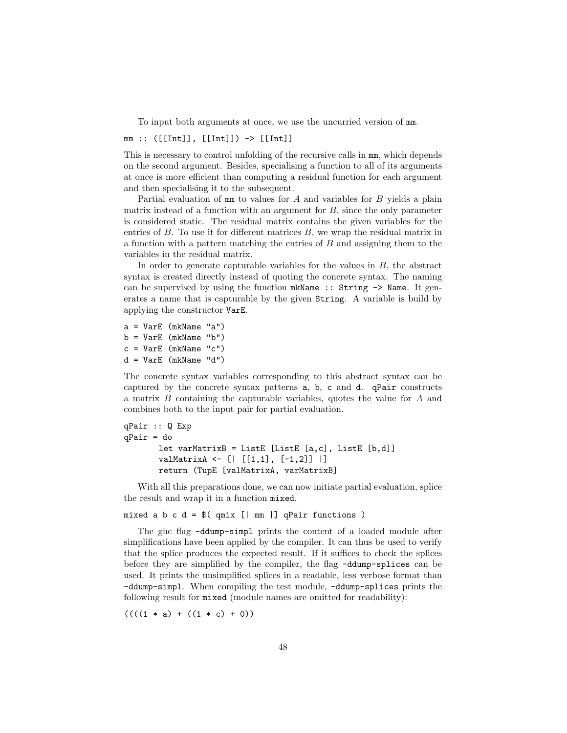To input both arguments at once, we use the uncurried version of `mm`.

```
mm :: ([[Int]], [[Int]]) -> [[Int]]
```

This is necessary to control unfolding of the recursive calls in `mm`, which depends on the second argument. Besides, specialising a function to all of its arguments at once is more efficient than computing a residual function for each argument and then specialising it to the subsequent.

Partial evaluation of `mm` to values for $A$ and variables for $B$ yields a plain matrix instead of a function with an argument for $B$, since the only parameter is considered static. The residual matrix contains the given variables for the entries of $B$. To use it for different matrices $B$, we wrap the residual matrix in a function with a pattern matching the entries of $B$ and assigning them to the variables in the residual matrix.

In order to generate capturable variables for the values in $B$, the abstract syntax is created directly instead of quoting the concrete syntax. The naming can be supervised by using the function `mkName :: String -> Name`. It generates a name that is capturable by the given `String`. A variable is build by applying the constructor `VarE`.

```
a = VarE (mkName "a")
b = VarE (mkName "b")
c = VarE (mkName "c")
d = VarE (mkName "d")
```

The concrete syntax variables corresponding to this abstract syntax can be captured by the concrete syntax patterns `a`, `b`, `c` and `d`. `qPair` constructs a matrix $B$ containing the capturable variables, quotes the value for $A$ and combines both to the input pair for partial evaluation.

```
qPair :: Q Exp
qPair = do
       let varMatrixB = ListE [ListE [a,c], ListE [b,d]]
       valMatrixA <- [| [[1,1], [-1,2]] |]
       return (TupE [valMatrixA, varMatrixB]
```

With all this preparations done, we can now initiate partial evaluation, splice the result and wrap it in a function `mixed`.

```
mixed a b c d = $( qmix [| mm |] qPair functions )
```

The ghc flag `-ddump-simpl` prints the content of a loaded module after simplifications have been applied by the compiler. It can thus be used to verify that the splice produces the expected result. If it suffices to check the splices before they are simplified by the compiler, the flag `-ddump-splices` can be used. It prints the unsimplified splices in a readable, less verbose format than `-ddump-simpl`. When compiling the test module, `-ddump-splices` prints the following result for `mixed` (module names are omitted for readability):

```
((((1 * a) + ((1 * c) + 0))
```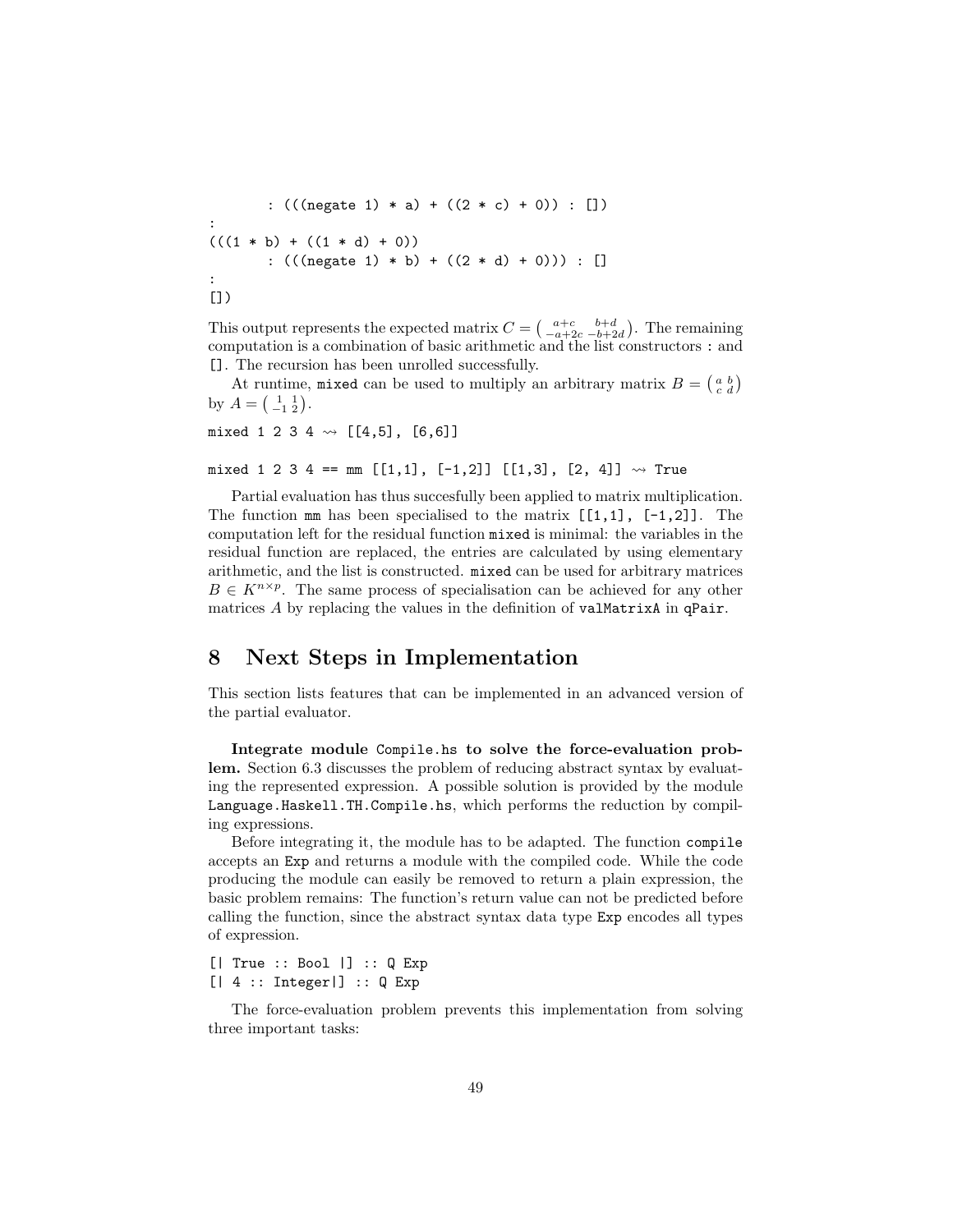```
       : (((negate 1) * a) + ((2 * c) + 0)) : [])
:
(((1 * b) + ((1 * d) + 0))
       : (((negate 1) * b) + ((2 * d) + 0))) : []
:
[])
```

This output represents the expected matrix $C = \begin{pmatrix} a+c & b+d \\ -a+2c & -b+2d \end{pmatrix}$. The remaining computation is a combination of basic arithmetic and the list constructors `:` and `[]`. The recursion has been unrolled successfully.

At runtime, `mixed` can be used to multiply an arbitrary matrix $B = \begin{pmatrix} a & b \\ c & d \end{pmatrix}$ by $A = \begin{pmatrix} 1 & 1 \\ -1 & 2 \end{pmatrix}$.

```
mixed 1 2 3 4 ⇝ [[4,5], [6,6]]

mixed 1 2 3 4 == mm [[1,1], [-1,2]] [[1,3], [2, 4]] ⇝ True
```

Partial evaluation has thus succesfully been applied to matrix multiplication. The function `mm` has been specialised to the matrix `[[1,1], [-1,2]]`. The computation left for the residual function `mixed` is minimal: the variables in the residual function are replaced, the entries are calculated by using elementary arithmetic, and the list is constructed. `mixed` can be used for arbitrary matrices $B \in K^{n \times p}$. The same process of specialisation can be achieved for any other matrices $A$ by replacing the values in the definition of `valMatrixA` in `qPair`.

# 8 Next Steps in Implementation

This section lists features that can be implemented in an advanced version of the partial evaluator.

**Integrate module `Compile.hs` to solve the force-evaluation problem.** Section 6.3 discusses the problem of reducing abstract syntax by evaluating the represented expression. A possible solution is provided by the module `Language.Haskell.TH.Compile.hs`, which performs the reduction by compiling expressions.

Before integrating it, the module has to be adapted. The function `compile` accepts an `Exp` and returns a module with the compiled code. While the code producing the module can easily be removed to return a plain expression, the basic problem remains: The function's return value can not be predicted before calling the function, since the abstract syntax data type `Exp` encodes all types of expression.

```
[| True :: Bool |] :: Q Exp
[| 4 :: Integer|] :: Q Exp
```

The force-evaluation problem prevents this implementation from solving three important tasks: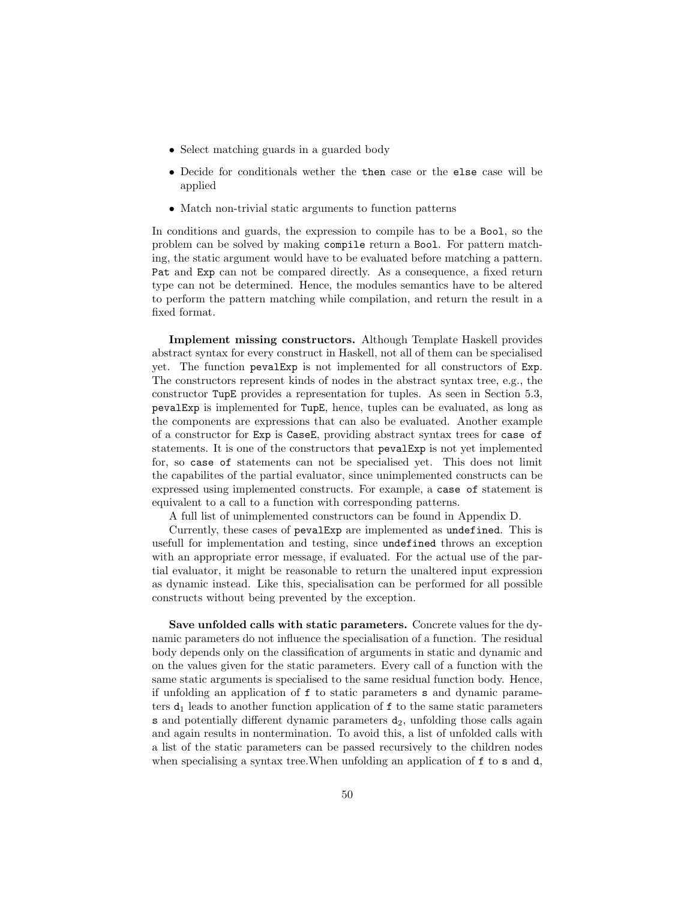- Select matching guards in a guarded body
- Decide for conditionals wether the `then` case or the `else` case will be applied
- Match non-trivial static arguments to function patterns

In conditions and guards, the expression to compile has to be a `Bool`, so the problem can be solved by making `compile` return a `Bool`. For pattern matching, the static argument would have to be evaluated before matching a pattern. `Pat` and `Exp` can not be compared directly. As a consequence, a fixed return type can not be determined. Hence, the modules semantics have to be altered to perform the pattern matching while compilation, and return the result in a fixed format.

**Implement missing constructors.** Although Template Haskell provides abstract syntax for every construct in Haskell, not all of them can be specialised yet. The function `pevalExp` is not implemented for all constructors of `Exp`. The constructors represent kinds of nodes in the abstract syntax tree, e.g., the constructor `TupE` provides a representation for tuples. As seen in Section 5.3, `pevalExp` is implemented for `TupE`, hence, tuples can be evaluated, as long as the components are expressions that can also be evaluated. Another example of a constructor for `Exp` is `CaseE`, providing abstract syntax trees for `case of` statements. It is one of the constructors that `pevalExp` is not yet implemented for, so `case of` statements can not be specialised yet. This does not limit the capabilites of the partial evaluator, since unimplemented constructs can be expressed using implemented constructs. For example, a `case of` statement is equivalent to a call to a function with corresponding patterns.

A full list of unimplemented constructors can be found in Appendix D.

Currently, these cases of `pevalExp` are implemented as `undefined`. This is usefull for implementation and testing, since `undefined` throws an exception with an appropriate error message, if evaluated. For the actual use of the partial evaluator, it might be reasonable to return the unaltered input expression as dynamic instead. Like this, specialisation can be performed for all possible constructs without being prevented by the exception.

**Save unfolded calls with static parameters.** Concrete values for the dynamic parameters do not influence the specialisation of a function. The residual body depends only on the classification of arguments in static and dynamic and on the values given for the static parameters. Every call of a function with the same static arguments is specialised to the same residual function body. Hence, if unfolding an application of `f` to static parameters `s` and dynamic parameters $\mathtt{d}_1$ leads to another function application of `f` to the same static parameters `s` and potentially different dynamic parameters $\mathtt{d}_2$, unfolding those calls again and again results in nontermination. To avoid this, a list of unfolded calls with a list of the static parameters can be passed recursively to the children nodes when specialising a syntax tree.When unfolding an application of `f` to `s` and `d`,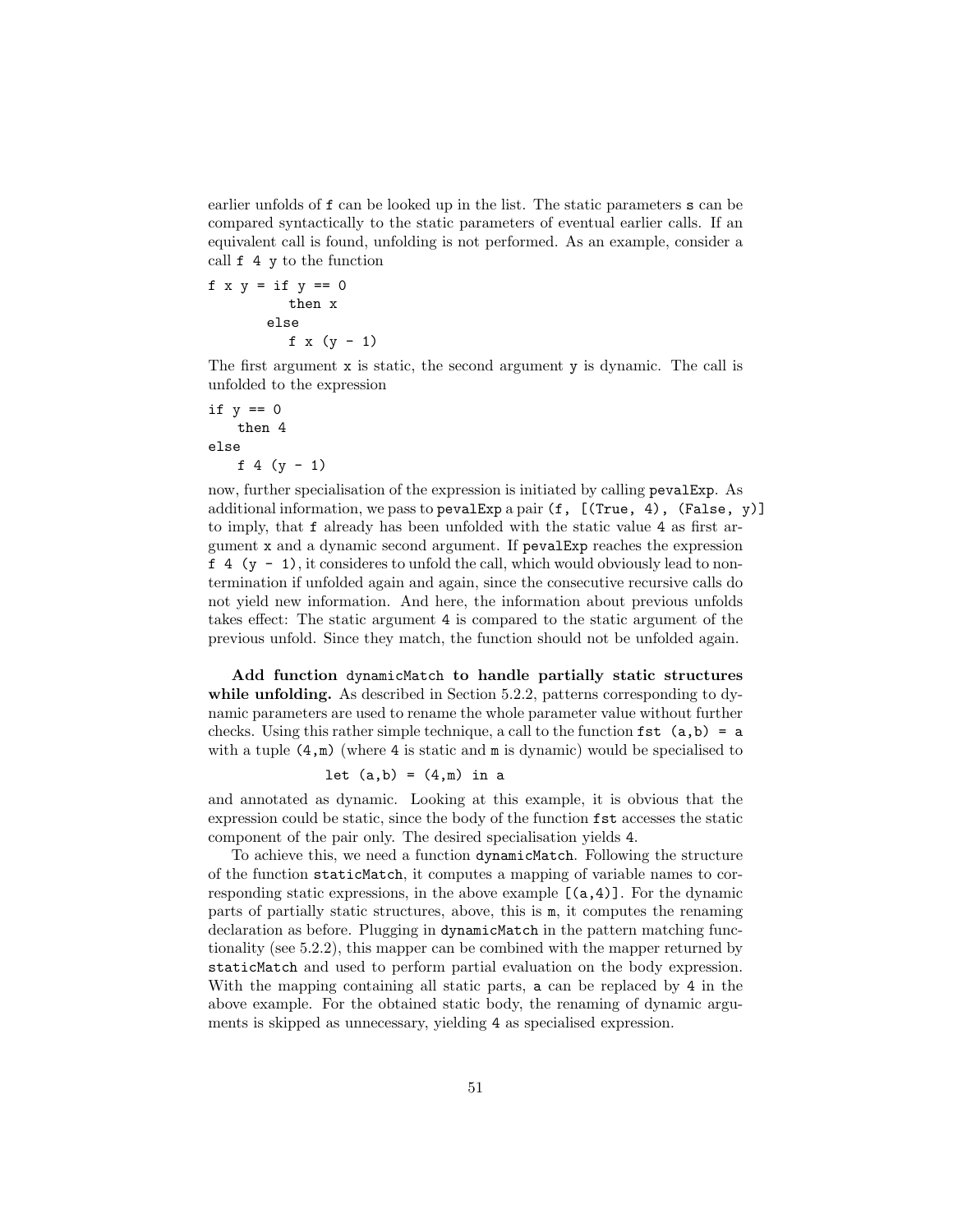earlier unfolds of f can be looked up in the list. The static parameters s can be compared syntactically to the static parameters of eventual earlier calls. If an equivalent call is found, unfolding is not performed. As an example, consider a call `f 4 y` to the function

```
f x y = if y == 0
          then x
        else
          f x (y - 1)
```

The first argument x is static, the second argument y is dynamic. The call is unfolded to the expression

```
if y == 0
   then 4
else
   f 4 (y - 1)
```

now, further specialisation of the expression is initiated by calling `pevalExp`. As additional information, we pass to `pevalExp` a pair `(f, [(True, 4), (False, y)]` to imply, that f already has been unfolded with the static value 4 as first argument x and a dynamic second argument. If `pevalExp` reaches the expression `f 4 (y - 1)`, it consideres to unfold the call, which would obviously lead to non-termination if unfolded again and again, since the consecutive recursive calls do not yield new information. And here, the information about previous unfolds takes effect: The static argument 4 is compared to the static argument of the previous unfold. Since they match, the function should not be unfolded again.

**Add function `dynamicMatch` to handle partially static structures while unfolding.** As described in Section 5.2.2, patterns corresponding to dynamic parameters are used to rename the whole parameter value without further checks. Using this rather simple technique, a call to the function `fst (a,b) = a` with a tuple `(4,m)` (where 4 is static and m is dynamic) would be specialised to

```
let (a,b) = (4,m) in a
```

and annotated as dynamic. Looking at this example, it is obvious that the expression could be static, since the body of the function `fst` accesses the static component of the pair only. The desired specialisation yields 4.

To achieve this, we need a function `dynamicMatch`. Following the structure of the function `staticMatch`, it computes a mapping of variable names to corresponding static expressions, in the above example `[(a,4)]`. For the dynamic parts of partially static structures, above, this is m, it computes the renaming declaration as before. Plugging in `dynamicMatch` in the pattern matching functionality (see 5.2.2), this mapper can be combined with the mapper returned by `staticMatch` and used to perform partial evaluation on the body expression. With the mapping containing all static parts, a can be replaced by 4 in the above example. For the obtained static body, the renaming of dynamic arguments is skipped as unnecessary, yielding 4 as specialised expression.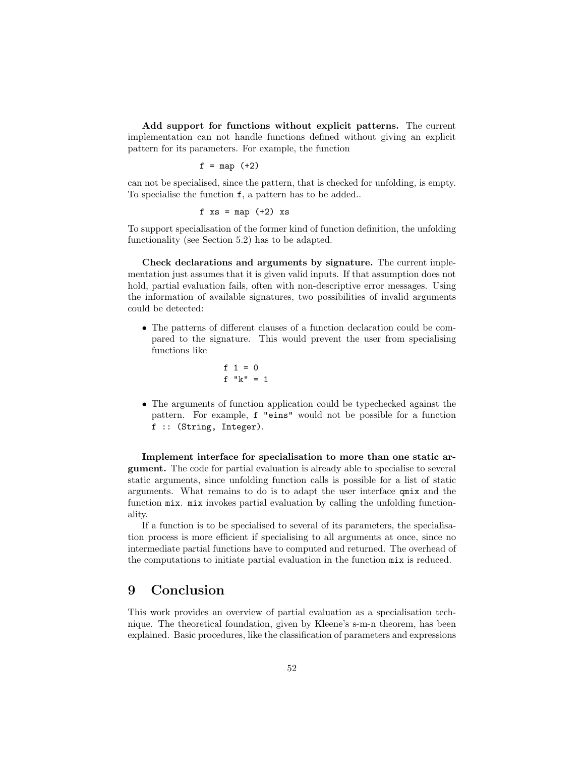**Add support for functions without explicit patterns.** The current implementation can not handle functions defined without giving an explicit pattern for its parameters. For example, the function

```
f = map (+2)
```

can not be specialised, since the pattern, that is checked for unfolding, is empty. To specialise the function `f`, a pattern has to be added..

```
f xs = map (+2) xs
```

To support specialisation of the former kind of function definition, the unfolding functionality (see Section 5.2) has to be adapted.

**Check declarations and arguments by signature.** The current implementation just assumes that it is given valid inputs. If that assumption does not hold, partial evaluation fails, often with non-descriptive error messages. Using the information of available signatures, two possibilities of invalid arguments could be detected:

- The patterns of different clauses of a function declaration could be compared to the signature. This would prevent the user from specialising functions like

```
f 1 = 0
f "k" = 1
```

- The arguments of function application could be typechecked against the pattern. For example, `f "eins"` would not be possible for a function `f :: (String, Integer)`.

**Implement interface for specialisation to more than one static argument.** The code for partial evaluation is already able to specialise to several static arguments, since unfolding function calls is possible for a list of static arguments. What remains to do is to adapt the user interface `qmix` and the function `mix`. `mix` invokes partial evaluation by calling the unfolding functionality.

If a function is to be specialised to several of its parameters, the specialisation process is more efficient if specialising to all arguments at once, since no intermediate partial functions have to computed and returned. The overhead of the computations to initiate partial evaluation in the function `mix` is reduced.

# 9 Conclusion

This work provides an overview of partial evaluation as a specialisation technique. The theoretical foundation, given by Kleene's s-m-n theorem, has been explained. Basic procedures, like the classification of parameters and expressions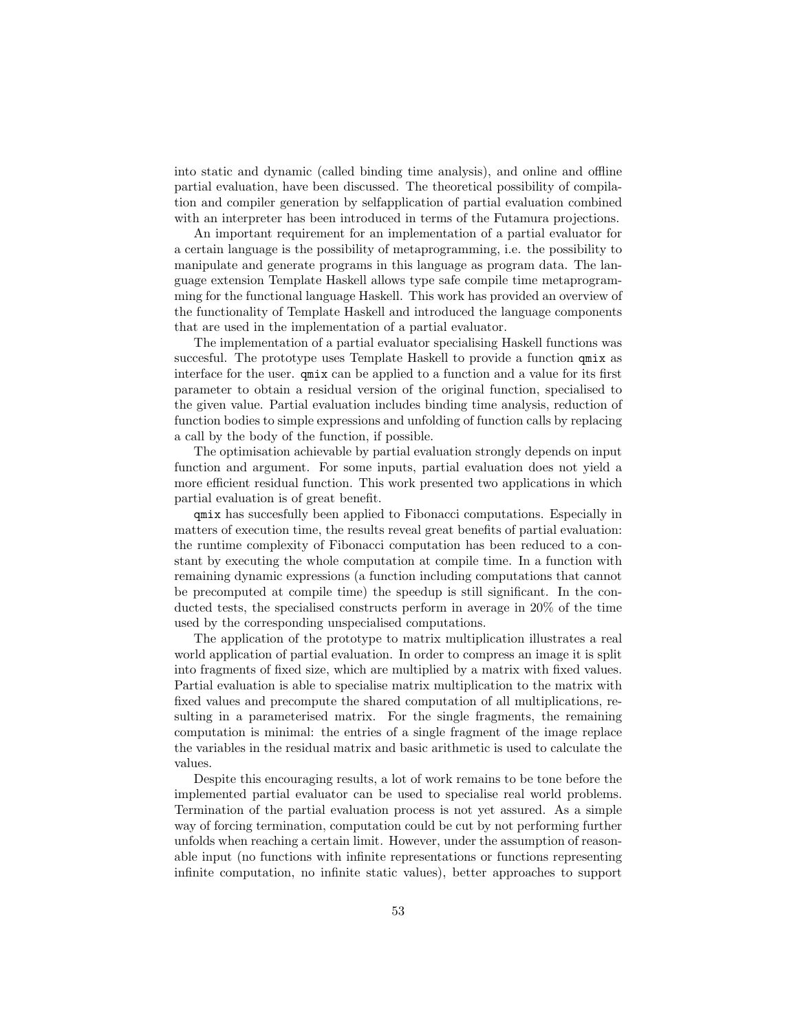into static and dynamic (called binding time analysis), and online and offline partial evaluation, have been discussed. The theoretical possibility of compilation and compiler generation by selfapplication of partial evaluation combined with an interpreter has been introduced in terms of the Futamura projections.

An important requirement for an implementation of a partial evaluator for a certain language is the possibility of metaprogramming, i.e. the possibility to manipulate and generate programs in this language as program data. The language extension Template Haskell allows type safe compile time metaprogramming for the functional language Haskell. This work has provided an overview of the functionality of Template Haskell and introduced the language components that are used in the implementation of a partial evaluator.

The implementation of a partial evaluator specialising Haskell functions was succesful. The prototype uses Template Haskell to provide a function `qmix` as interface for the user. `qmix` can be applied to a function and a value for its first parameter to obtain a residual version of the original function, specialised to the given value. Partial evaluation includes binding time analysis, reduction of function bodies to simple expressions and unfolding of function calls by replacing a call by the body of the function, if possible.

The optimisation achievable by partial evaluation strongly depends on input function and argument. For some inputs, partial evaluation does not yield a more efficient residual function. This work presented two applications in which partial evaluation is of great benefit.

`qmix` has succesfully been applied to Fibonacci computations. Especially in matters of execution time, the results reveal great benefits of partial evaluation: the runtime complexity of Fibonacci computation has been reduced to a constant by executing the whole computation at compile time. In a function with remaining dynamic expressions (a function including computations that cannot be precomputed at compile time) the speedup is still significant. In the conducted tests, the specialised constructs perform in average in 20% of the time used by the corresponding unspecialised computations.

The application of the prototype to matrix multiplication illustrates a real world application of partial evaluation. In order to compress an image it is split into fragments of fixed size, which are multiplied by a matrix with fixed values. Partial evaluation is able to specialise matrix multiplication to the matrix with fixed values and precompute the shared computation of all multiplications, resulting in a parameterised matrix. For the single fragments, the remaining computation is minimal: the entries of a single fragment of the image replace the variables in the residual matrix and basic arithmetic is used to calculate the values.

Despite this encouraging results, a lot of work remains to be tone before the implemented partial evaluator can be used to specialise real world problems. Termination of the partial evaluation process is not yet assured. As a simple way of forcing termination, computation could be cut by not performing further unfolds when reaching a certain limit. However, under the assumption of reasonable input (no functions with infinite representations or functions representing infinite computation, no infinite static values), better approaches to support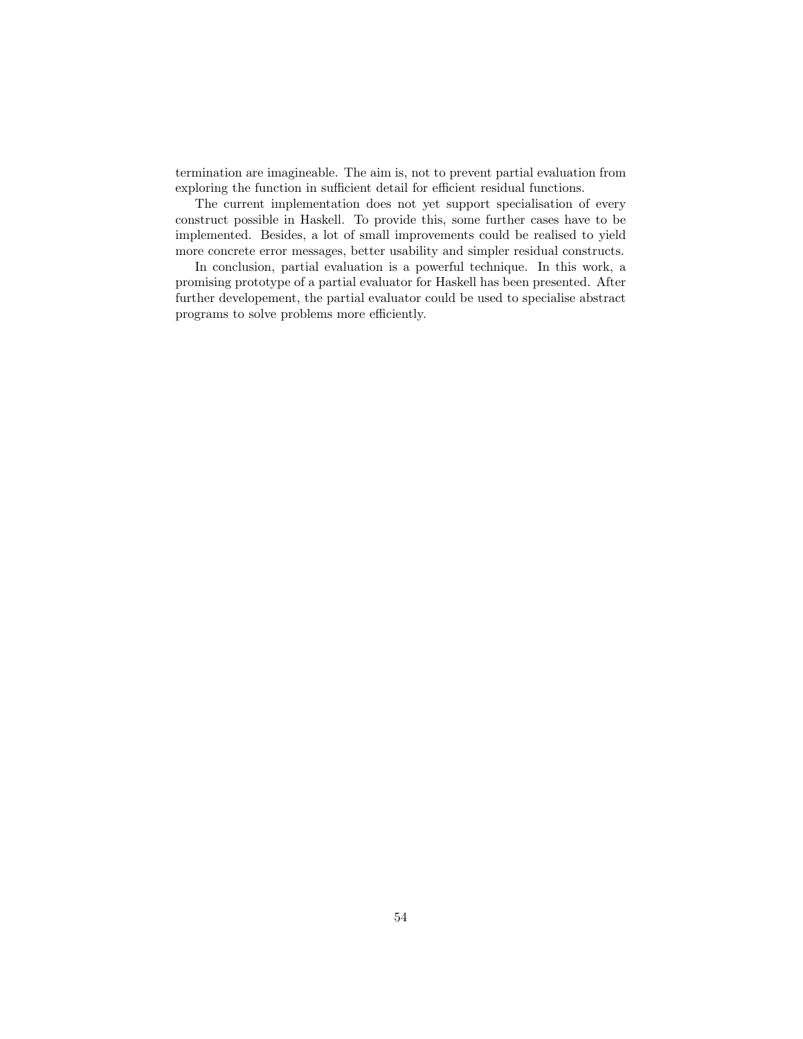termination are imagineable. The aim is, not to prevent partial evaluation from exploring the function in sufficient detail for efficient residual functions.

The current implementation does not yet support specialisation of every construct possible in Haskell. To provide this, some further cases have to be implemented. Besides, a lot of small improvements could be realised to yield more concrete error messages, better usability and simpler residual constructs.

In conclusion, partial evaluation is a powerful technique. In this work, a promising prototype of a partial evaluator for Haskell has been presented. After further developement, the partial evaluator could be used to specialise abstract programs to solve problems more efficiently.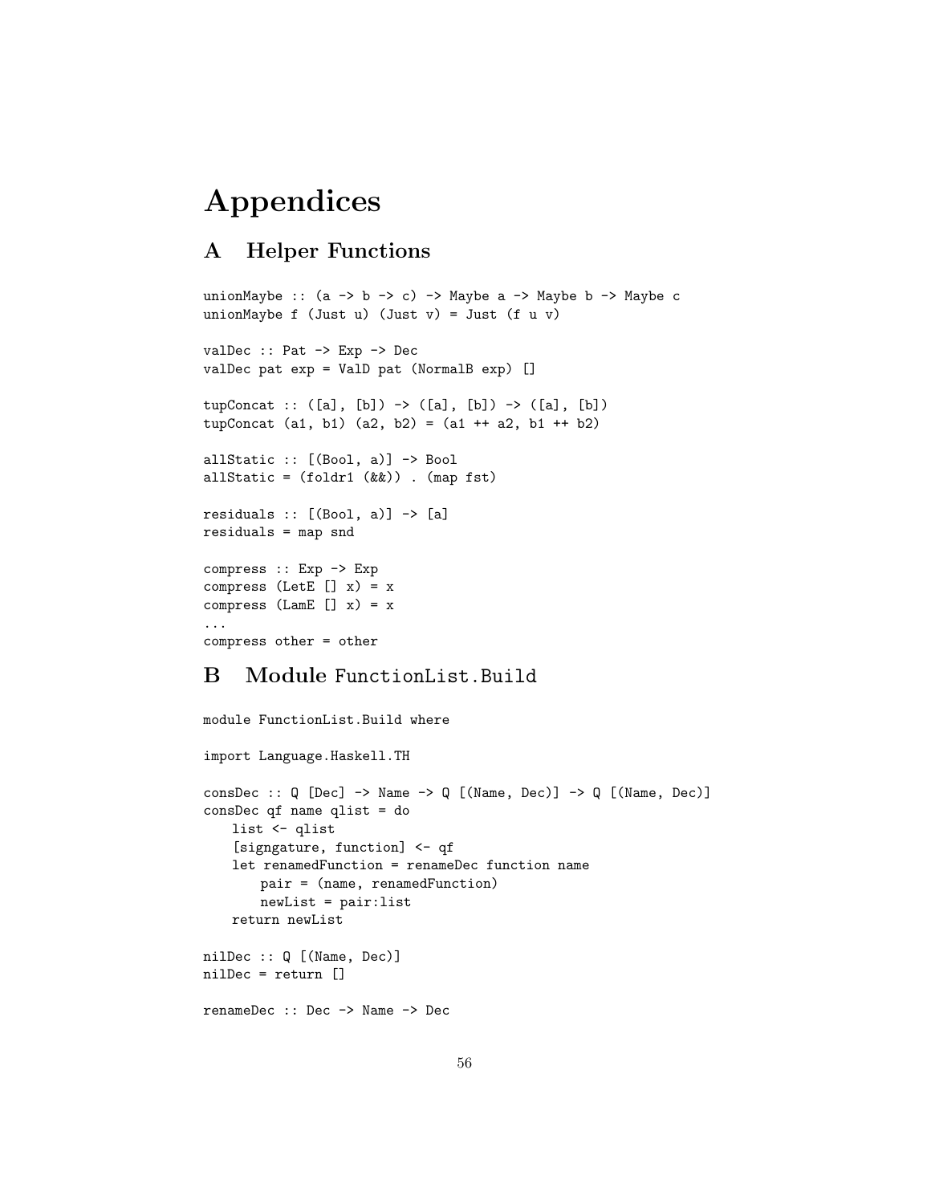# Appendices

## A Helper Functions

```
unionMaybe :: (a -> b -> c) -> Maybe a -> Maybe b -> Maybe c
unionMaybe f (Just u) (Just v) = Just (f u v)

valDec :: Pat -> Exp -> Dec
valDec pat exp = ValD pat (NormalB exp) []

tupConcat :: ([a], [b]) -> ([a], [b]) -> ([a], [b])
tupConcat (a1, b1) (a2, b2) = (a1 ++ a2, b1 ++ b2)

allStatic :: [(Bool, a)] -> Bool
allStatic = (foldr1 (&&)) . (map fst)

residuals :: [(Bool, a)] -> [a]
residuals = map snd

compress :: Exp -> Exp
compress (LetE [] x) = x
compress (LamE [] x) = x
...
compress other = other
```

## B Module FunctionList.Build

```
module FunctionList.Build where

import Language.Haskell.TH

consDec :: Q [Dec] -> Name -> Q [(Name, Dec)] -> Q [(Name, Dec)]
consDec qf name qlist = do
    list <- qlist
    [signgature, function] <- qf
    let renamedFunction = renameDec function name
        pair = (name, renamedFunction)
        newList = pair:list
    return newList

nilDec :: Q [(Name, Dec)]
nilDec = return []

renameDec :: Dec -> Name -> Dec
```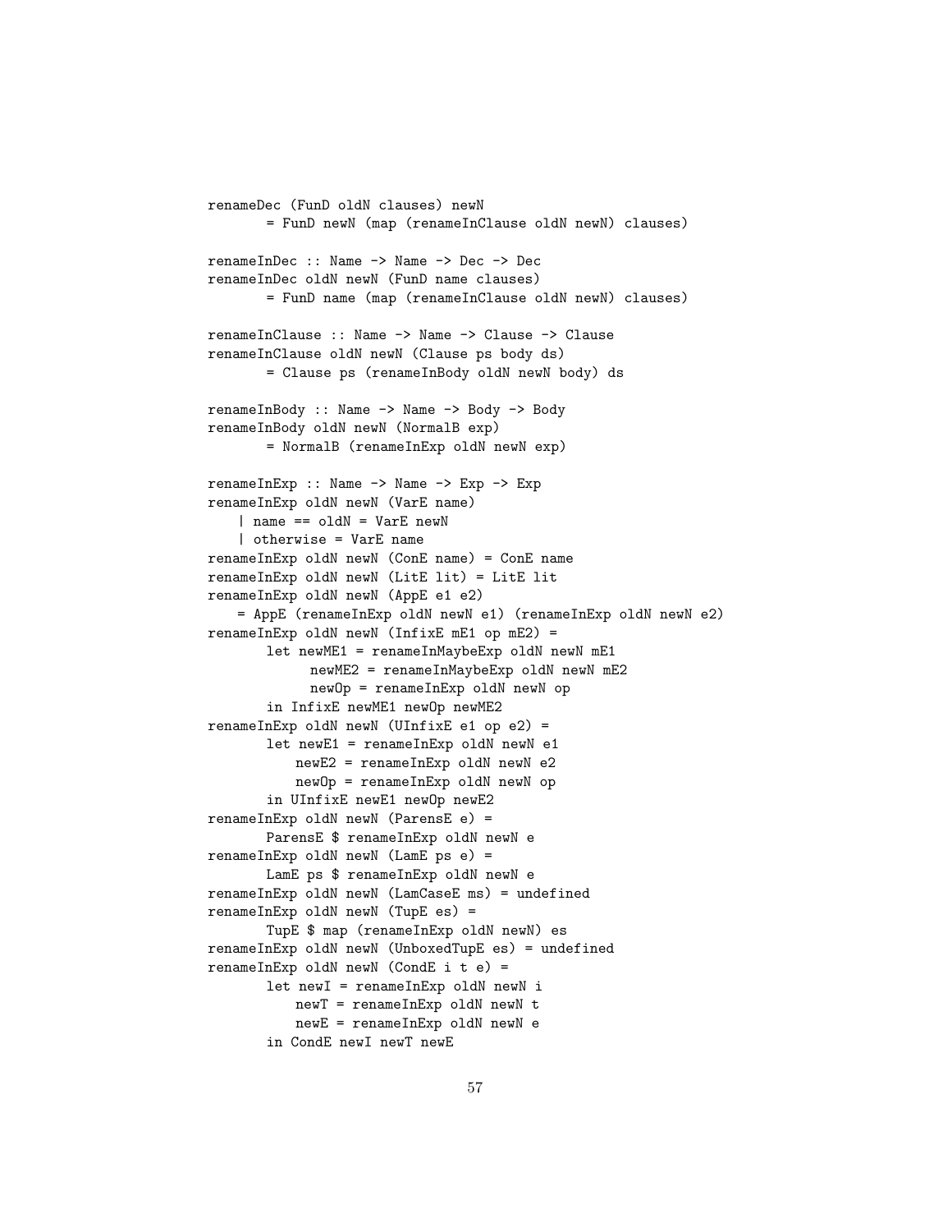```
renameDec (FunD oldN clauses) newN
       = FunD newN (map (renameInClause oldN newN) clauses)

renameInDec :: Name -> Name -> Dec -> Dec
renameInDec oldN newN (FunD name clauses)
       = FunD name (map (renameInClause oldN newN) clauses)

renameInClause :: Name -> Name -> Clause -> Clause
renameInClause oldN newN (Clause ps body ds)
       = Clause ps (renameInBody oldN newN body) ds

renameInBody :: Name -> Name -> Body -> Body
renameInBody oldN newN (NormalB exp)
       = NormalB (renameInExp oldN newN exp)

renameInExp :: Name -> Name -> Exp -> Exp
renameInExp oldN newN (VarE name)
    | name == oldN = VarE newN
    | otherwise = VarE name
renameInExp oldN newN (ConE name) = ConE name
renameInExp oldN newN (LitE lit) = LitE lit
renameInExp oldN newN (AppE e1 e2)
    = AppE (renameInExp oldN newN e1) (renameInExp oldN newN e2)
renameInExp oldN newN (InfixE mE1 op mE2) =
       let newME1 = renameInMaybeExp oldN newN mE1
             newME2 = renameInMaybeExp oldN newN mE2
             newOp = renameInExp oldN newN op
       in InfixE newME1 newOp newME2
renameInExp oldN newN (UInfixE e1 op e2) =
       let newE1 = renameInExp oldN newN e1
           newE2 = renameInExp oldN newN e2
           newOp = renameInExp oldN newN op
       in UInfixE newE1 newOp newE2
renameInExp oldN newN (ParensE e) =
       ParensE $ renameInExp oldN newN e
renameInExp oldN newN (LamE ps e) =
       LamE ps $ renameInExp oldN newN e
renameInExp oldN newN (LamCaseE ms) = undefined
renameInExp oldN newN (TupE es) =
       TupE $ map (renameInExp oldN newN) es
renameInExp oldN newN (UnboxedTupE es) = undefined
renameInExp oldN newN (CondE i t e) =
       let newI = renameInExp oldN newN i
           newT = renameInExp oldN newN t
           newE = renameInExp oldN newN e
       in CondE newI newT newE
```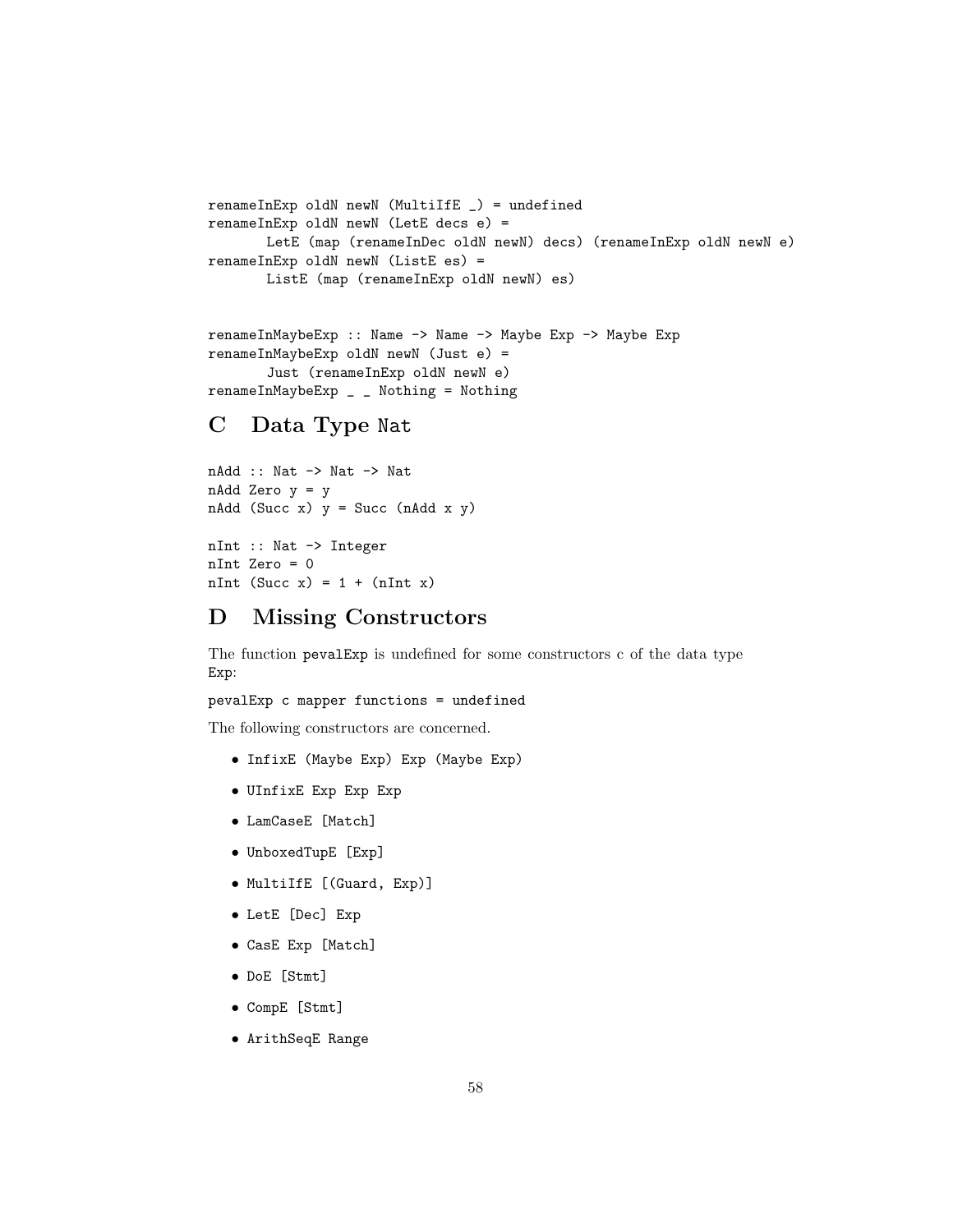```
renameInExp oldN newN (MultiIfE _) = undefined
renameInExp oldN newN (LetE decs e) =
       LetE (map (renameInDec oldN newN) decs) (renameInExp oldN newN e)
renameInExp oldN newN (ListE es) =
       ListE (map (renameInExp oldN newN) es)


renameInMaybeExp :: Name -> Name -> Maybe Exp -> Maybe Exp
renameInMaybeExp oldN newN (Just e) =
       Just (renameInExp oldN newN e)
renameInMaybeExp _ _ Nothing = Nothing
```

# C Data Type Nat

```
nAdd :: Nat -> Nat -> Nat
nAdd Zero y = y
nAdd (Succ x) y = Succ (nAdd x y)

nInt :: Nat -> Integer
nInt Zero = 0
nInt (Succ x) = 1 + (nInt x)
```

# D Missing Constructors

The function `pevalExp` is undefined for some constructors c of the data type `Exp`:

```
pevalExp c mapper functions = undefined
```

The following constructors are concerned.

- `InfixE (Maybe Exp) Exp (Maybe Exp)`
- `UInfixE Exp Exp Exp`
- `LamCaseE [Match]`
- `UnboxedTupE [Exp]`
- `MultiIfE [(Guard, Exp)]`
- `LetE [Dec] Exp`
- `CasE Exp [Match]`
- `DoE [Stmt]`
- `CompE [Stmt]`
- `ArithSeqE Range`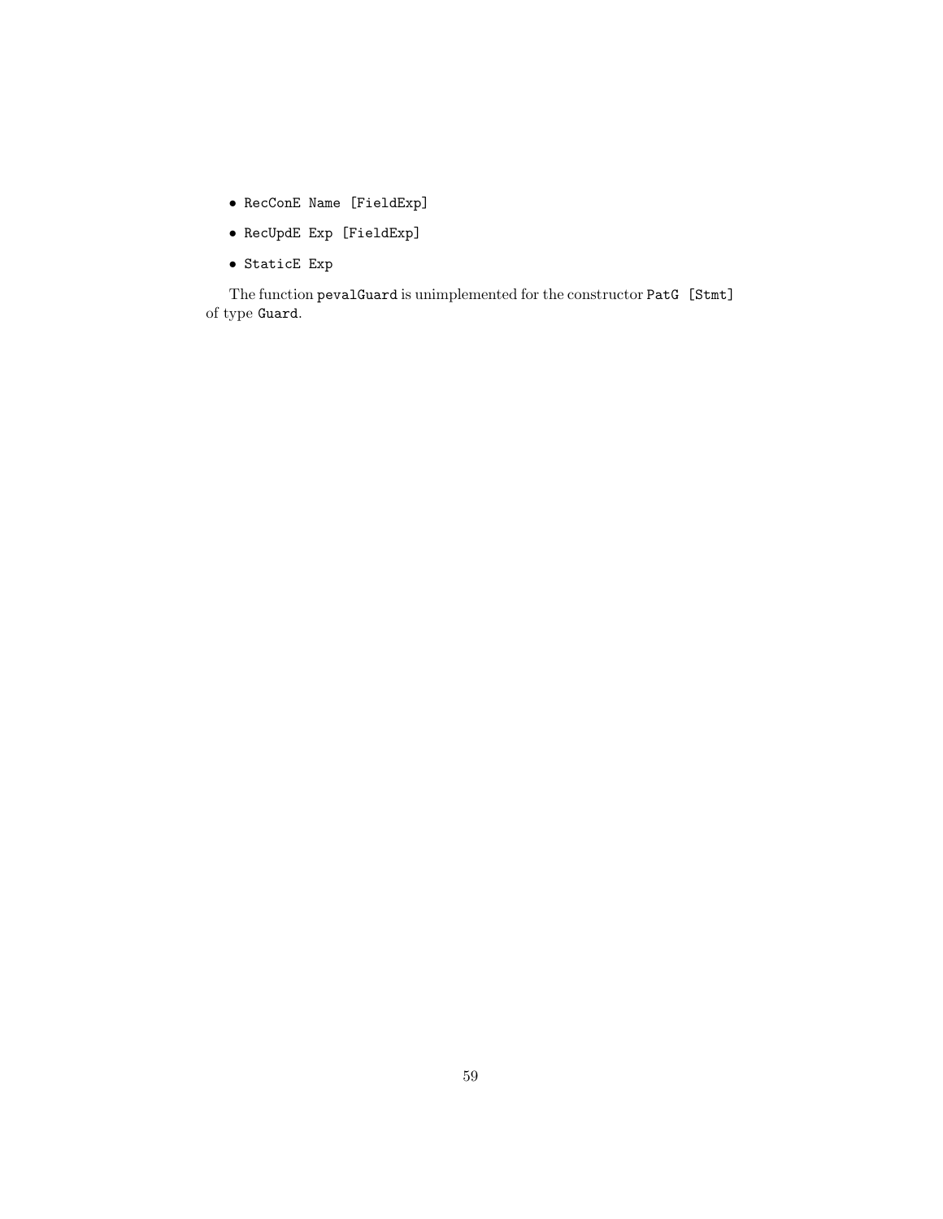- `RecConE Name [FieldExp]`
- `RecUpdE Exp [FieldExp]`
- `StaticE Exp`

The function `pevalGuard` is unimplemented for the constructor `PatG [Stmt]` of type `Guard`.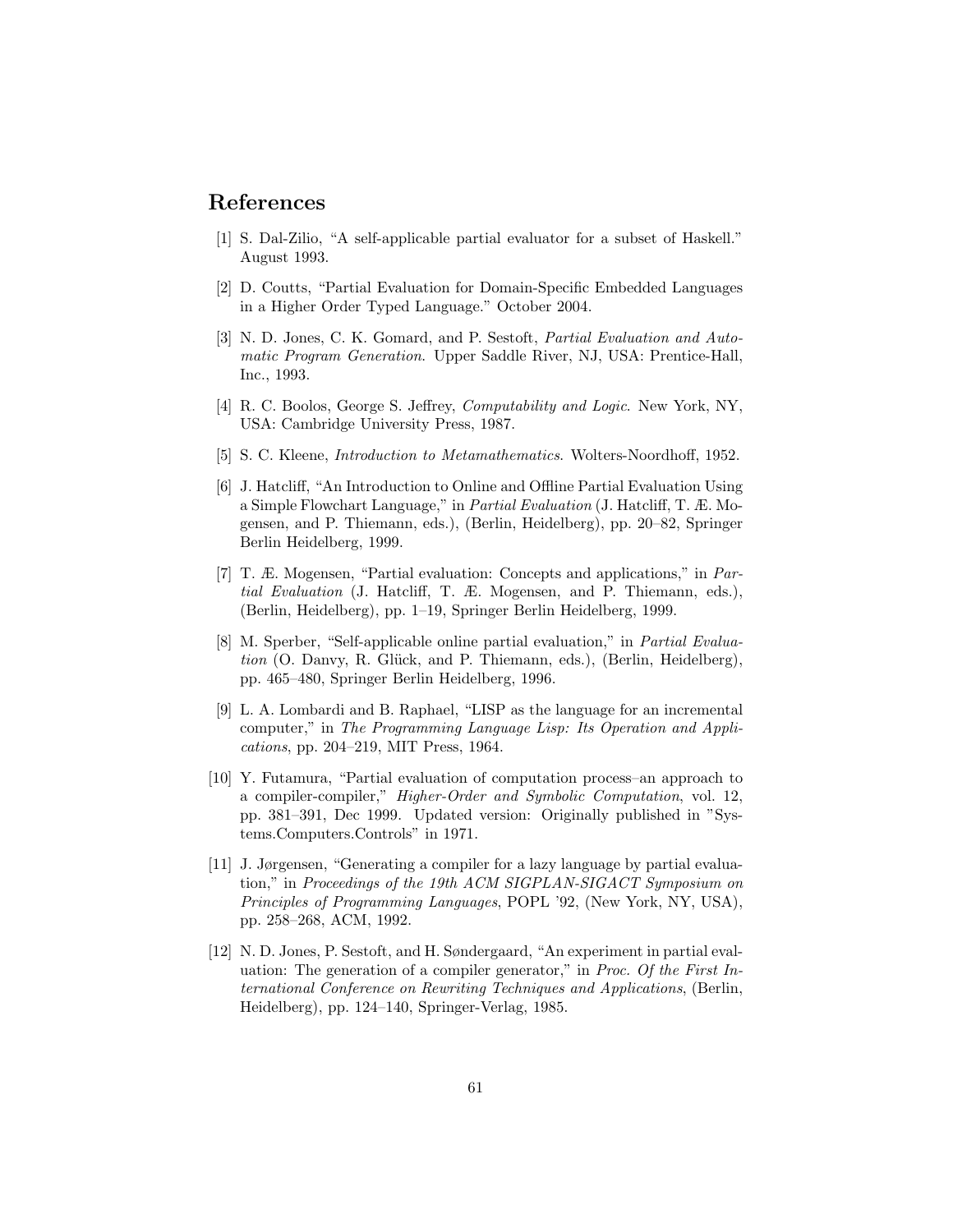## References

[1] S. Dal-Zilio, "A self-applicable partial evaluator for a subset of Haskell." August 1993.

[2] D. Coutts, "Partial Evaluation for Domain-Specific Embedded Languages in a Higher Order Typed Language." October 2004.

[3] N. D. Jones, C. K. Gomard, and P. Sestoft, *Partial Evaluation and Automatic Program Generation*. Upper Saddle River, NJ, USA: Prentice-Hall, Inc., 1993.

[4] R. C. Boolos, George S. Jeffrey, *Computability and Logic*. New York, NY, USA: Cambridge University Press, 1987.

[5] S. C. Kleene, *Introduction to Metamathematics*. Wolters-Noordhoff, 1952.

[6] J. Hatcliff, "An Introduction to Online and Offline Partial Evaluation Using a Simple Flowchart Language," in *Partial Evaluation* (J. Hatcliff, T. Æ. Mogensen, and P. Thiemann, eds.), (Berlin, Heidelberg), pp. 20–82, Springer Berlin Heidelberg, 1999.

[7] T. Æ. Mogensen, "Partial evaluation: Concepts and applications," in *Partial Evaluation* (J. Hatcliff, T. Æ. Mogensen, and P. Thiemann, eds.), (Berlin, Heidelberg), pp. 1–19, Springer Berlin Heidelberg, 1999.

[8] M. Sperber, "Self-applicable online partial evaluation," in *Partial Evaluation* (O. Danvy, R. Glück, and P. Thiemann, eds.), (Berlin, Heidelberg), pp. 465–480, Springer Berlin Heidelberg, 1996.

[9] L. A. Lombardi and B. Raphael, "LISP as the language for an incremental computer," in *The Programming Language Lisp: Its Operation and Applications*, pp. 204–219, MIT Press, 1964.

[10] Y. Futamura, "Partial evaluation of computation process–an approach to a compiler-compiler," *Higher-Order and Symbolic Computation*, vol. 12, pp. 381–391, Dec 1999. Updated version: Originally published in "Systems.Computers.Controls" in 1971.

[11] J. Jørgensen, "Generating a compiler for a lazy language by partial evaluation," in *Proceedings of the 19th ACM SIGPLAN-SIGACT Symposium on Principles of Programming Languages*, POPL '92, (New York, NY, USA), pp. 258–268, ACM, 1992.

[12] N. D. Jones, P. Sestoft, and H. Søndergaard, "An experiment in partial evaluation: The generation of a compiler generator," in *Proc. Of the First International Conference on Rewriting Techniques and Applications*, (Berlin, Heidelberg), pp. 124–140, Springer-Verlag, 1985.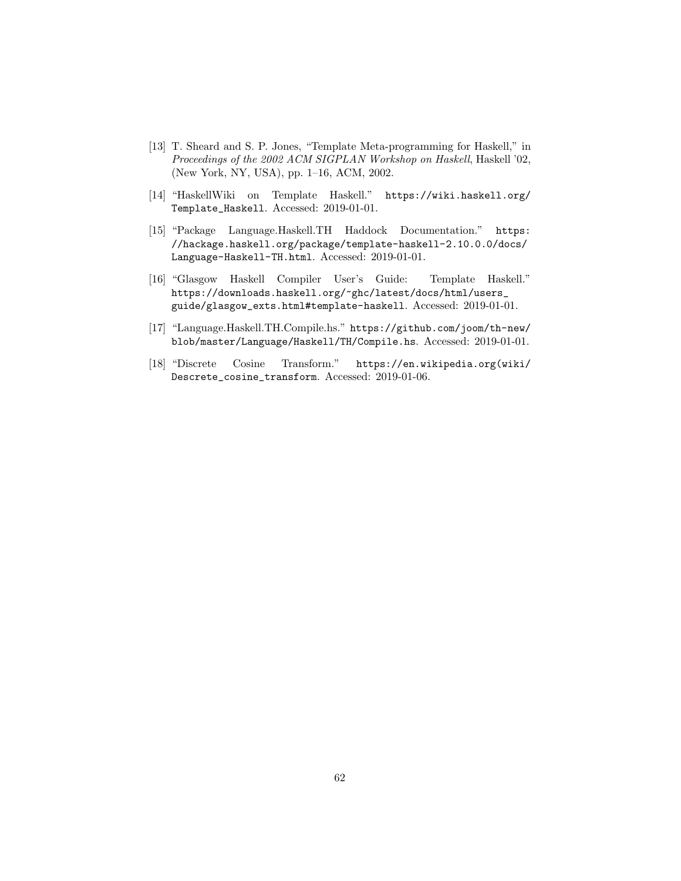[13] T. Sheard and S. P. Jones, "Template Meta-programming for Haskell," in *Proceedings of the 2002 ACM SIGPLAN Workshop on Haskell*, Haskell '02, (New York, NY, USA), pp. 1–16, ACM, 2002.

[14] "HaskellWiki on Template Haskell." `https://wiki.haskell.org/Template_Haskell`. Accessed: 2019-01-01.

[15] "Package Language.Haskell.TH Haddock Documentation." `https://hackage.haskell.org/package/template-haskell-2.10.0.0/docs/Language-Haskell-TH.html`. Accessed: 2019-01-01.

[16] "Glasgow Haskell Compiler User's Guide: Template Haskell." `https://downloads.haskell.org/~ghc/latest/docs/html/users_guide/glasgow_exts.html#template-haskell`. Accessed: 2019-01-01.

[17] "Language.Haskell.TH.Compile.hs." `https://github.com/joom/th-new/blob/master/Language/Haskell/TH/Compile.hs`. Accessed: 2019-01-01.

[18] "Discrete Cosine Transform." `https://en.wikipedia.org(wiki/Descrete_cosine_transform`. Accessed: 2019-01-06.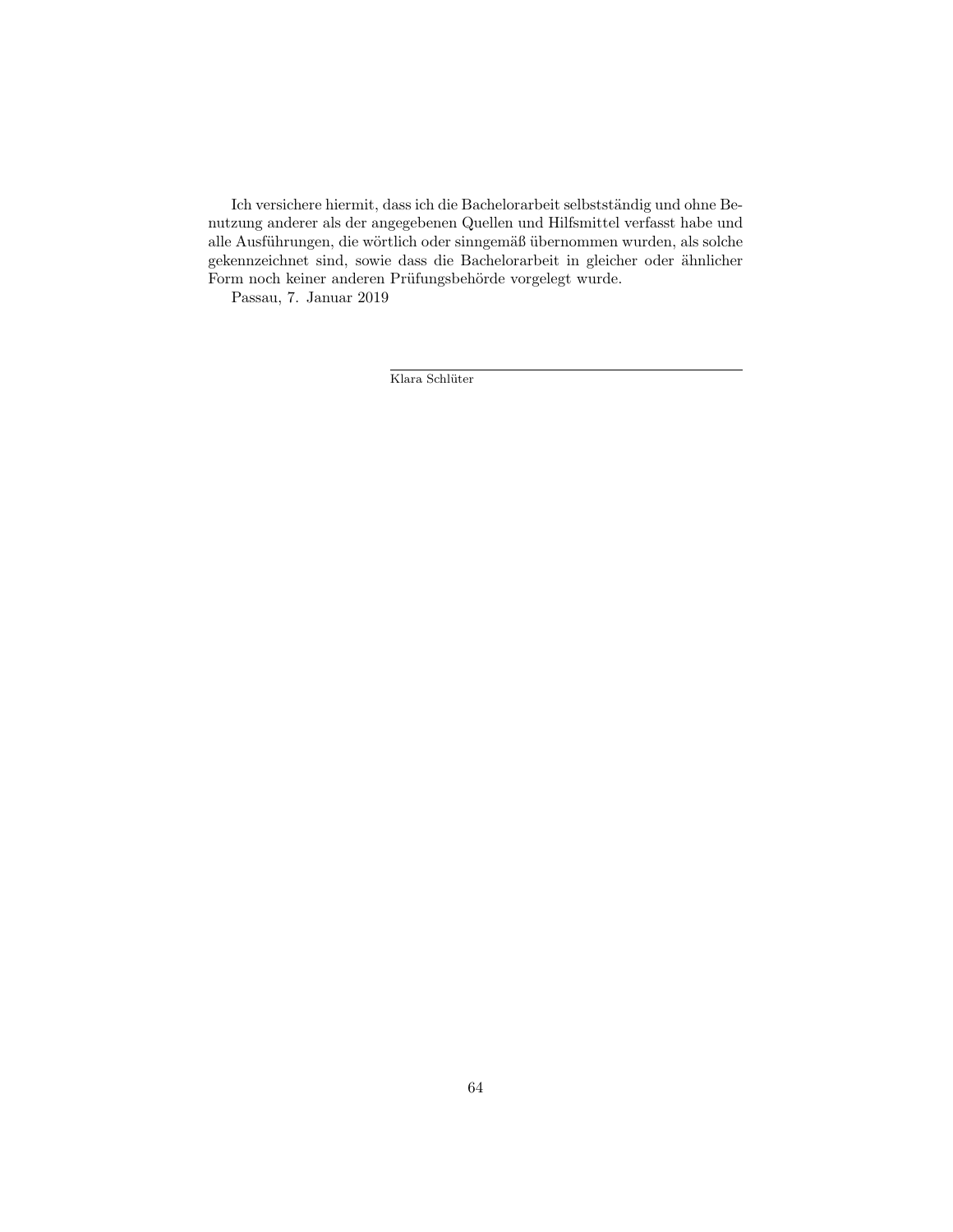Ich versichere hiermit, dass ich die Bachelorarbeit selbstständig und ohne Benutzung anderer als der angegebenen Quellen und Hilfsmittel verfasst habe und alle Ausführungen, die wörtlich oder sinngemäß übernommen wurden, als solche gekennzeichnet sind, sowie dass die Bachelorarbeit in gleicher oder ähnlicher Form noch keiner anderen Prüfungsbehörde vorgelegt wurde.

Passau, 7. Januar 2019

Klara Schlüter